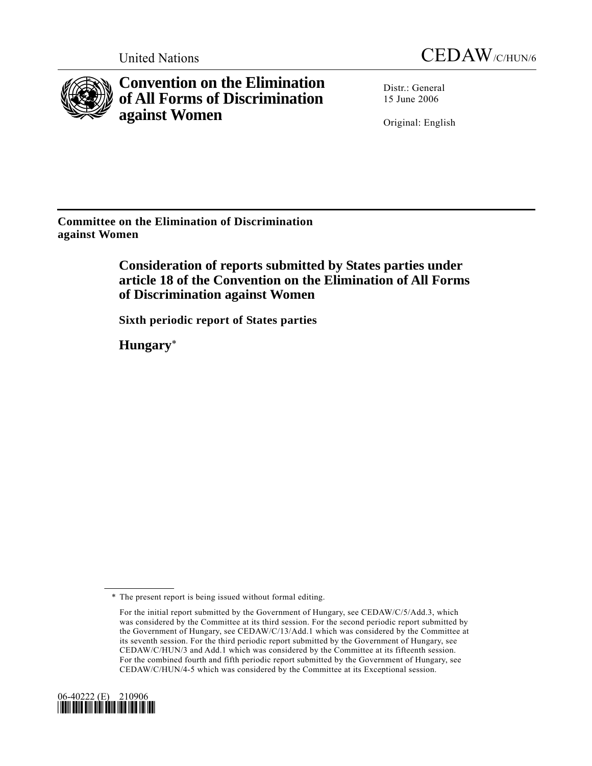United Nations CEDAW/C/HUN/6

# Convention on the Elimination of All Forms of Discrimination against Women

Distr.: General
15 June 2006

Original: English

**Committee on the Elimination of Discrimination against Women**

## Consideration of reports submitted by States parties under article 18 of the Convention on the Elimination of All Forms of Discrimination against Women

### Sixth periodic report of States parties

### Hungary*

\* The present report is being issued without formal editing.

For the initial report submitted by the Government of Hungary, see CEDAW/C/5/Add.3, which was considered by the Committee at its third session. For the second periodic report submitted by the Government of Hungary, see CEDAW/C/13/Add.1 which was considered by the Committee at its seventh session. For the third periodic report submitted by the Government of Hungary, see CEDAW/C/HUN/3 and Add.1 which was considered by the Committee at its fifteenth session. For the combined fourth and fifth periodic report submitted by the Government of Hungary, see CEDAW/C/HUN/4-5 which was considered by the Committee at its Exceptional session.

06-40222 (E) 210906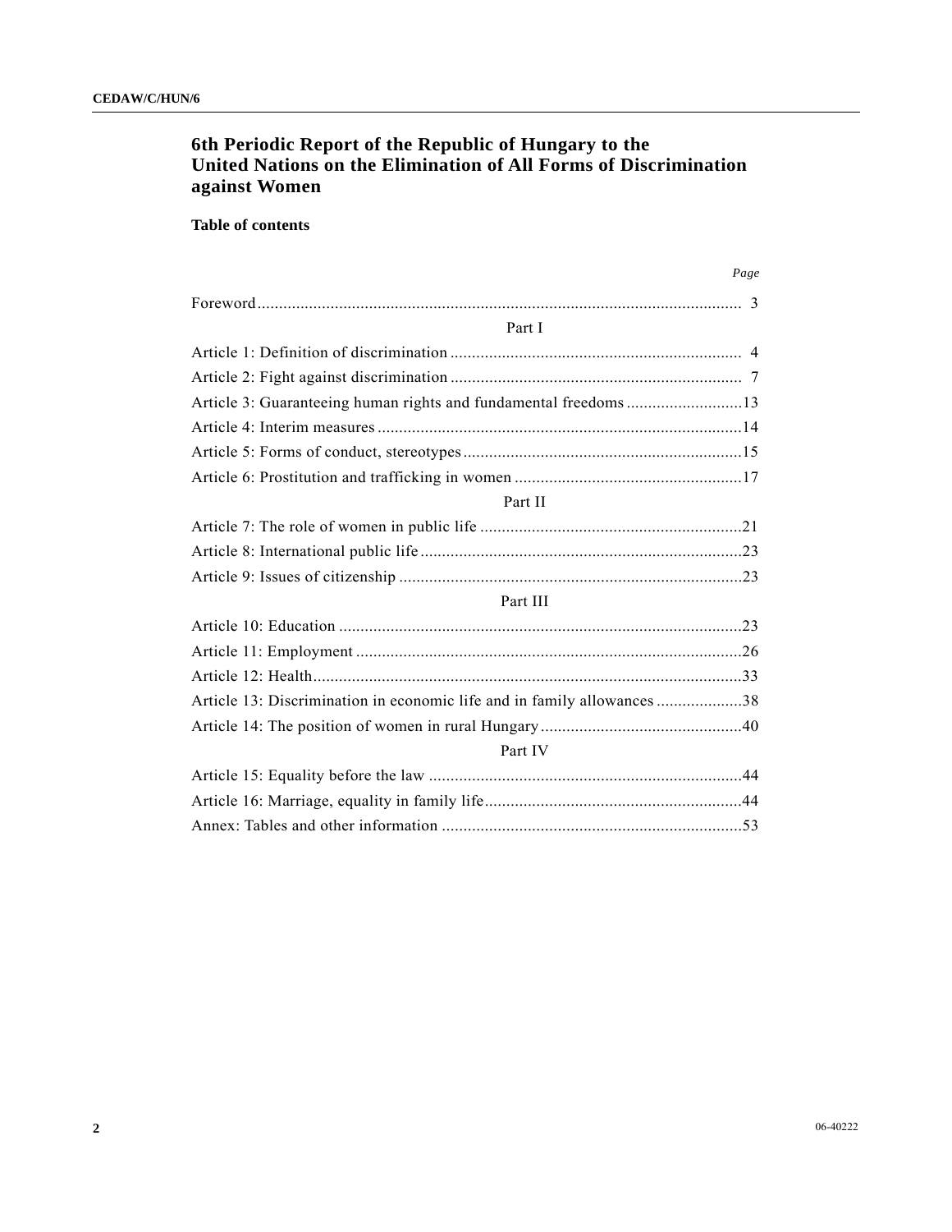# 6th Periodic Report of the Republic of Hungary to the United Nations on the Elimination of All Forms of Discrimination against Women

## Table of contents

| | *Page* |
|---|---|
| Foreword | 3 |
| **Part I** | |
| Article 1: Definition of discrimination | 4 |
| Article 2: Fight against discrimination | 7 |
| Article 3: Guaranteeing human rights and fundamental freedoms | 13 |
| Article 4: Interim measures | 14 |
| Article 5: Forms of conduct, stereotypes | 15 |
| Article 6: Prostitution and trafficking in women | 17 |
| **Part II** | |
| Article 7: The role of women in public life | 21 |
| Article 8: International public life | 23 |
| Article 9: Issues of citizenship | 23 |
| **Part III** | |
| Article 10: Education | 23 |
| Article 11: Employment | 26 |
| Article 12: Health | 33 |
| Article 13: Discrimination in economic life and in family allowances | 38 |
| Article 14: The position of women in rural Hungary | 40 |
| **Part IV** | |
| Article 15: Equality before the law | 44 |
| Article 16: Marriage, equality in family life | 44 |
| Annex: Tables and other information | 53 |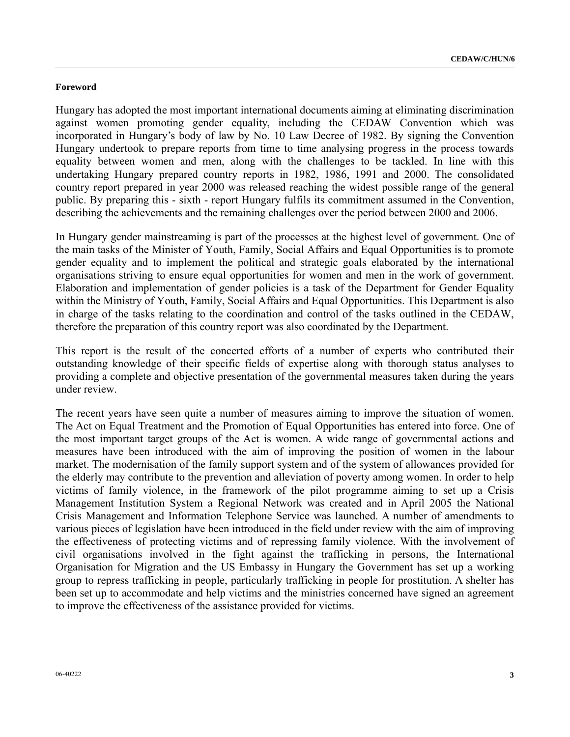**Foreword**

Hungary has adopted the most important international documents aiming at eliminating discrimination against women promoting gender equality, including the CEDAW Convention which was incorporated in Hungary's body of law by No. 10 Law Decree of 1982. By signing the Convention Hungary undertook to prepare reports from time to time analysing progress in the process towards equality between women and men, along with the challenges to be tackled. In line with this undertaking Hungary prepared country reports in 1982, 1986, 1991 and 2000. The consolidated country report prepared in year 2000 was released reaching the widest possible range of the general public. By preparing this - sixth - report Hungary fulfils its commitment assumed in the Convention, describing the achievements and the remaining challenges over the period between 2000 and 2006.

In Hungary gender mainstreaming is part of the processes at the highest level of government. One of the main tasks of the Minister of Youth, Family, Social Affairs and Equal Opportunities is to promote gender equality and to implement the political and strategic goals elaborated by the international organisations striving to ensure equal opportunities for women and men in the work of government. Elaboration and implementation of gender policies is a task of the Department for Gender Equality within the Ministry of Youth, Family, Social Affairs and Equal Opportunities. This Department is also in charge of the tasks relating to the coordination and control of the tasks outlined in the CEDAW, therefore the preparation of this country report was also coordinated by the Department.

This report is the result of the concerted efforts of a number of experts who contributed their outstanding knowledge of their specific fields of expertise along with thorough status analyses to providing a complete and objective presentation of the governmental measures taken during the years under review.

The recent years have seen quite a number of measures aiming to improve the situation of women. The Act on Equal Treatment and the Promotion of Equal Opportunities has entered into force. One of the most important target groups of the Act is women. A wide range of governmental actions and measures have been introduced with the aim of improving the position of women in the labour market. The modernisation of the family support system and of the system of allowances provided for the elderly may contribute to the prevention and alleviation of poverty among women. In order to help victims of family violence, in the framework of the pilot programme aiming to set up a Crisis Management Institution System a Regional Network was created and in April 2005 the National Crisis Management and Information Telephone Service was launched. A number of amendments to various pieces of legislation have been introduced in the field under review with the aim of improving the effectiveness of protecting victims and of repressing family violence. With the involvement of civil organisations involved in the fight against the trafficking in persons, the International Organisation for Migration and the US Embassy in Hungary the Government has set up a working group to repress trafficking in people, particularly trafficking in people for prostitution. A shelter has been set up to accommodate and help victims and the ministries concerned have signed an agreement to improve the effectiveness of the assistance provided for victims.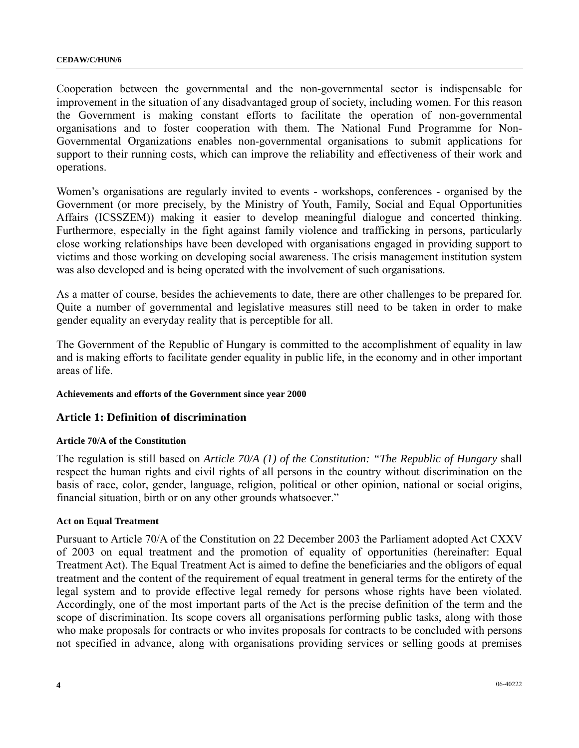Cooperation between the governmental and the non-governmental sector is indispensable for improvement in the situation of any disadvantaged group of society, including women. For this reason the Government is making constant efforts to facilitate the operation of non-governmental organisations and to foster cooperation with them. The National Fund Programme for Non-Governmental Organizations enables non-governmental organisations to submit applications for support to their running costs, which can improve the reliability and effectiveness of their work and operations.

Women's organisations are regularly invited to events - workshops, conferences - organised by the Government (or more precisely, by the Ministry of Youth, Family, Social and Equal Opportunities Affairs (ICSSZEM)) making it easier to develop meaningful dialogue and concerted thinking. Furthermore, especially in the fight against family violence and trafficking in persons, particularly close working relationships have been developed with organisations engaged in providing support to victims and those working on developing social awareness. The crisis management institution system was also developed and is being operated with the involvement of such organisations.

As a matter of course, besides the achievements to date, there are other challenges to be prepared for. Quite a number of governmental and legislative measures still need to be taken in order to make gender equality an everyday reality that is perceptible for all.

The Government of the Republic of Hungary is committed to the accomplishment of equality in law and is making efforts to facilitate gender equality in public life, in the economy and in other important areas of life.

**Achievements and efforts of the Government since year 2000**

## Article 1: Definition of discrimination

**Article 70/A of the Constitution**

The regulation is still based on *Article 70/A (1) of the Constitution: "The Republic of Hungary* shall respect the human rights and civil rights of all persons in the country without discrimination on the basis of race, color, gender, language, religion, political or other opinion, national or social origins, financial situation, birth or on any other grounds whatsoever."

**Act on Equal Treatment**

Pursuant to Article 70/A of the Constitution on 22 December 2003 the Parliament adopted Act CXXV of 2003 on equal treatment and the promotion of equality of opportunities (hereinafter: Equal Treatment Act). The Equal Treatment Act is aimed to define the beneficiaries and the obligors of equal treatment and the content of the requirement of equal treatment in general terms for the entirety of the legal system and to provide effective legal remedy for persons whose rights have been violated. Accordingly, one of the most important parts of the Act is the precise definition of the term and the scope of discrimination. Its scope covers all organisations performing public tasks, along with those who make proposals for contracts or who invites proposals for contracts to be concluded with persons not specified in advance, along with organisations providing services or selling goods at premises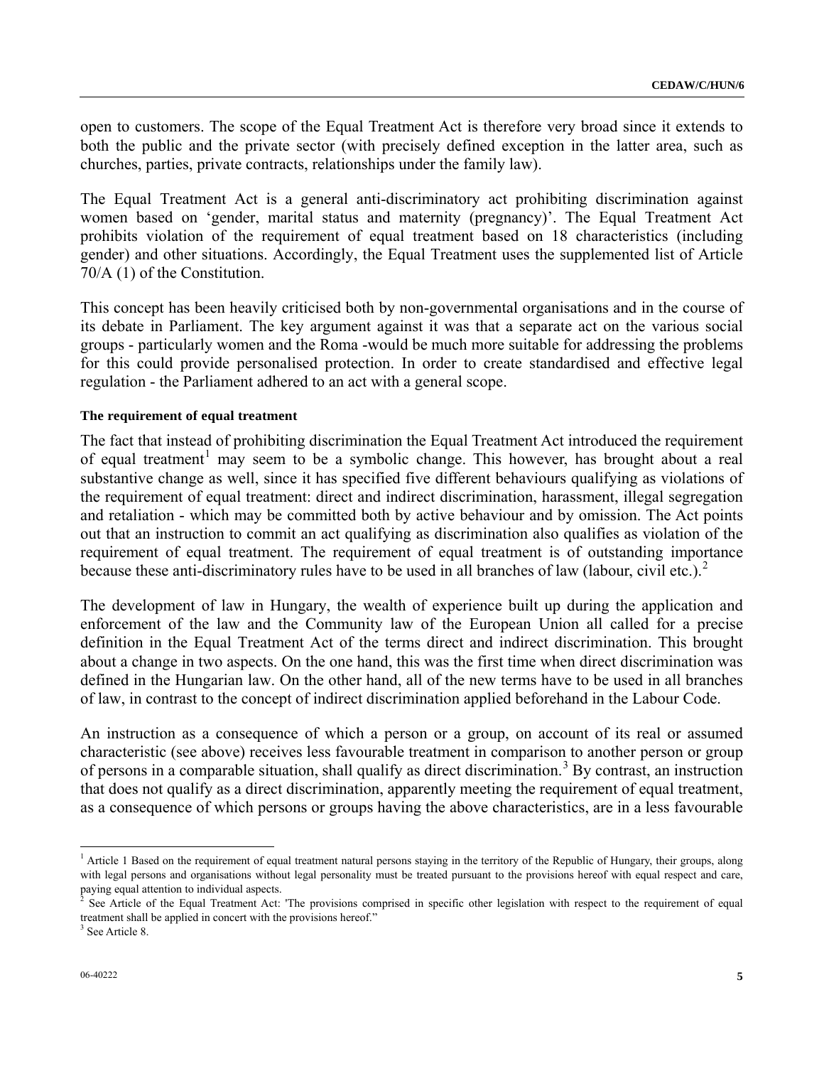open to customers. The scope of the Equal Treatment Act is therefore very broad since it extends to both the public and the private sector (with precisely defined exception in the latter area, such as churches, parties, private contracts, relationships under the family law).

The Equal Treatment Act is a general anti-discriminatory act prohibiting discrimination against women based on 'gender, marital status and maternity (pregnancy)'. The Equal Treatment Act prohibits violation of the requirement of equal treatment based on 18 characteristics (including gender) and other situations. Accordingly, the Equal Treatment uses the supplemented list of Article 70/A (1) of the Constitution.

This concept has been heavily criticised both by non-governmental organisations and in the course of its debate in Parliament. The key argument against it was that a separate act on the various social groups - particularly women and the Roma -would be much more suitable for addressing the problems for this could provide personalised protection. In order to create standardised and effective legal regulation - the Parliament adhered to an act with a general scope.

#### The requirement of equal treatment

The fact that instead of prohibiting discrimination the Equal Treatment Act introduced the requirement of equal treatment[1] may seem to be a symbolic change. This however, has brought about a real substantive change as well, since it has specified five different behaviours qualifying as violations of the requirement of equal treatment: direct and indirect discrimination, harassment, illegal segregation and retaliation - which may be committed both by active behaviour and by omission. The Act points out that an instruction to commit an act qualifying as discrimination also qualifies as violation of the requirement of equal treatment. The requirement of equal treatment is of outstanding importance because these anti-discriminatory rules have to be used in all branches of law (labour, civil etc.).[2]

The development of law in Hungary, the wealth of experience built up during the application and enforcement of the law and the Community law of the European Union all called for a precise definition in the Equal Treatment Act of the terms direct and indirect discrimination. This brought about a change in two aspects. On the one hand, this was the first time when direct discrimination was defined in the Hungarian law. On the other hand, all of the new terms have to be used in all branches of law, in contrast to the concept of indirect discrimination applied beforehand in the Labour Code.

An instruction as a consequence of which a person or a group, on account of its real or assumed characteristic (see above) receives less favourable treatment in comparison to another person or group of persons in a comparable situation, shall qualify as direct discrimination.[3] By contrast, an instruction that does not qualify as a direct discrimination, apparently meeting the requirement of equal treatment, as a consequence of which persons or groups having the above characteristics, are in a less favourable

---

[1] Article 1 Based on the requirement of equal treatment natural persons staying in the territory of the Republic of Hungary, their groups, along with legal persons and organisations without legal personality must be treated pursuant to the provisions hereof with equal respect and care, paying equal attention to individual aspects.

[2] See Article of the Equal Treatment Act: 'The provisions comprised in specific other legislation with respect to the requirement of equal treatment shall be applied in concert with the provisions hereof."

[3] See Article 8.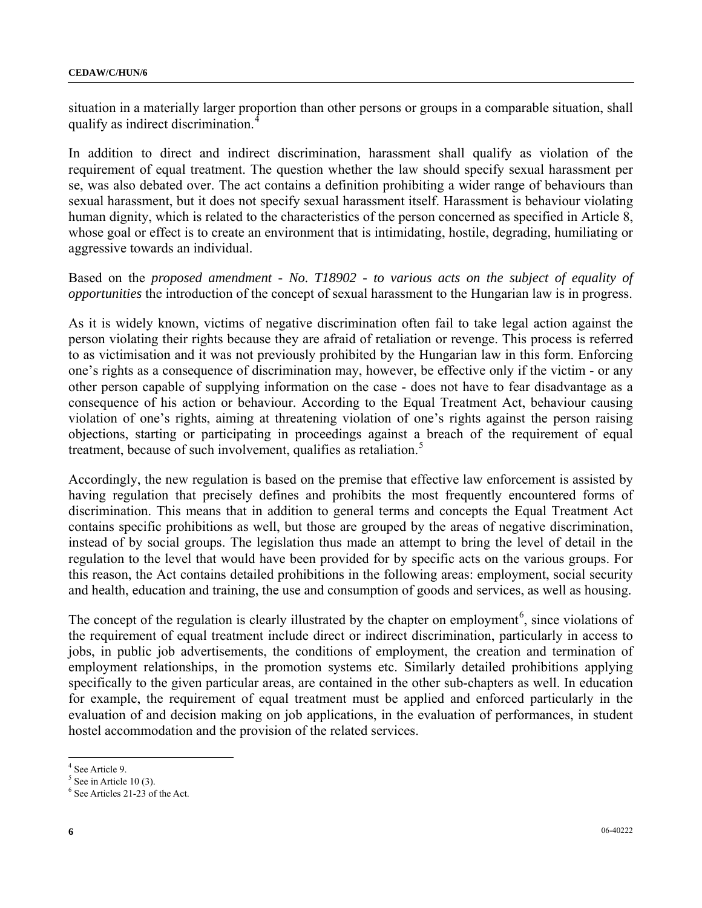situation in a materially larger proportion than other persons or groups in a comparable situation, shall qualify as indirect discrimination.[4]

In addition to direct and indirect discrimination, harassment shall qualify as violation of the requirement of equal treatment. The question whether the law should specify sexual harassment per se, was also debated over. The act contains a definition prohibiting a wider range of behaviours than sexual harassment, but it does not specify sexual harassment itself. Harassment is behaviour violating human dignity, which is related to the characteristics of the person concerned as specified in Article 8, whose goal or effect is to create an environment that is intimidating, hostile, degrading, humiliating or aggressive towards an individual.

Based on the *proposed amendment - No. T18902 - to various acts on the subject of equality of opportunities* the introduction of the concept of sexual harassment to the Hungarian law is in progress.

As it is widely known, victims of negative discrimination often fail to take legal action against the person violating their rights because they are afraid of retaliation or revenge. This process is referred to as victimisation and it was not previously prohibited by the Hungarian law in this form. Enforcing one's rights as a consequence of discrimination may, however, be effective only if the victim - or any other person capable of supplying information on the case - does not have to fear disadvantage as a consequence of his action or behaviour. According to the Equal Treatment Act, behaviour causing violation of one's rights, aiming at threatening violation of one's rights against the person raising objections, starting or participating in proceedings against a breach of the requirement of equal treatment, because of such involvement, qualifies as retaliation.[5]

Accordingly, the new regulation is based on the premise that effective law enforcement is assisted by having regulation that precisely defines and prohibits the most frequently encountered forms of discrimination. This means that in addition to general terms and concepts the Equal Treatment Act contains specific prohibitions as well, but those are grouped by the areas of negative discrimination, instead of by social groups. The legislation thus made an attempt to bring the level of detail in the regulation to the level that would have been provided for by specific acts on the various groups. For this reason, the Act contains detailed prohibitions in the following areas: employment, social security and health, education and training, the use and consumption of goods and services, as well as housing.

The concept of the regulation is clearly illustrated by the chapter on employment[6], since violations of the requirement of equal treatment include direct or indirect discrimination, particularly in access to jobs, in public job advertisements, the conditions of employment, the creation and termination of employment relationships, in the promotion systems etc. Similarly detailed prohibitions applying specifically to the given particular areas, are contained in the other sub-chapters as well. In education for example, the requirement of equal treatment must be applied and enforced particularly in the evaluation of and decision making on job applications, in the evaluation of performances, in student hostel accommodation and the provision of the related services.

---

[4] See Article 9.

[5] See in Article 10 (3).

[6] See Articles 21-23 of the Act.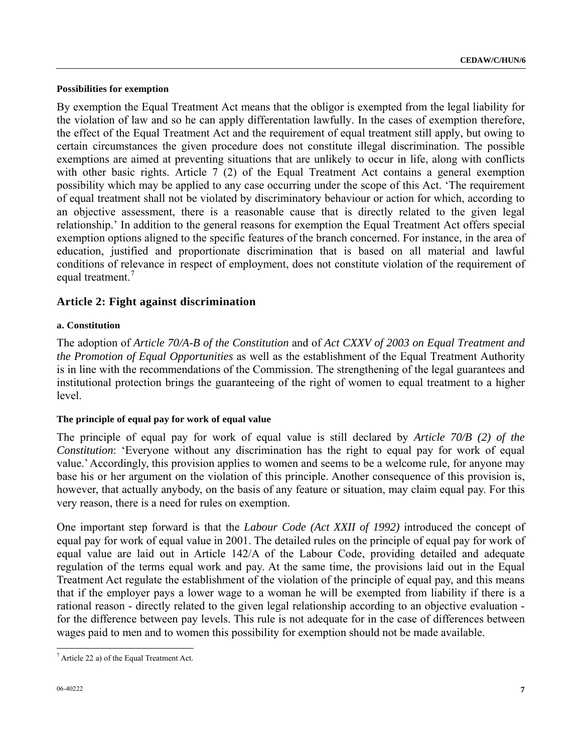#### Possibilities for exemption

By exemption the Equal Treatment Act means that the obligor is exempted from the legal liability for the violation of law and so he can apply differentation lawfully. In the cases of exemption therefore, the effect of the Equal Treatment Act and the requirement of equal treatment still apply, but owing to certain circumstances the given procedure does not constitute illegal discrimination. The possible exemptions are aimed at preventing situations that are unlikely to occur in life, along with conflicts with other basic rights. Article 7 (2) of the Equal Treatment Act contains a general exemption possibility which may be applied to any case occurring under the scope of this Act. 'The requirement of equal treatment shall not be violated by discriminatory behaviour or action for which, according to an objective assessment, there is a reasonable cause that is directly related to the given legal relationship.' In addition to the general reasons for exemption the Equal Treatment Act offers special exemption options aligned to the specific features of the branch concerned. For instance, in the area of education, justified and proportionate discrimination that is based on all material and lawful conditions of relevance in respect of employment, does not constitute violation of the requirement of equal treatment.[7]

## Article 2: Fight against discrimination

#### a. Constitution

The adoption of *Article 70/A-B of the Constitution* and of *Act CXXV of 2003 on Equal Treatment and the Promotion of Equal Opportunities* as well as the establishment of the Equal Treatment Authority is in line with the recommendations of the Commission. The strengthening of the legal guarantees and institutional protection brings the guaranteeing of the right of women to equal treatment to a higher level.

#### The principle of equal pay for work of equal value

The principle of equal pay for work of equal value is still declared by *Article 70/B (2) of the Constitution*: 'Everyone without any discrimination has the right to equal pay for work of equal value.' Accordingly, this provision applies to women and seems to be a welcome rule, for anyone may base his or her argument on the violation of this principle. Another consequence of this provision is, however, that actually anybody, on the basis of any feature or situation, may claim equal pay. For this very reason, there is a need for rules on exemption.

One important step forward is that the *Labour Code (Act XXII of 1992)* introduced the concept of equal pay for work of equal value in 2001. The detailed rules on the principle of equal pay for work of equal value are laid out in Article 142/A of the Labour Code, providing detailed and adequate regulation of the terms equal work and pay. At the same time, the provisions laid out in the Equal Treatment Act regulate the establishment of the violation of the principle of equal pay, and this means that if the employer pays a lower wage to a woman he will be exempted from liability if there is a rational reason - directly related to the given legal relationship according to an objective evaluation - for the difference between pay levels. This rule is not adequate for in the case of differences between wages paid to men and to women this possibility for exemption should not be made available.

[7] Article 22 a) of the Equal Treatment Act.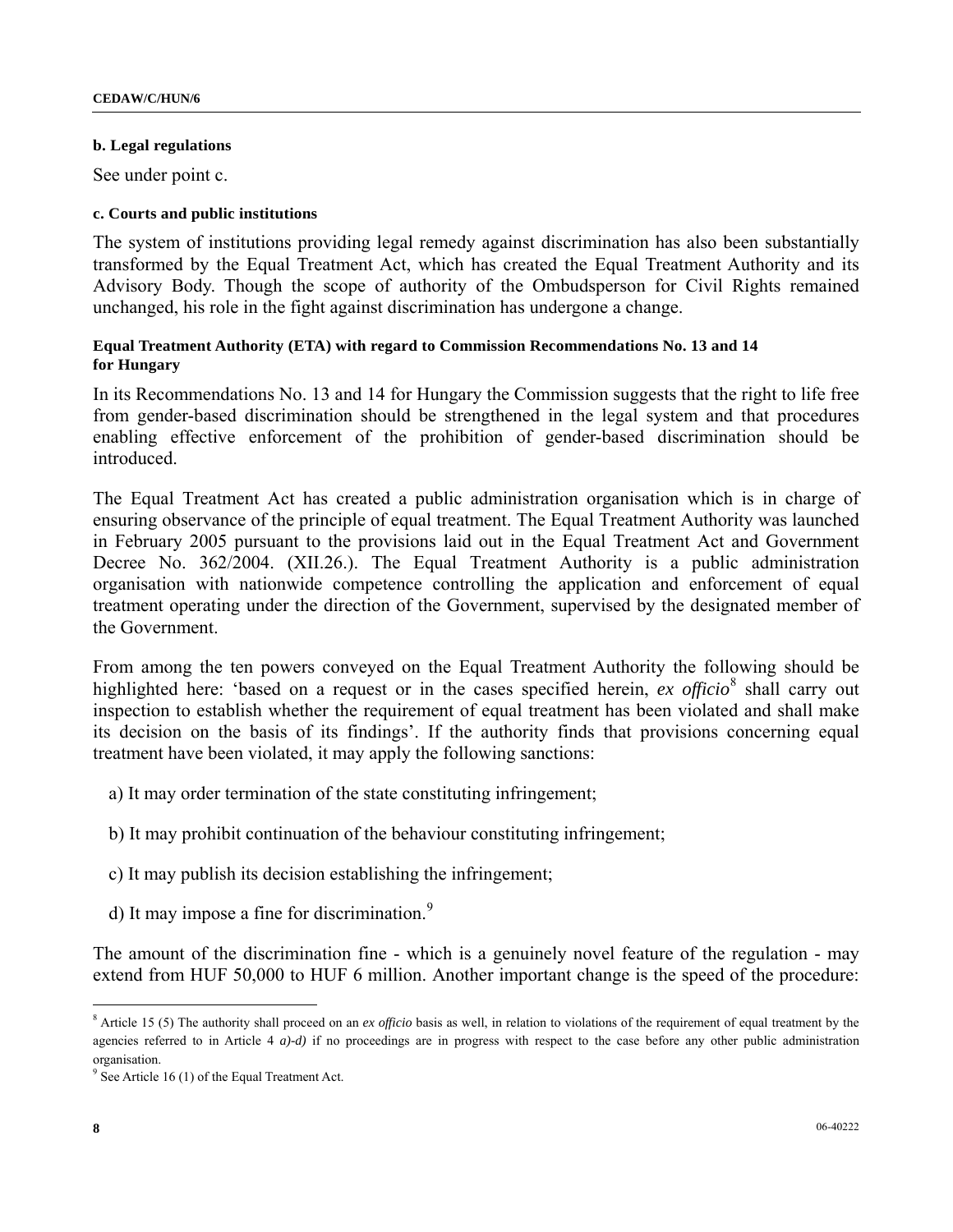**b. Legal regulations**

See under point c.

**c. Courts and public institutions**

The system of institutions providing legal remedy against discrimination has also been substantially transformed by the Equal Treatment Act, which has created the Equal Treatment Authority and its Advisory Body. Though the scope of authority of the Ombudsperson for Civil Rights remained unchanged, his role in the fight against discrimination has undergone a change.

**Equal Treatment Authority (ETA) with regard to Commission Recommendations No. 13 and 14 for Hungary**

In its Recommendations No. 13 and 14 for Hungary the Commission suggests that the right to life free from gender-based discrimination should be strengthened in the legal system and that procedures enabling effective enforcement of the prohibition of gender-based discrimination should be introduced.

The Equal Treatment Act has created a public administration organisation which is in charge of ensuring observance of the principle of equal treatment. The Equal Treatment Authority was launched in February 2005 pursuant to the provisions laid out in the Equal Treatment Act and Government Decree No. 362/2004. (XII.26.). The Equal Treatment Authority is a public administration organisation with nationwide competence controlling the application and enforcement of equal treatment operating under the direction of the Government, supervised by the designated member of the Government.

From among the ten powers conveyed on the Equal Treatment Authority the following should be highlighted here: 'based on a request or in the cases specified herein, *ex officio*[8] shall carry out inspection to establish whether the requirement of equal treatment has been violated and shall make its decision on the basis of its findings'. If the authority finds that provisions concerning equal treatment have been violated, it may apply the following sanctions:

a) It may order termination of the state constituting infringement;

b) It may prohibit continuation of the behaviour constituting infringement;

c) It may publish its decision establishing the infringement;

d) It may impose a fine for discrimination.[9]

The amount of the discrimination fine - which is a genuinely novel feature of the regulation - may extend from HUF 50,000 to HUF 6 million. Another important change is the speed of the procedure:

---

[8] Article 15 (5) The authority shall proceed on an *ex officio* basis as well, in relation to violations of the requirement of equal treatment by the agencies referred to in Article 4 *a)-d)* if no proceedings are in progress with respect to the case before any other public administration organisation.

[9] See Article 16 (1) of the Equal Treatment Act.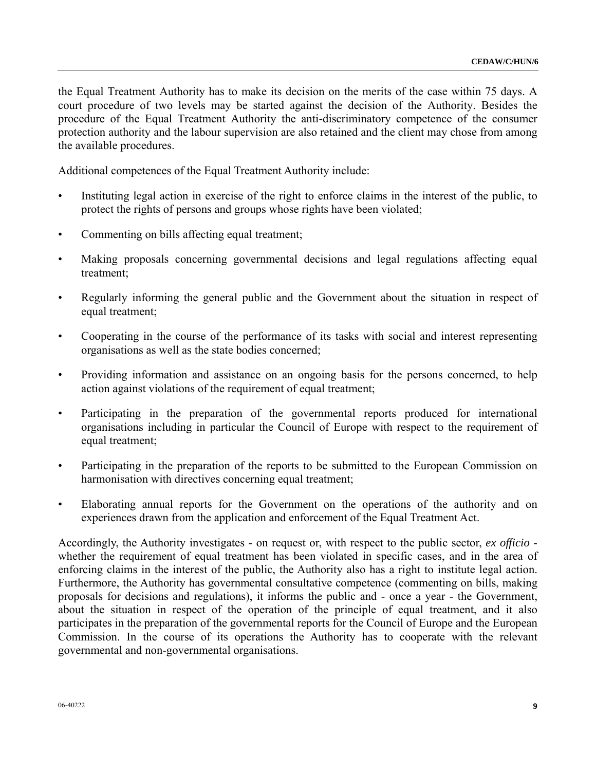the Equal Treatment Authority has to make its decision on the merits of the case within 75 days. A court procedure of two levels may be started against the decision of the Authority. Besides the procedure of the Equal Treatment Authority the anti-discriminatory competence of the consumer protection authority and the labour supervision are also retained and the client may chose from among the available procedures.

Additional competences of the Equal Treatment Authority include:

- Instituting legal action in exercise of the right to enforce claims in the interest of the public, to protect the rights of persons and groups whose rights have been violated;
- Commenting on bills affecting equal treatment;
- Making proposals concerning governmental decisions and legal regulations affecting equal treatment;
- Regularly informing the general public and the Government about the situation in respect of equal treatment;
- Cooperating in the course of the performance of its tasks with social and interest representing organisations as well as the state bodies concerned;
- Providing information and assistance on an ongoing basis for the persons concerned, to help action against violations of the requirement of equal treatment;
- Participating in the preparation of the governmental reports produced for international organisations including in particular the Council of Europe with respect to the requirement of equal treatment;
- Participating in the preparation of the reports to be submitted to the European Commission on harmonisation with directives concerning equal treatment;
- Elaborating annual reports for the Government on the operations of the authority and on experiences drawn from the application and enforcement of the Equal Treatment Act.

Accordingly, the Authority investigates - on request or, with respect to the public sector, *ex officio* - whether the requirement of equal treatment has been violated in specific cases, and in the area of enforcing claims in the interest of the public, the Authority also has a right to institute legal action. Furthermore, the Authority has governmental consultative competence (commenting on bills, making proposals for decisions and regulations), it informs the public and - once a year - the Government, about the situation in respect of the operation of the principle of equal treatment, and it also participates in the preparation of the governmental reports for the Council of Europe and the European Commission. In the course of its operations the Authority has to cooperate with the relevant governmental and non-governmental organisations.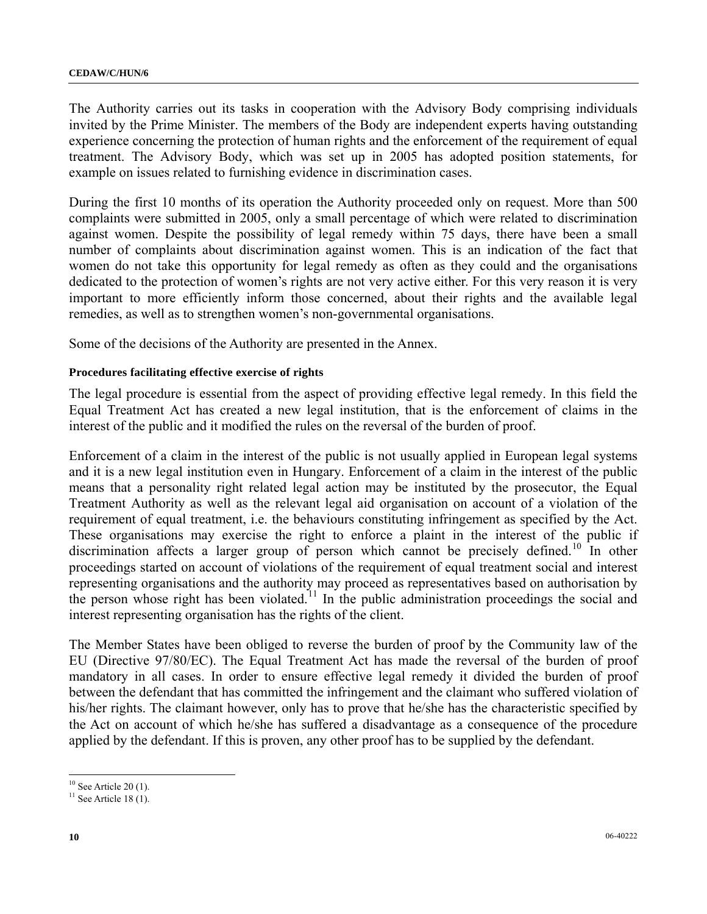The Authority carries out its tasks in cooperation with the Advisory Body comprising individuals invited by the Prime Minister. The members of the Body are independent experts having outstanding experience concerning the protection of human rights and the enforcement of the requirement of equal treatment. The Advisory Body, which was set up in 2005 has adopted position statements, for example on issues related to furnishing evidence in discrimination cases.

During the first 10 months of its operation the Authority proceeded only on request. More than 500 complaints were submitted in 2005, only a small percentage of which were related to discrimination against women. Despite the possibility of legal remedy within 75 days, there have been a small number of complaints about discrimination against women. This is an indication of the fact that women do not take this opportunity for legal remedy as often as they could and the organisations dedicated to the protection of women's rights are not very active either. For this very reason it is very important to more efficiently inform those concerned, about their rights and the available legal remedies, as well as to strengthen women's non-governmental organisations.

Some of the decisions of the Authority are presented in the Annex.

#### Procedures facilitating effective exercise of rights

The legal procedure is essential from the aspect of providing effective legal remedy. In this field the Equal Treatment Act has created a new legal institution, that is the enforcement of claims in the interest of the public and it modified the rules on the reversal of the burden of proof.

Enforcement of a claim in the interest of the public is not usually applied in European legal systems and it is a new legal institution even in Hungary. Enforcement of a claim in the interest of the public means that a personality right related legal action may be instituted by the prosecutor, the Equal Treatment Authority as well as the relevant legal aid organisation on account of a violation of the requirement of equal treatment, i.e. the behaviours constituting infringement as specified by the Act. These organisations may exercise the right to enforce a plaint in the interest of the public if discrimination affects a larger group of person which cannot be precisely defined.[10] In other proceedings started on account of violations of the requirement of equal treatment social and interest representing organisations and the authority may proceed as representatives based on authorisation by the person whose right has been violated.[11] In the public administration proceedings the social and interest representing organisation has the rights of the client.

The Member States have been obliged to reverse the burden of proof by the Community law of the EU (Directive 97/80/EC). The Equal Treatment Act has made the reversal of the burden of proof mandatory in all cases. In order to ensure effective legal remedy it divided the burden of proof between the defendant that has committed the infringement and the claimant who suffered violation of his/her rights. The claimant however, only has to prove that he/she has the characteristic specified by the Act on account of which he/she has suffered a disadvantage as a consequence of the procedure applied by the defendant. If this is proven, any other proof has to be supplied by the defendant.

---

[10] See Article 20 (1).

[11] See Article 18 (1).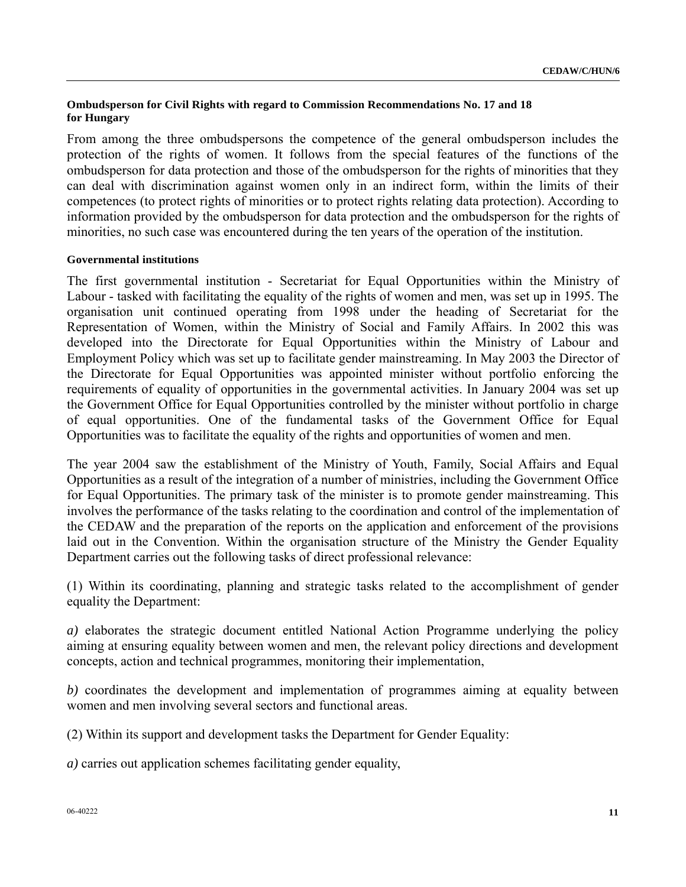**Ombudsperson for Civil Rights with regard to Commission Recommendations No. 17 and 18 for Hungary**

From among the three ombudspersons the competence of the general ombudsperson includes the protection of the rights of women. It follows from the special features of the functions of the ombudsperson for data protection and those of the ombudsperson for the rights of minorities that they can deal with discrimination against women only in an indirect form, within the limits of their competences (to protect rights of minorities or to protect rights relating data protection). According to information provided by the ombudsperson for data protection and the ombudsperson for the rights of minorities, no such case was encountered during the ten years of the operation of the institution.

**Governmental institutions**

The first governmental institution - Secretariat for Equal Opportunities within the Ministry of Labour - tasked with facilitating the equality of the rights of women and men, was set up in 1995. The organisation unit continued operating from 1998 under the heading of Secretariat for the Representation of Women, within the Ministry of Social and Family Affairs. In 2002 this was developed into the Directorate for Equal Opportunities within the Ministry of Labour and Employment Policy which was set up to facilitate gender mainstreaming. In May 2003 the Director of the Directorate for Equal Opportunities was appointed minister without portfolio enforcing the requirements of equality of opportunities in the governmental activities. In January 2004 was set up the Government Office for Equal Opportunities controlled by the minister without portfolio in charge of equal opportunities. One of the fundamental tasks of the Government Office for Equal Opportunities was to facilitate the equality of the rights and opportunities of women and men.

The year 2004 saw the establishment of the Ministry of Youth, Family, Social Affairs and Equal Opportunities as a result of the integration of a number of ministries, including the Government Office for Equal Opportunities. The primary task of the minister is to promote gender mainstreaming. This involves the performance of the tasks relating to the coordination and control of the implementation of the CEDAW and the preparation of the reports on the application and enforcement of the provisions laid out in the Convention. Within the organisation structure of the Ministry the Gender Equality Department carries out the following tasks of direct professional relevance:

(1) Within its coordinating, planning and strategic tasks related to the accomplishment of gender equality the Department:

*a)* elaborates the strategic document entitled National Action Programme underlying the policy aiming at ensuring equality between women and men, the relevant policy directions and development concepts, action and technical programmes, monitoring their implementation,

*b)* coordinates the development and implementation of programmes aiming at equality between women and men involving several sectors and functional areas.

(2) Within its support and development tasks the Department for Gender Equality:

*a)* carries out application schemes facilitating gender equality,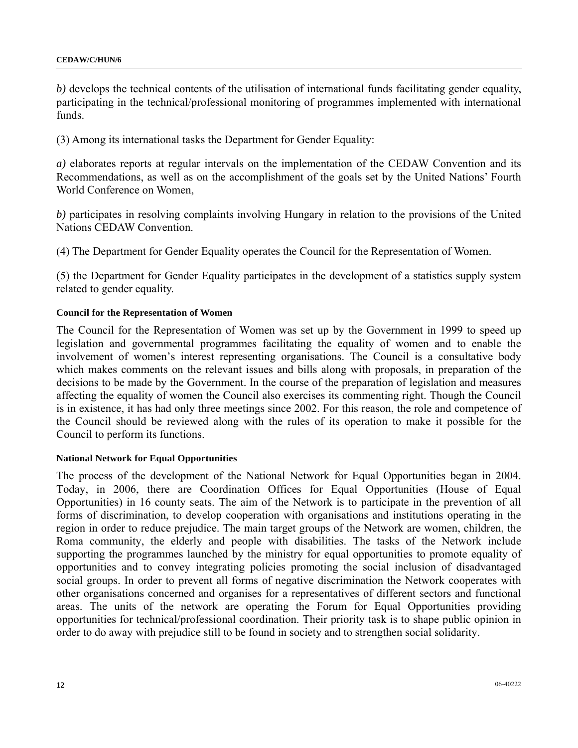*b)* develops the technical contents of the utilisation of international funds facilitating gender equality, participating in the technical/professional monitoring of programmes implemented with international funds.

(3) Among its international tasks the Department for Gender Equality:

*a)* elaborates reports at regular intervals on the implementation of the CEDAW Convention and its Recommendations, as well as on the accomplishment of the goals set by the United Nations' Fourth World Conference on Women,

*b)* participates in resolving complaints involving Hungary in relation to the provisions of the United Nations CEDAW Convention.

(4) The Department for Gender Equality operates the Council for the Representation of Women.

(5) the Department for Gender Equality participates in the development of a statistics supply system related to gender equality.

#### Council for the Representation of Women

The Council for the Representation of Women was set up by the Government in 1999 to speed up legislation and governmental programmes facilitating the equality of women and to enable the involvement of women's interest representing organisations. The Council is a consultative body which makes comments on the relevant issues and bills along with proposals, in preparation of the decisions to be made by the Government. In the course of the preparation of legislation and measures affecting the equality of women the Council also exercises its commenting right. Though the Council is in existence, it has had only three meetings since 2002. For this reason, the role and competence of the Council should be reviewed along with the rules of its operation to make it possible for the Council to perform its functions.

#### National Network for Equal Opportunities

The process of the development of the National Network for Equal Opportunities began in 2004. Today, in 2006, there are Coordination Offices for Equal Opportunities (House of Equal Opportunities) in 16 county seats. The aim of the Network is to participate in the prevention of all forms of discrimination, to develop cooperation with organisations and institutions operating in the region in order to reduce prejudice. The main target groups of the Network are women, children, the Roma community, the elderly and people with disabilities. The tasks of the Network include supporting the programmes launched by the ministry for equal opportunities to promote equality of opportunities and to convey integrating policies promoting the social inclusion of disadvantaged social groups. In order to prevent all forms of negative discrimination the Network cooperates with other organisations concerned and organises for a representatives of different sectors and functional areas. The units of the network are operating the Forum for Equal Opportunities providing opportunities for technical/professional coordination. Their priority task is to shape public opinion in order to do away with prejudice still to be found in society and to strengthen social solidarity.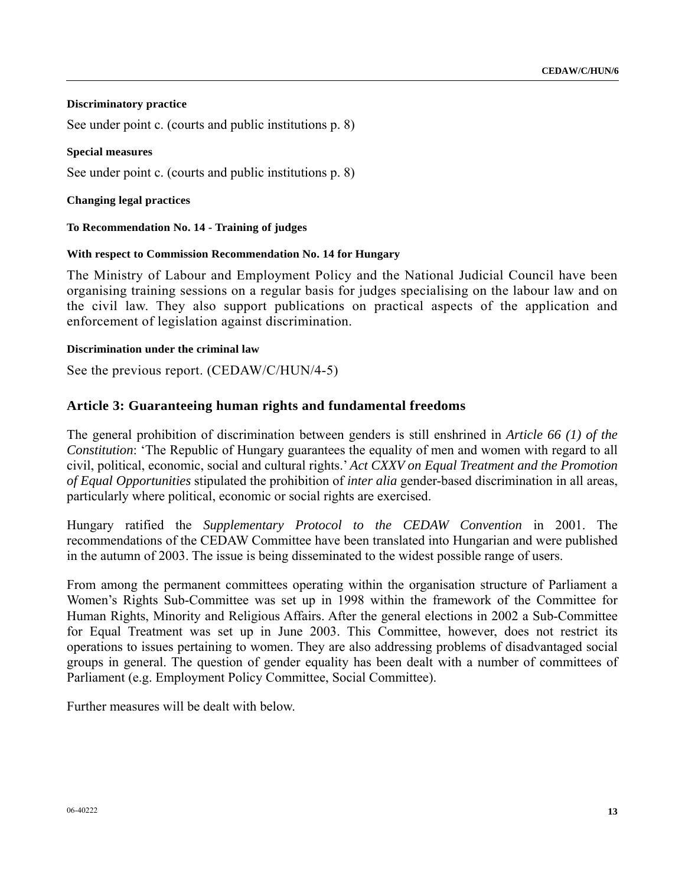**Discriminatory practice**

See under point c. (courts and public institutions p. 8)

**Special measures**

See under point c. (courts and public institutions p. 8)

**Changing legal practices**

**To Recommendation No. 14 - Training of judges**

**With respect to Commission Recommendation No. 14 for Hungary**

The Ministry of Labour and Employment Policy and the National Judicial Council have been organising training sessions on a regular basis for judges specialising on the labour law and on the civil law. They also support publications on practical aspects of the application and enforcement of legislation against discrimination.

**Discrimination under the criminal law**

See the previous report. (CEDAW/C/HUN/4-5)

## Article 3: Guaranteeing human rights and fundamental freedoms

The general prohibition of discrimination between genders is still enshrined in *Article 66 (1) of the Constitution*: 'The Republic of Hungary guarantees the equality of men and women with regard to all civil, political, economic, social and cultural rights.' *Act CXXV on Equal Treatment and the Promotion of Equal Opportunities* stipulated the prohibition of *inter alia* gender-based discrimination in all areas, particularly where political, economic or social rights are exercised.

Hungary ratified the *Supplementary Protocol to the CEDAW Convention* in 2001. The recommendations of the CEDAW Committee have been translated into Hungarian and were published in the autumn of 2003. The issue is being disseminated to the widest possible range of users.

From among the permanent committees operating within the organisation structure of Parliament a Women's Rights Sub-Committee was set up in 1998 within the framework of the Committee for Human Rights, Minority and Religious Affairs. After the general elections in 2002 a Sub-Committee for Equal Treatment was set up in June 2003. This Committee, however, does not restrict its operations to issues pertaining to women. They are also addressing problems of disadvantaged social groups in general. The question of gender equality has been dealt with a number of committees of Parliament (e.g. Employment Policy Committee, Social Committee).

Further measures will be dealt with below.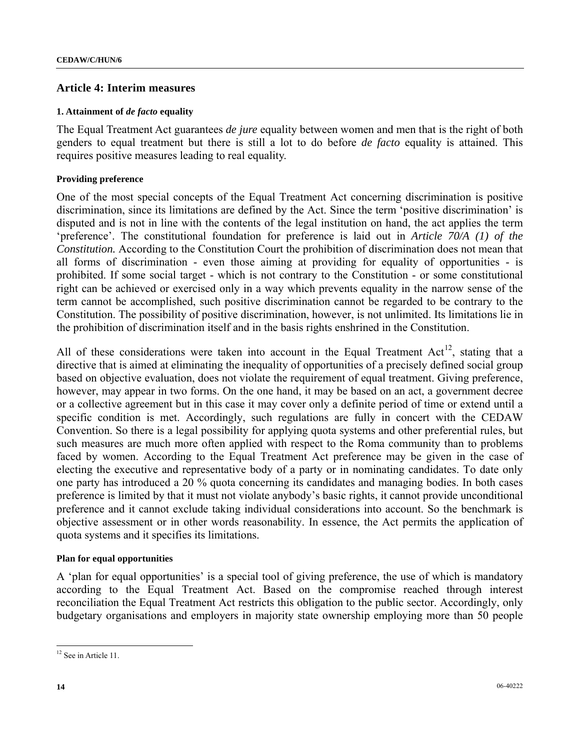## Article 4: Interim measures

### 1. Attainment of *de facto* equality

The Equal Treatment Act guarantees *de jure* equality between women and men that is the right of both genders to equal treatment but there is still a lot to do before *de facto* equality is attained. This requires positive measures leading to real equality.

#### Providing preference

One of the most special concepts of the Equal Treatment Act concerning discrimination is positive discrimination, since its limitations are defined by the Act. Since the term 'positive discrimination' is disputed and is not in line with the contents of the legal institution on hand, the act applies the term 'preference'. The constitutional foundation for preference is laid out in *Article 70/A (1) of the Constitution.* According to the Constitution Court the prohibition of discrimination does not mean that all forms of discrimination - even those aiming at providing for equality of opportunities - is prohibited. If some social target - which is not contrary to the Constitution - or some constitutional right can be achieved or exercised only in a way which prevents equality in the narrow sense of the term cannot be accomplished, such positive discrimination cannot be regarded to be contrary to the Constitution. The possibility of positive discrimination, however, is not unlimited. Its limitations lie in the prohibition of discrimination itself and in the basis rights enshrined in the Constitution.

All of these considerations were taken into account in the Equal Treatment Act[12], stating that a directive that is aimed at eliminating the inequality of opportunities of a precisely defined social group based on objective evaluation, does not violate the requirement of equal treatment. Giving preference, however, may appear in two forms. On the one hand, it may be based on an act, a government decree or a collective agreement but in this case it may cover only a definite period of time or extend until a specific condition is met. Accordingly, such regulations are fully in concert with the CEDAW Convention. So there is a legal possibility for applying quota systems and other preferential rules, but such measures are much more often applied with respect to the Roma community than to problems faced by women. According to the Equal Treatment Act preference may be given in the case of electing the executive and representative body of a party or in nominating candidates. To date only one party has introduced a 20 % quota concerning its candidates and managing bodies. In both cases preference is limited by that it must not violate anybody's basic rights, it cannot provide unconditional preference and it cannot exclude taking individual considerations into account. So the benchmark is objective assessment or in other words reasonability. In essence, the Act permits the application of quota systems and it specifies its limitations.

#### Plan for equal opportunities

A 'plan for equal opportunities' is a special tool of giving preference, the use of which is mandatory according to the Equal Treatment Act. Based on the compromise reached through interest reconciliation the Equal Treatment Act restricts this obligation to the public sector. Accordingly, only budgetary organisations and employers in majority state ownership employing more than 50 people

---

[12] See in Article 11.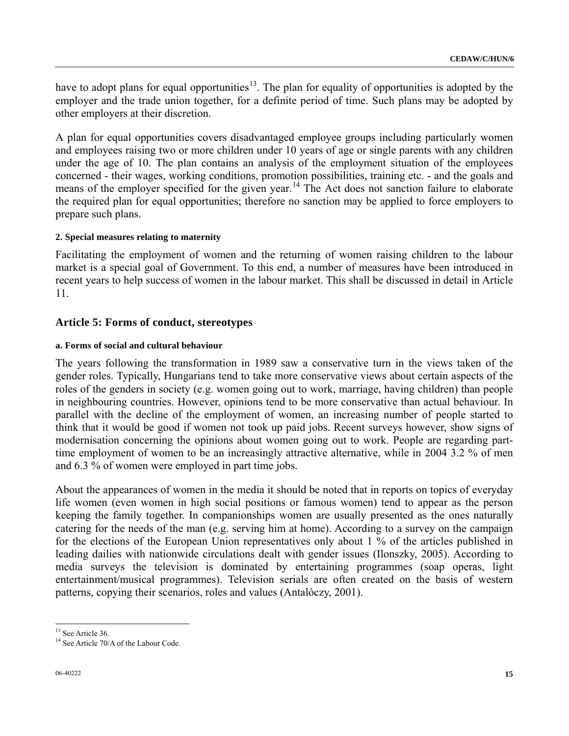have to adopt plans for equal opportunities[13]. The plan for equality of opportunities is adopted by the employer and the trade union together, for a definite period of time. Such plans may be adopted by other employers at their discretion.

A plan for equal opportunities covers disadvantaged employee groups including particularly women and employees raising two or more children under 10 years of age or single parents with any children under the age of 10. The plan contains an analysis of the employment situation of the employees concerned - their wages, working conditions, promotion possibilities, training etc. - and the goals and means of the employer specified for the given year.[14] The Act does not sanction failure to elaborate the required plan for equal opportunities; therefore no sanction may be applied to force employers to prepare such plans.

#### 2. Special measures relating to maternity

Facilitating the employment of women and the returning of women raising children to the labour market is a special goal of Government. To this end, a number of measures have been introduced in recent years to help success of women in the labour market. This shall be discussed in detail in Article 11.

### Article 5: Forms of conduct, stereotypes

#### a. Forms of social and cultural behaviour

The years following the transformation in 1989 saw a conservative turn in the views taken of the gender roles. Typically, Hungarians tend to take more conservative views about certain aspects of the roles of the genders in society (e.g. women going out to work, marriage, having children) than people in neighbouring countries. However, opinions tend to be more conservative than actual behaviour. In parallel with the decline of the employment of women, an increasing number of people started to think that it would be good if women not took up paid jobs. Recent surveys however, show signs of modernisation concerning the opinions about women going out to work. People are regarding part-time employment of women to be an increasingly attractive alternative, while in 2004 3.2 % of men and 6.3 % of women were employed in part time jobs.

About the appearances of women in the media it should be noted that in reports on topics of everyday life women (even women in high social positions or famous women) tend to appear as the person keeping the family together. In companionships women are usually presented as the ones naturally catering for the needs of the man (e.g. serving him at home). According to a survey on the campaign for the elections of the European Union representatives only about 1 % of the articles published in leading dailies with nationwide circulations dealt with gender issues (Ilonszky, 2005). According to media surveys the television is dominated by entertaining programmes (soap operas, light entertainment/musical programmes). Television serials are often created on the basis of western patterns, copying their scenarios, roles and values (Antalóczy, 2001).

---

[13] See Article 36.

[14] See Article 70/A of the Labour Code.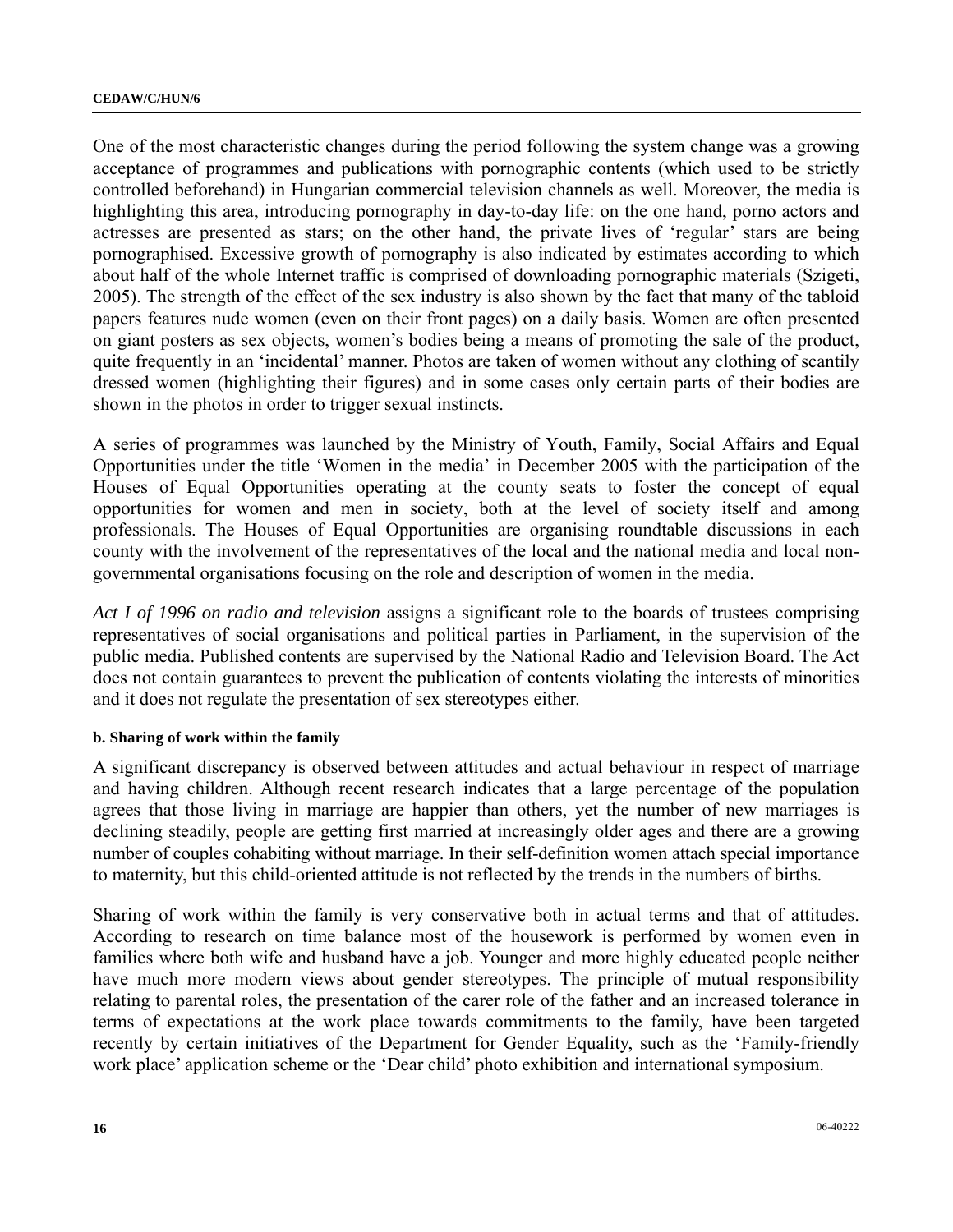One of the most characteristic changes during the period following the system change was a growing acceptance of programmes and publications with pornographic contents (which used to be strictly controlled beforehand) in Hungarian commercial television channels as well. Moreover, the media is highlighting this area, introducing pornography in day-to-day life: on the one hand, porno actors and actresses are presented as stars; on the other hand, the private lives of 'regular' stars are being pornographised. Excessive growth of pornography is also indicated by estimates according to which about half of the whole Internet traffic is comprised of downloading pornographic materials (Szigeti, 2005). The strength of the effect of the sex industry is also shown by the fact that many of the tabloid papers features nude women (even on their front pages) on a daily basis. Women are often presented on giant posters as sex objects, women's bodies being a means of promoting the sale of the product, quite frequently in an 'incidental' manner. Photos are taken of women without any clothing of scantily dressed women (highlighting their figures) and in some cases only certain parts of their bodies are shown in the photos in order to trigger sexual instincts.

A series of programmes was launched by the Ministry of Youth, Family, Social Affairs and Equal Opportunities under the title 'Women in the media' in December 2005 with the participation of the Houses of Equal Opportunities operating at the county seats to foster the concept of equal opportunities for women and men in society, both at the level of society itself and among professionals. The Houses of Equal Opportunities are organising roundtable discussions in each county with the involvement of the representatives of the local and the national media and local non-governmental organisations focusing on the role and description of women in the media.

*Act I of 1996 on radio and television* assigns a significant role to the boards of trustees comprising representatives of social organisations and political parties in Parliament, in the supervision of the public media. Published contents are supervised by the National Radio and Television Board. The Act does not contain guarantees to prevent the publication of contents violating the interests of minorities and it does not regulate the presentation of sex stereotypes either.

#### b. Sharing of work within the family

A significant discrepancy is observed between attitudes and actual behaviour in respect of marriage and having children. Although recent research indicates that a large percentage of the population agrees that those living in marriage are happier than others, yet the number of new marriages is declining steadily, people are getting first married at increasingly older ages and there are a growing number of couples cohabiting without marriage. In their self-definition women attach special importance to maternity, but this child-oriented attitude is not reflected by the trends in the numbers of births.

Sharing of work within the family is very conservative both in actual terms and that of attitudes. According to research on time balance most of the housework is performed by women even in families where both wife and husband have a job. Younger and more highly educated people neither have much more modern views about gender stereotypes. The principle of mutual responsibility relating to parental roles, the presentation of the carer role of the father and an increased tolerance in terms of expectations at the work place towards commitments to the family, have been targeted recently by certain initiatives of the Department for Gender Equality, such as the 'Family-friendly work place' application scheme or the 'Dear child' photo exhibition and international symposium.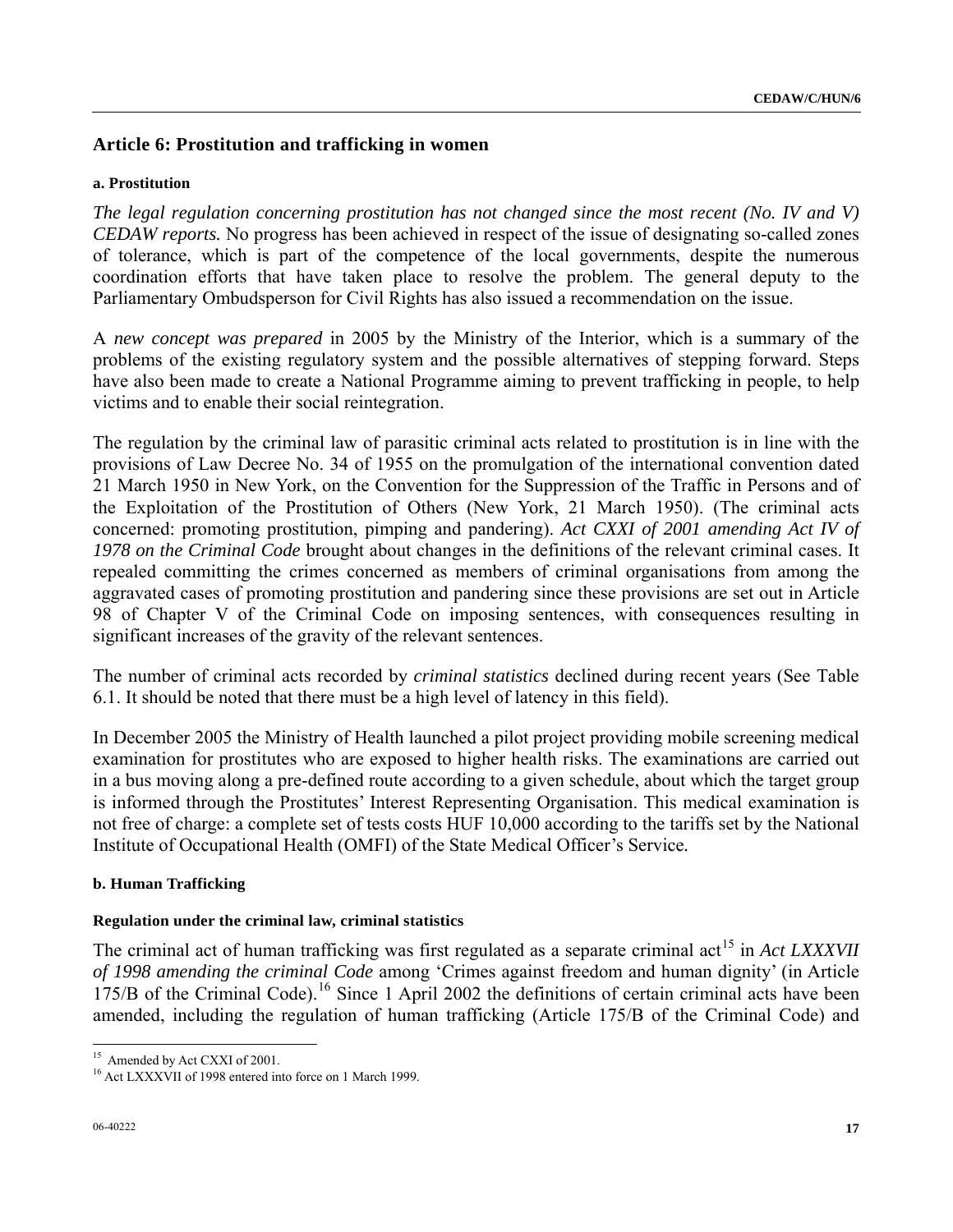## Article 6: Prostitution and trafficking in women

#### a. Prostitution

*The legal regulation concerning prostitution has not changed since the most recent (No. IV and V) CEDAW reports.* No progress has been achieved in respect of the issue of designating so-called zones of tolerance, which is part of the competence of the local governments, despite the numerous coordination efforts that have taken place to resolve the problem. The general deputy to the Parliamentary Ombudsperson for Civil Rights has also issued a recommendation on the issue.

A *new concept was prepared* in 2005 by the Ministry of the Interior, which is a summary of the problems of the existing regulatory system and the possible alternatives of stepping forward. Steps have also been made to create a National Programme aiming to prevent trafficking in people, to help victims and to enable their social reintegration.

The regulation by the criminal law of parasitic criminal acts related to prostitution is in line with the provisions of Law Decree No. 34 of 1955 on the promulgation of the international convention dated 21 March 1950 in New York, on the Convention for the Suppression of the Traffic in Persons and of the Exploitation of the Prostitution of Others (New York, 21 March 1950). (The criminal acts concerned: promoting prostitution, pimping and pandering). *Act CXXI of 2001 amending Act IV of 1978 on the Criminal Code* brought about changes in the definitions of the relevant criminal cases. It repealed committing the crimes concerned as members of criminal organisations from among the aggravated cases of promoting prostitution and pandering since these provisions are set out in Article 98 of Chapter V of the Criminal Code on imposing sentences, with consequences resulting in significant increases of the gravity of the relevant sentences.

The number of criminal acts recorded by *criminal statistics* declined during recent years (See Table 6.1. It should be noted that there must be a high level of latency in this field).

In December 2005 the Ministry of Health launched a pilot project providing mobile screening medical examination for prostitutes who are exposed to higher health risks. The examinations are carried out in a bus moving along a pre-defined route according to a given schedule, about which the target group is informed through the Prostitutes' Interest Representing Organisation. This medical examination is not free of charge: a complete set of tests costs HUF 10,000 according to the tariffs set by the National Institute of Occupational Health (OMFI) of the State Medical Officer's Service.

#### b. Human Trafficking

#### Regulation under the criminal law, criminal statistics

The criminal act of human trafficking was first regulated as a separate criminal act[15] in *Act LXXXVII of 1998 amending the criminal Code* among 'Crimes against freedom and human dignity' (in Article 175/B of the Criminal Code).[16] Since 1 April 2002 the definitions of certain criminal acts have been amended, including the regulation of human trafficking (Article 175/B of the Criminal Code) and

[15] Amended by Act CXXI of 2001.

[16] Act LXXXVII of 1998 entered into force on 1 March 1999.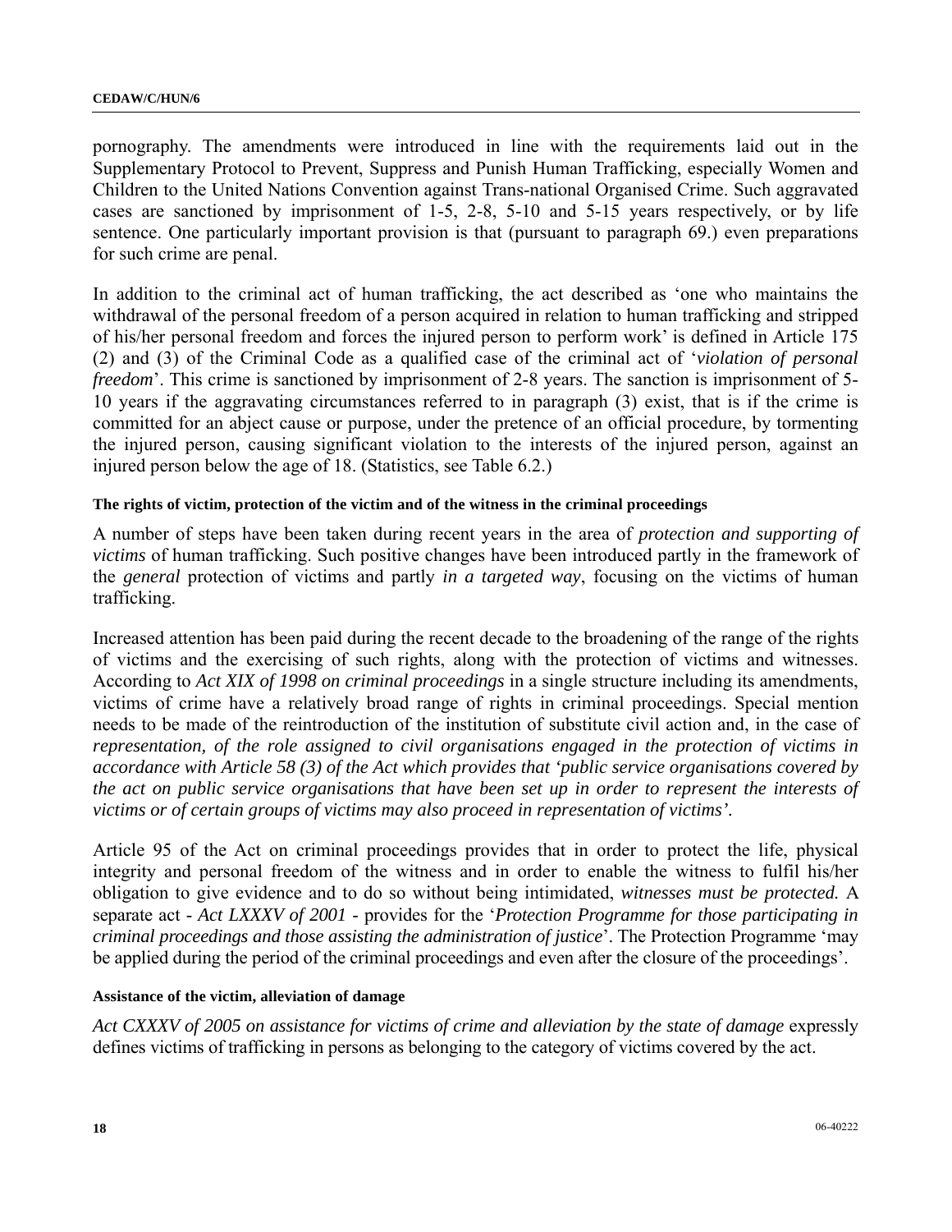pornography. The amendments were introduced in line with the requirements laid out in the Supplementary Protocol to Prevent, Suppress and Punish Human Trafficking, especially Women and Children to the United Nations Convention against Trans-national Organised Crime. Such aggravated cases are sanctioned by imprisonment of 1-5, 2-8, 5-10 and 5-15 years respectively, or by life sentence. One particularly important provision is that (pursuant to paragraph 69.) even preparations for such crime are penal.

In addition to the criminal act of human trafficking, the act described as 'one who maintains the withdrawal of the personal freedom of a person acquired in relation to human trafficking and stripped of his/her personal freedom and forces the injured person to perform work' is defined in Article 175 (2) and (3) of the Criminal Code as a qualified case of the criminal act of '*violation of personal freedom*'. This crime is sanctioned by imprisonment of 2-8 years. The sanction is imprisonment of 5-10 years if the aggravating circumstances referred to in paragraph (3) exist, that is if the crime is committed for an abject cause or purpose, under the pretence of an official procedure, by tormenting the injured person, causing significant violation to the interests of the injured person, against an injured person below the age of 18. (Statistics, see Table 6.2.)

#### The rights of victim, protection of the victim and of the witness in the criminal proceedings

A number of steps have been taken during recent years in the area of *protection and supporting of victims* of human trafficking. Such positive changes have been introduced partly in the framework of the *general* protection of victims and partly *in a targeted way*, focusing on the victims of human trafficking.

Increased attention has been paid during the recent decade to the broadening of the range of the rights of victims and the exercising of such rights, along with the protection of victims and witnesses. According to *Act XIX of 1998 on criminal proceedings* in a single structure including its amendments, victims of crime have a relatively broad range of rights in criminal proceedings. Special mention needs to be made of the reintroduction of the institution of substitute civil action and, in the case of *representation, of the role assigned to civil organisations engaged in the protection of victims in accordance with Article 58 (3) of the Act which provides that 'public service organisations covered by the act on public service organisations that have been set up in order to represent the interests of victims or of certain groups of victims may also proceed in representation of victims'.*

Article 95 of the Act on criminal proceedings provides that in order to protect the life, physical integrity and personal freedom of the witness and in order to enable the witness to fulfil his/her obligation to give evidence and to do so without being intimidated, *witnesses must be protected.* A separate act - *Act LXXXV of 2001* - provides for the '*Protection Programme for those participating in criminal proceedings and those assisting the administration of justice*'. The Protection Programme 'may be applied during the period of the criminal proceedings and even after the closure of the proceedings'.

#### Assistance of the victim, alleviation of damage

*Act CXXXV of 2005 on assistance for victims of crime and alleviation by the state of damage* expressly defines victims of trafficking in persons as belonging to the category of victims covered by the act.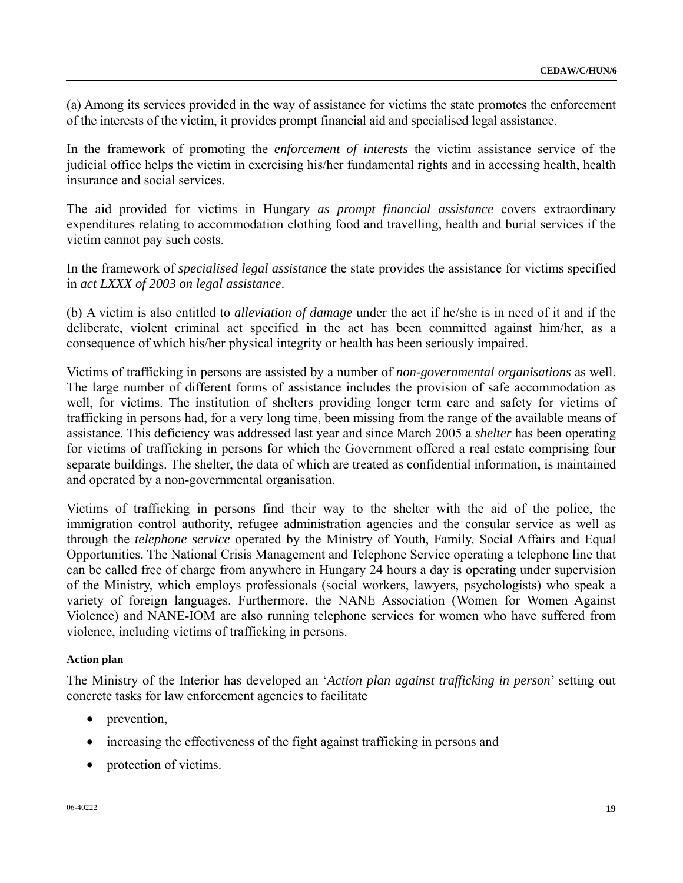(a) Among its services provided in the way of assistance for victims the state promotes the enforcement of the interests of the victim, it provides prompt financial aid and specialised legal assistance.

In the framework of promoting the *enforcement of interests* the victim assistance service of the judicial office helps the victim in exercising his/her fundamental rights and in accessing health, health insurance and social services.

The aid provided for victims in Hungary *as prompt financial assistance* covers extraordinary expenditures relating to accommodation clothing food and travelling, health and burial services if the victim cannot pay such costs.

In the framework of *specialised legal assistance* the state provides the assistance for victims specified in *act LXXX of 2003 on legal assistance*.

(b) A victim is also entitled to *alleviation of damage* under the act if he/she is in need of it and if the deliberate, violent criminal act specified in the act has been committed against him/her, as a consequence of which his/her physical integrity or health has been seriously impaired.

Victims of trafficking in persons are assisted by a number of *non-governmental organisations* as well. The large number of different forms of assistance includes the provision of safe accommodation as well, for victims. The institution of shelters providing longer term care and safety for victims of trafficking in persons had, for a very long time, been missing from the range of the available means of assistance. This deficiency was addressed last year and since March 2005 a *shelter* has been operating for victims of trafficking in persons for which the Government offered a real estate comprising four separate buildings. The shelter, the data of which are treated as confidential information, is maintained and operated by a non-governmental organisation.

Victims of trafficking in persons find their way to the shelter with the aid of the police, the immigration control authority, refugee administration agencies and the consular service as well as through the *telephone service* operated by the Ministry of Youth, Family, Social Affairs and Equal Opportunities. The National Crisis Management and Telephone Service operating a telephone line that can be called free of charge from anywhere in Hungary 24 hours a day is operating under supervision of the Ministry, which employs professionals (social workers, lawyers, psychologists) who speak a variety of foreign languages. Furthermore, the NANE Association (Women for Women Against Violence) and NANE-IOM are also running telephone services for women who have suffered from violence, including victims of trafficking in persons.

#### Action plan

The Ministry of the Interior has developed an '*Action plan against trafficking in person*' setting out concrete tasks for law enforcement agencies to facilitate

- prevention,
- increasing the effectiveness of the fight against trafficking in persons and
- protection of victims.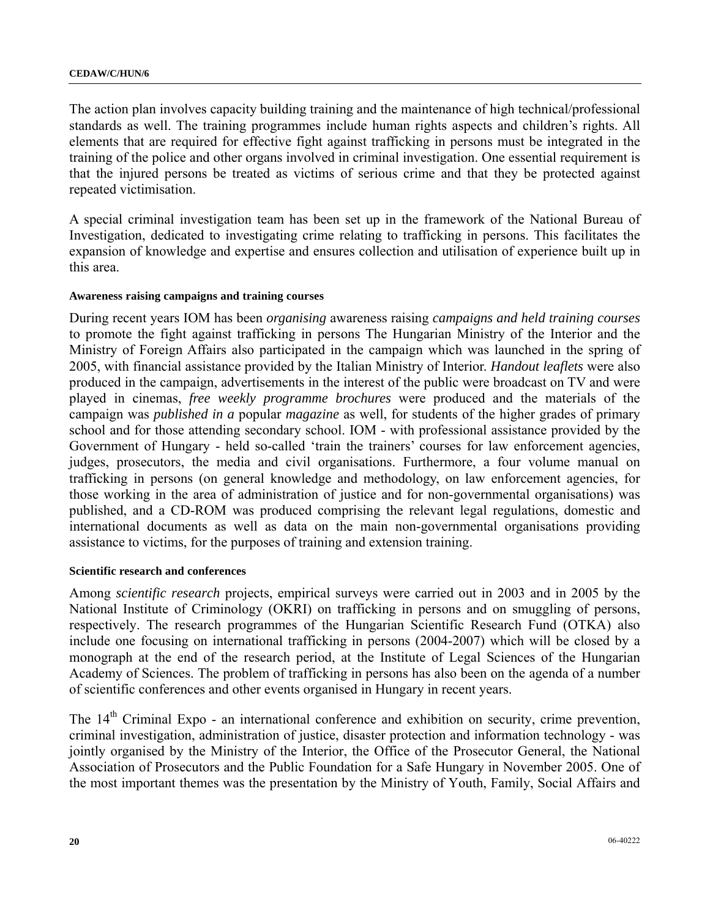The action plan involves capacity building training and the maintenance of high technical/professional standards as well. The training programmes include human rights aspects and children's rights. All elements that are required for effective fight against trafficking in persons must be integrated in the training of the police and other organs involved in criminal investigation. One essential requirement is that the injured persons be treated as victims of serious crime and that they be protected against repeated victimisation.

A special criminal investigation team has been set up in the framework of the National Bureau of Investigation, dedicated to investigating crime relating to trafficking in persons. This facilitates the expansion of knowledge and expertise and ensures collection and utilisation of experience built up in this area.

#### Awareness raising campaigns and training courses

During recent years IOM has been *organising* awareness raising *campaigns and held training courses* to promote the fight against trafficking in persons The Hungarian Ministry of the Interior and the Ministry of Foreign Affairs also participated in the campaign which was launched in the spring of 2005, with financial assistance provided by the Italian Ministry of Interior. *Handout leaflets* were also produced in the campaign, advertisements in the interest of the public were broadcast on TV and were played in cinemas, *free weekly programme brochures* were produced and the materials of the campaign was *published in a* popular *magazine* as well, for students of the higher grades of primary school and for those attending secondary school. IOM - with professional assistance provided by the Government of Hungary - held so-called 'train the trainers' courses for law enforcement agencies, judges, prosecutors, the media and civil organisations. Furthermore, a four volume manual on trafficking in persons (on general knowledge and methodology, on law enforcement agencies, for those working in the area of administration of justice and for non-governmental organisations) was published, and a CD-ROM was produced comprising the relevant legal regulations, domestic and international documents as well as data on the main non-governmental organisations providing assistance to victims, for the purposes of training and extension training.

#### Scientific research and conferences

Among *scientific research* projects, empirical surveys were carried out in 2003 and in 2005 by the National Institute of Criminology (OKRI) on trafficking in persons and on smuggling of persons, respectively. The research programmes of the Hungarian Scientific Research Fund (OTKA) also include one focusing on international trafficking in persons (2004-2007) which will be closed by a monograph at the end of the research period, at the Institute of Legal Sciences of the Hungarian Academy of Sciences. The problem of trafficking in persons has also been on the agenda of a number of scientific conferences and other events organised in Hungary in recent years.

The 14th Criminal Expo - an international conference and exhibition on security, crime prevention, criminal investigation, administration of justice, disaster protection and information technology - was jointly organised by the Ministry of the Interior, the Office of the Prosecutor General, the National Association of Prosecutors and the Public Foundation for a Safe Hungary in November 2005. One of the most important themes was the presentation by the Ministry of Youth, Family, Social Affairs and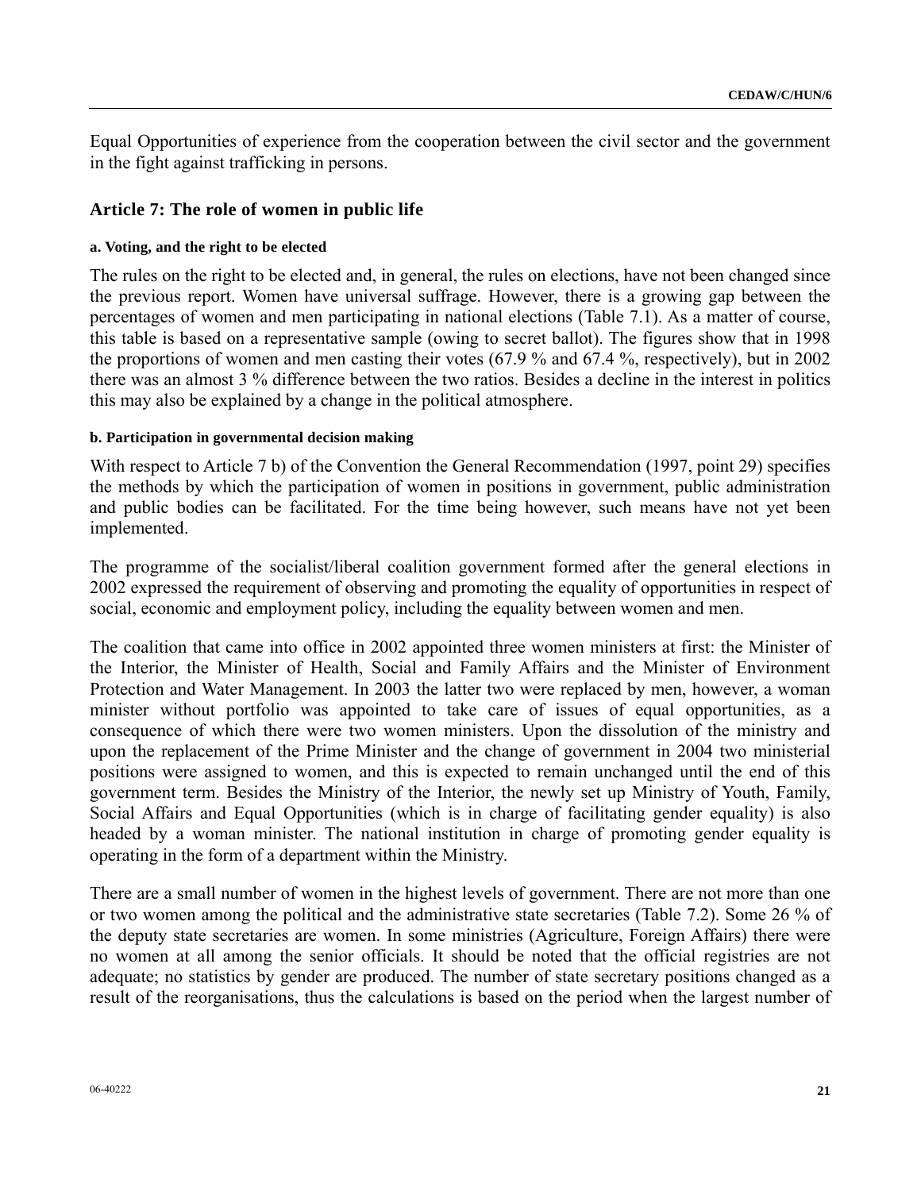Equal Opportunities of experience from the cooperation between the civil sector and the government in the fight against trafficking in persons.

## Article 7: The role of women in public life

#### a. Voting, and the right to be elected

The rules on the right to be elected and, in general, the rules on elections, have not been changed since the previous report. Women have universal suffrage. However, there is a growing gap between the percentages of women and men participating in national elections (Table 7.1). As a matter of course, this table is based on a representative sample (owing to secret ballot). The figures show that in 1998 the proportions of women and men casting their votes (67.9 % and 67.4 %, respectively), but in 2002 there was an almost 3 % difference between the two ratios. Besides a decline in the interest in politics this may also be explained by a change in the political atmosphere.

#### b. Participation in governmental decision making

With respect to Article 7 b) of the Convention the General Recommendation (1997, point 29) specifies the methods by which the participation of women in positions in government, public administration and public bodies can be facilitated. For the time being however, such means have not yet been implemented.

The programme of the socialist/liberal coalition government formed after the general elections in 2002 expressed the requirement of observing and promoting the equality of opportunities in respect of social, economic and employment policy, including the equality between women and men.

The coalition that came into office in 2002 appointed three women ministers at first: the Minister of the Interior, the Minister of Health, Social and Family Affairs and the Minister of Environment Protection and Water Management. In 2003 the latter two were replaced by men, however, a woman minister without portfolio was appointed to take care of issues of equal opportunities, as a consequence of which there were two women ministers. Upon the dissolution of the ministry and upon the replacement of the Prime Minister and the change of government in 2004 two ministerial positions were assigned to women, and this is expected to remain unchanged until the end of this government term. Besides the Ministry of the Interior, the newly set up Ministry of Youth, Family, Social Affairs and Equal Opportunities (which is in charge of facilitating gender equality) is also headed by a woman minister. The national institution in charge of promoting gender equality is operating in the form of a department within the Ministry.

There are a small number of women in the highest levels of government. There are not more than one or two women among the political and the administrative state secretaries (Table 7.2). Some 26 % of the deputy state secretaries are women. In some ministries (Agriculture, Foreign Affairs) there were no women at all among the senior officials. It should be noted that the official registries are not adequate; no statistics by gender are produced. The number of state secretary positions changed as a result of the reorganisations, thus the calculations is based on the period when the largest number of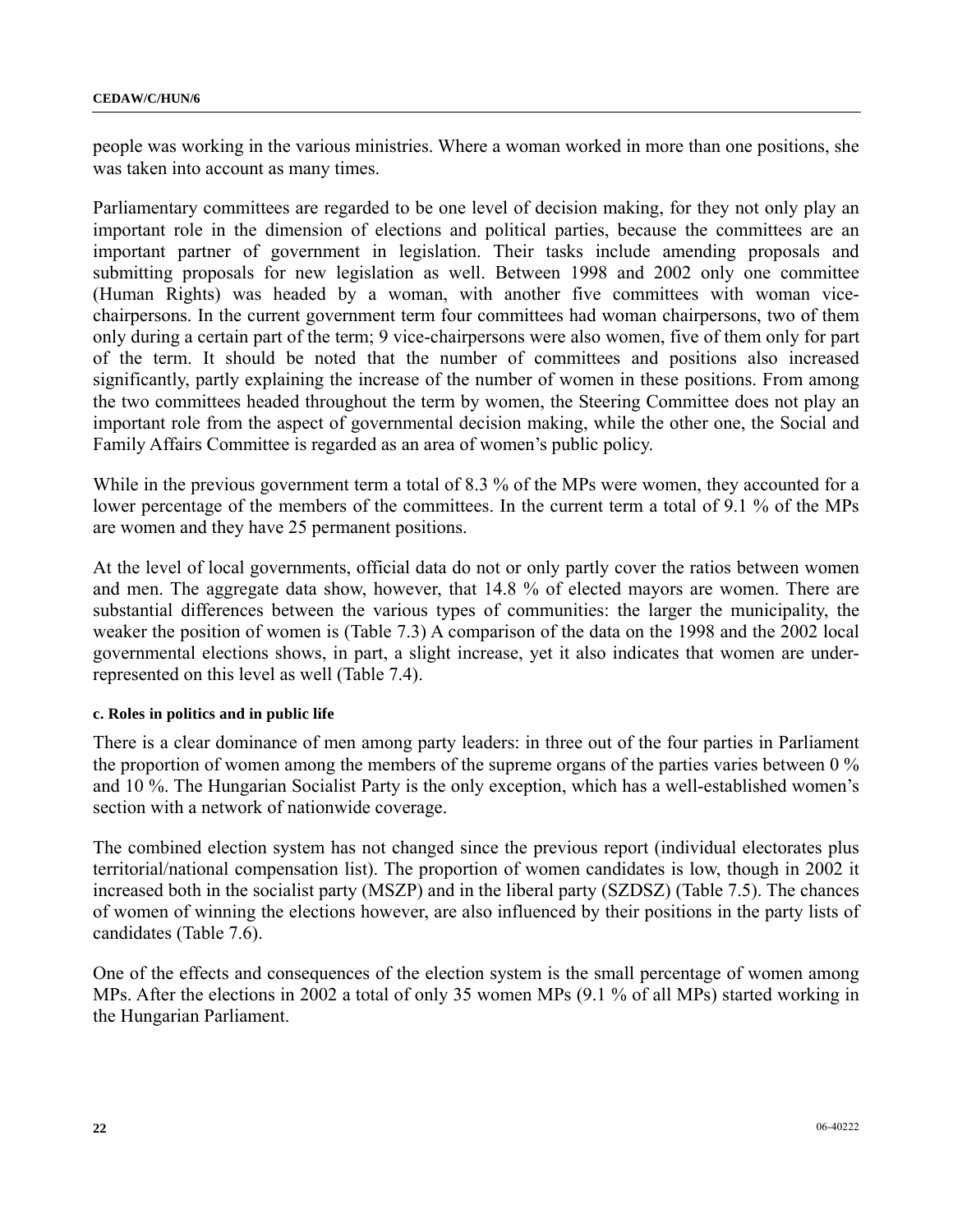people was working in the various ministries. Where a woman worked in more than one positions, she was taken into account as many times.

Parliamentary committees are regarded to be one level of decision making, for they not only play an important role in the dimension of elections and political parties, because the committees are an important partner of government in legislation. Their tasks include amending proposals and submitting proposals for new legislation as well. Between 1998 and 2002 only one committee (Human Rights) was headed by a woman, with another five committees with woman vice-chairpersons. In the current government term four committees had woman chairpersons, two of them only during a certain part of the term; 9 vice-chairpersons were also women, five of them only for part of the term. It should be noted that the number of committees and positions also increased significantly, partly explaining the increase of the number of women in these positions. From among the two committees headed throughout the term by women, the Steering Committee does not play an important role from the aspect of governmental decision making, while the other one, the Social and Family Affairs Committee is regarded as an area of women's public policy.

While in the previous government term a total of 8.3 % of the MPs were women, they accounted for a lower percentage of the members of the committees. In the current term a total of 9.1 % of the MPs are women and they have 25 permanent positions.

At the level of local governments, official data do not or only partly cover the ratios between women and men. The aggregate data show, however, that 14.8 % of elected mayors are women. There are substantial differences between the various types of communities: the larger the municipality, the weaker the position of women is (Table 7.3) A comparison of the data on the 1998 and the 2002 local governmental elections shows, in part, a slight increase, yet it also indicates that women are under-represented on this level as well (Table 7.4).

#### c. Roles in politics and in public life

There is a clear dominance of men among party leaders: in three out of the four parties in Parliament the proportion of women among the members of the supreme organs of the parties varies between 0 % and 10 %. The Hungarian Socialist Party is the only exception, which has a well-established women's section with a network of nationwide coverage.

The combined election system has not changed since the previous report (individual electorates plus territorial/national compensation list). The proportion of women candidates is low, though in 2002 it increased both in the socialist party (MSZP) and in the liberal party (SZDSZ) (Table 7.5). The chances of women of winning the elections however, are also influenced by their positions in the party lists of candidates (Table 7.6).

One of the effects and consequences of the election system is the small percentage of women among MPs. After the elections in 2002 a total of only 35 women MPs (9.1 % of all MPs) started working in the Hungarian Parliament.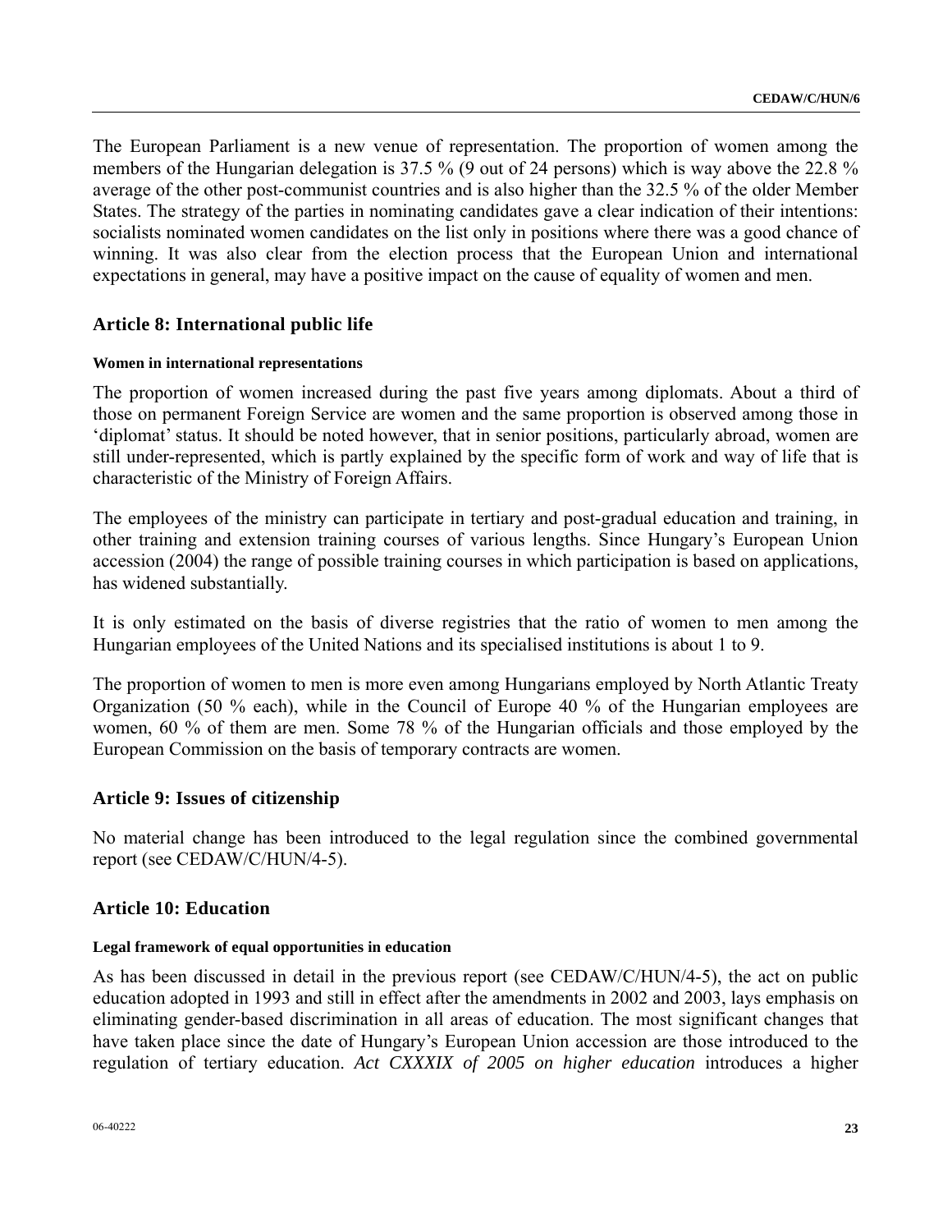The European Parliament is a new venue of representation. The proportion of women among the members of the Hungarian delegation is 37.5 % (9 out of 24 persons) which is way above the 22.8 % average of the other post-communist countries and is also higher than the 32.5 % of the older Member States. The strategy of the parties in nominating candidates gave a clear indication of their intentions: socialists nominated women candidates on the list only in positions where there was a good chance of winning. It was also clear from the election process that the European Union and international expectations in general, may have a positive impact on the cause of equality of women and men.

## Article 8: International public life

#### Women in international representations

The proportion of women increased during the past five years among diplomats. About a third of those on permanent Foreign Service are women and the same proportion is observed among those in 'diplomat' status. It should be noted however, that in senior positions, particularly abroad, women are still under-represented, which is partly explained by the specific form of work and way of life that is characteristic of the Ministry of Foreign Affairs.

The employees of the ministry can participate in tertiary and post-gradual education and training, in other training and extension training courses of various lengths. Since Hungary's European Union accession (2004) the range of possible training courses in which participation is based on applications, has widened substantially.

It is only estimated on the basis of diverse registries that the ratio of women to men among the Hungarian employees of the United Nations and its specialised institutions is about 1 to 9.

The proportion of women to men is more even among Hungarians employed by North Atlantic Treaty Organization (50 % each), while in the Council of Europe 40 % of the Hungarian employees are women, 60 % of them are men. Some 78 % of the Hungarian officials and those employed by the European Commission on the basis of temporary contracts are women.

## Article 9: Issues of citizenship

No material change has been introduced to the legal regulation since the combined governmental report (see CEDAW/C/HUN/4-5).

## Article 10: Education

#### Legal framework of equal opportunities in education

As has been discussed in detail in the previous report (see CEDAW/C/HUN/4-5), the act on public education adopted in 1993 and still in effect after the amendments in 2002 and 2003, lays emphasis on eliminating gender-based discrimination in all areas of education. The most significant changes that have taken place since the date of Hungary's European Union accession are those introduced to the regulation of tertiary education. *Act CXXXIX of 2005 on higher education* introduces a higher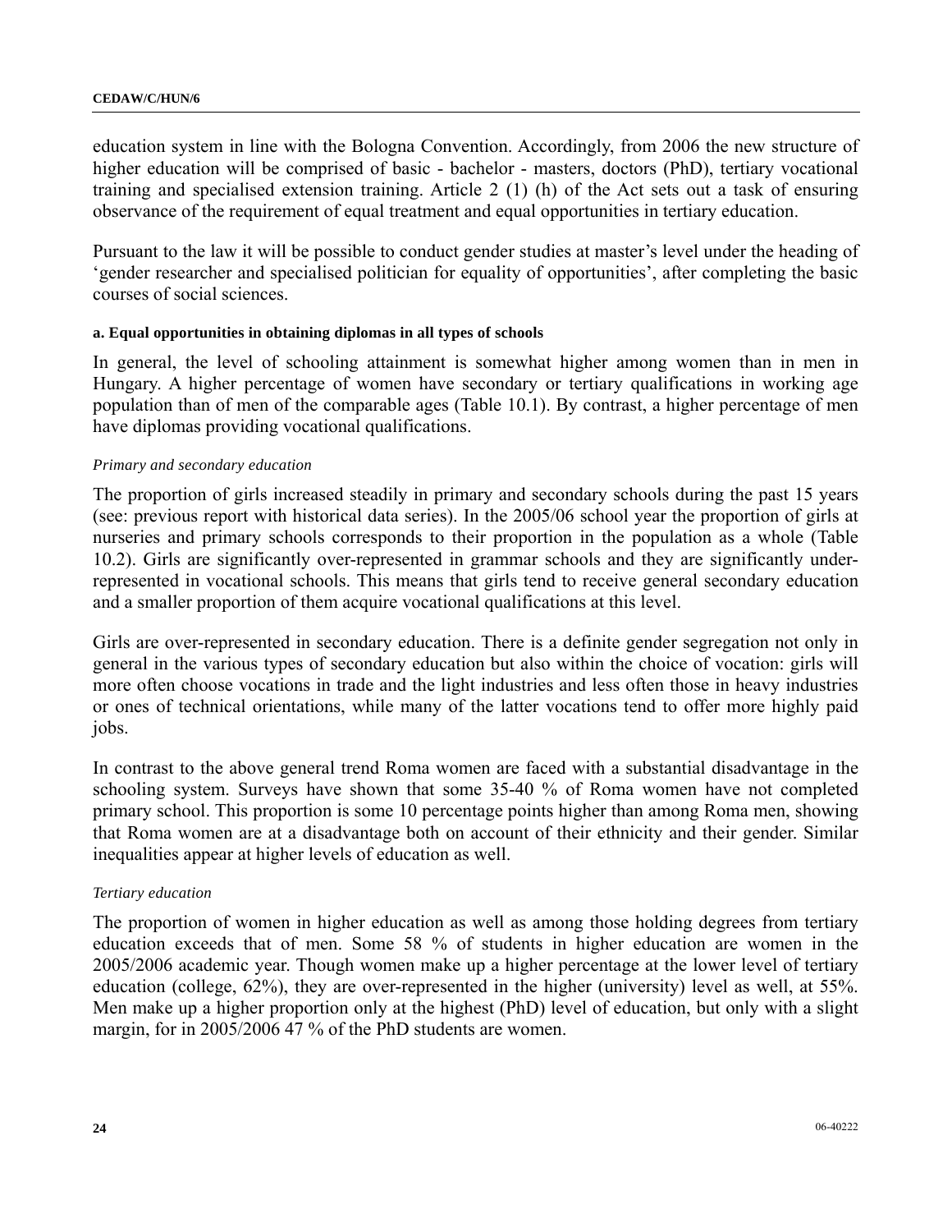education system in line with the Bologna Convention. Accordingly, from 2006 the new structure of higher education will be comprised of basic - bachelor - masters, doctors (PhD), tertiary vocational training and specialised extension training. Article 2 (1) (h) of the Act sets out a task of ensuring observance of the requirement of equal treatment and equal opportunities in tertiary education.

Pursuant to the law it will be possible to conduct gender studies at master's level under the heading of 'gender researcher and specialised politician for equality of opportunities', after completing the basic courses of social sciences.

#### a. Equal opportunities in obtaining diplomas in all types of schools

In general, the level of schooling attainment is somewhat higher among women than in men in Hungary. A higher percentage of women have secondary or tertiary qualifications in working age population than of men of the comparable ages (Table 10.1). By contrast, a higher percentage of men have diplomas providing vocational qualifications.

*Primary and secondary education*

The proportion of girls increased steadily in primary and secondary schools during the past 15 years (see: previous report with historical data series). In the 2005/06 school year the proportion of girls at nurseries and primary schools corresponds to their proportion in the population as a whole (Table 10.2). Girls are significantly over-represented in grammar schools and they are significantly under-represented in vocational schools. This means that girls tend to receive general secondary education and a smaller proportion of them acquire vocational qualifications at this level.

Girls are over-represented in secondary education. There is a definite gender segregation not only in general in the various types of secondary education but also within the choice of vocation: girls will more often choose vocations in trade and the light industries and less often those in heavy industries or ones of technical orientations, while many of the latter vocations tend to offer more highly paid jobs.

In contrast to the above general trend Roma women are faced with a substantial disadvantage in the schooling system. Surveys have shown that some 35-40 % of Roma women have not completed primary school. This proportion is some 10 percentage points higher than among Roma men, showing that Roma women are at a disadvantage both on account of their ethnicity and their gender. Similar inequalities appear at higher levels of education as well.

*Tertiary education*

The proportion of women in higher education as well as among those holding degrees from tertiary education exceeds that of men. Some 58 % of students in higher education are women in the 2005/2006 academic year. Though women make up a higher percentage at the lower level of tertiary education (college, 62%), they are over-represented in the higher (university) level as well, at 55%. Men make up a higher proportion only at the highest (PhD) level of education, but only with a slight margin, for in 2005/2006 47 % of the PhD students are women.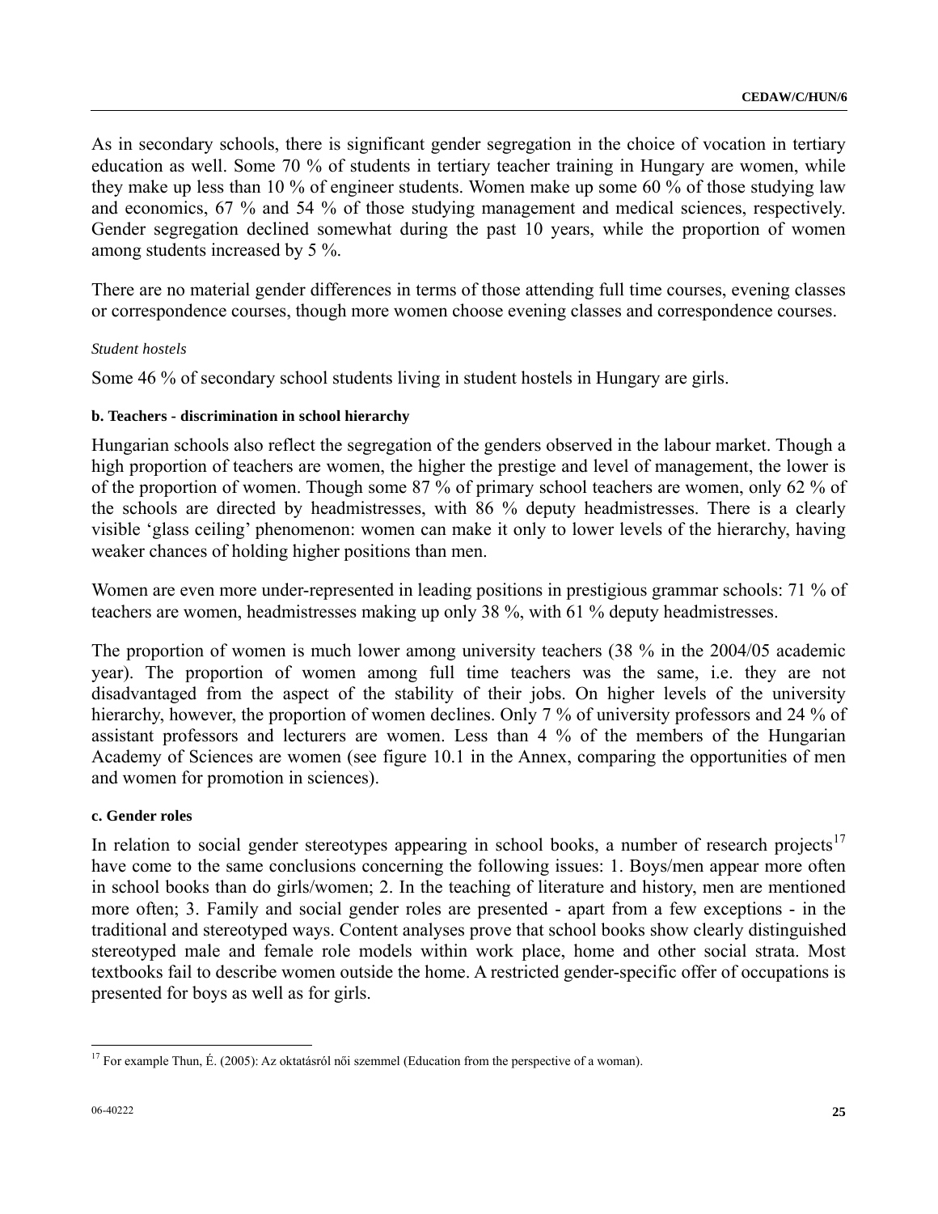As in secondary schools, there is significant gender segregation in the choice of vocation in tertiary education as well. Some 70 % of students in tertiary teacher training in Hungary are women, while they make up less than 10 % of engineer students. Women make up some 60 % of those studying law and economics, 67 % and 54 % of those studying management and medical sciences, respectively. Gender segregation declined somewhat during the past 10 years, while the proportion of women among students increased by 5 %.

There are no material gender differences in terms of those attending full time courses, evening classes or correspondence courses, though more women choose evening classes and correspondence courses.

*Student hostels*

Some 46 % of secondary school students living in student hostels in Hungary are girls.

#### b. Teachers - discrimination in school hierarchy

Hungarian schools also reflect the segregation of the genders observed in the labour market. Though a high proportion of teachers are women, the higher the prestige and level of management, the lower is of the proportion of women. Though some 87 % of primary school teachers are women, only 62 % of the schools are directed by headmistresses, with 86 % deputy headmistresses. There is a clearly visible 'glass ceiling' phenomenon: women can make it only to lower levels of the hierarchy, having weaker chances of holding higher positions than men.

Women are even more under-represented in leading positions in prestigious grammar schools: 71 % of teachers are women, headmistresses making up only 38 %, with 61 % deputy headmistresses.

The proportion of women is much lower among university teachers (38 % in the 2004/05 academic year). The proportion of women among full time teachers was the same, i.e. they are not disadvantaged from the aspect of the stability of their jobs. On higher levels of the university hierarchy, however, the proportion of women declines. Only 7 % of university professors and 24 % of assistant professors and lecturers are women. Less than 4 % of the members of the Hungarian Academy of Sciences are women (see figure 10.1 in the Annex, comparing the opportunities of men and women for promotion in sciences).

#### c. Gender roles

In relation to social gender stereotypes appearing in school books, a number of research projects[17] have come to the same conclusions concerning the following issues: 1. Boys/men appear more often in school books than do girls/women; 2. In the teaching of literature and history, men are mentioned more often; 3. Family and social gender roles are presented - apart from a few exceptions - in the traditional and stereotyped ways. Content analyses prove that school books show clearly distinguished stereotyped male and female role models within work place, home and other social strata. Most textbooks fail to describe women outside the home. A restricted gender-specific offer of occupations is presented for boys as well as for girls.

---

[17] For example Thun, É. (2005): Az oktatásról női szemmel (Education from the perspective of a woman).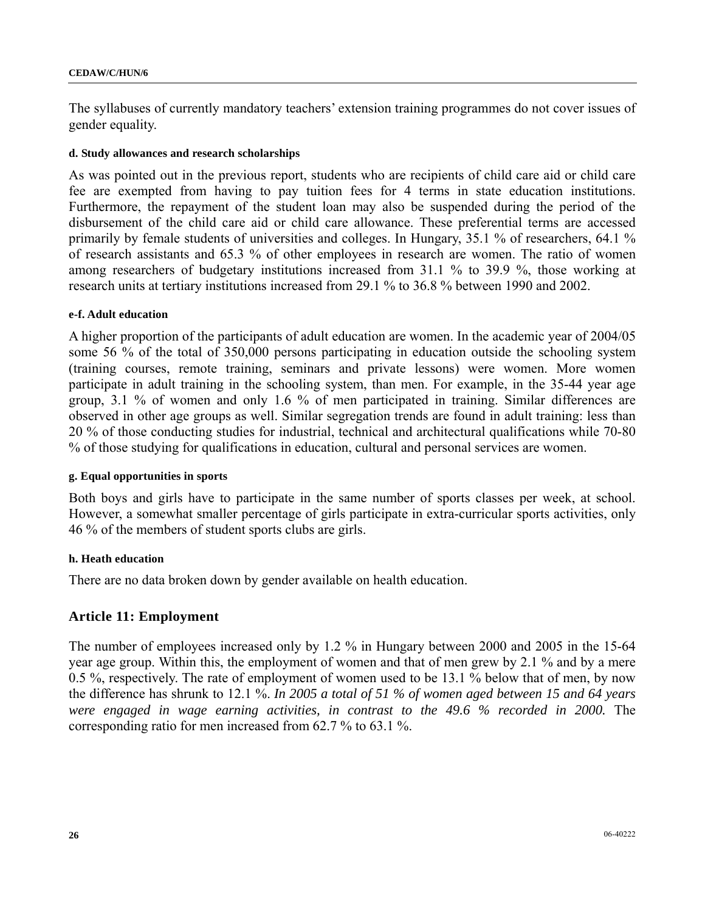The syllabuses of currently mandatory teachers' extension training programmes do not cover issues of gender equality.

#### d. Study allowances and research scholarships

As was pointed out in the previous report, students who are recipients of child care aid or child care fee are exempted from having to pay tuition fees for 4 terms in state education institutions. Furthermore, the repayment of the student loan may also be suspended during the period of the disbursement of the child care aid or child care allowance. These preferential terms are accessed primarily by female students of universities and colleges. In Hungary, 35.1 % of researchers, 64.1 % of research assistants and 65.3 % of other employees in research are women. The ratio of women among researchers of budgetary institutions increased from 31.1 % to 39.9 %, those working at research units at tertiary institutions increased from 29.1 % to 36.8 % between 1990 and 2002.

#### e-f. Adult education

A higher proportion of the participants of adult education are women. In the academic year of 2004/05 some 56 % of the total of 350,000 persons participating in education outside the schooling system (training courses, remote training, seminars and private lessons) were women. More women participate in adult training in the schooling system, than men. For example, in the 35-44 year age group, 3.1 % of women and only 1.6 % of men participated in training. Similar differences are observed in other age groups as well. Similar segregation trends are found in adult training: less than 20 % of those conducting studies for industrial, technical and architectural qualifications while 70-80 % of those studying for qualifications in education, cultural and personal services are women.

#### g. Equal opportunities in sports

Both boys and girls have to participate in the same number of sports classes per week, at school. However, a somewhat smaller percentage of girls participate in extra-curricular sports activities, only 46 % of the members of student sports clubs are girls.

#### h. Heath education

There are no data broken down by gender available on health education.

## Article 11: Employment

The number of employees increased only by 1.2 % in Hungary between 2000 and 2005 in the 15-64 year age group. Within this, the employment of women and that of men grew by 2.1 % and by a mere 0.5 %, respectively. The rate of employment of women used to be 13.1 % below that of men, by now the difference has shrunk to 12.1 %. *In 2005 a total of 51 % of women aged between 15 and 64 years were engaged in wage earning activities, in contrast to the 49.6 % recorded in 2000.* The corresponding ratio for men increased from 62.7 % to 63.1 %.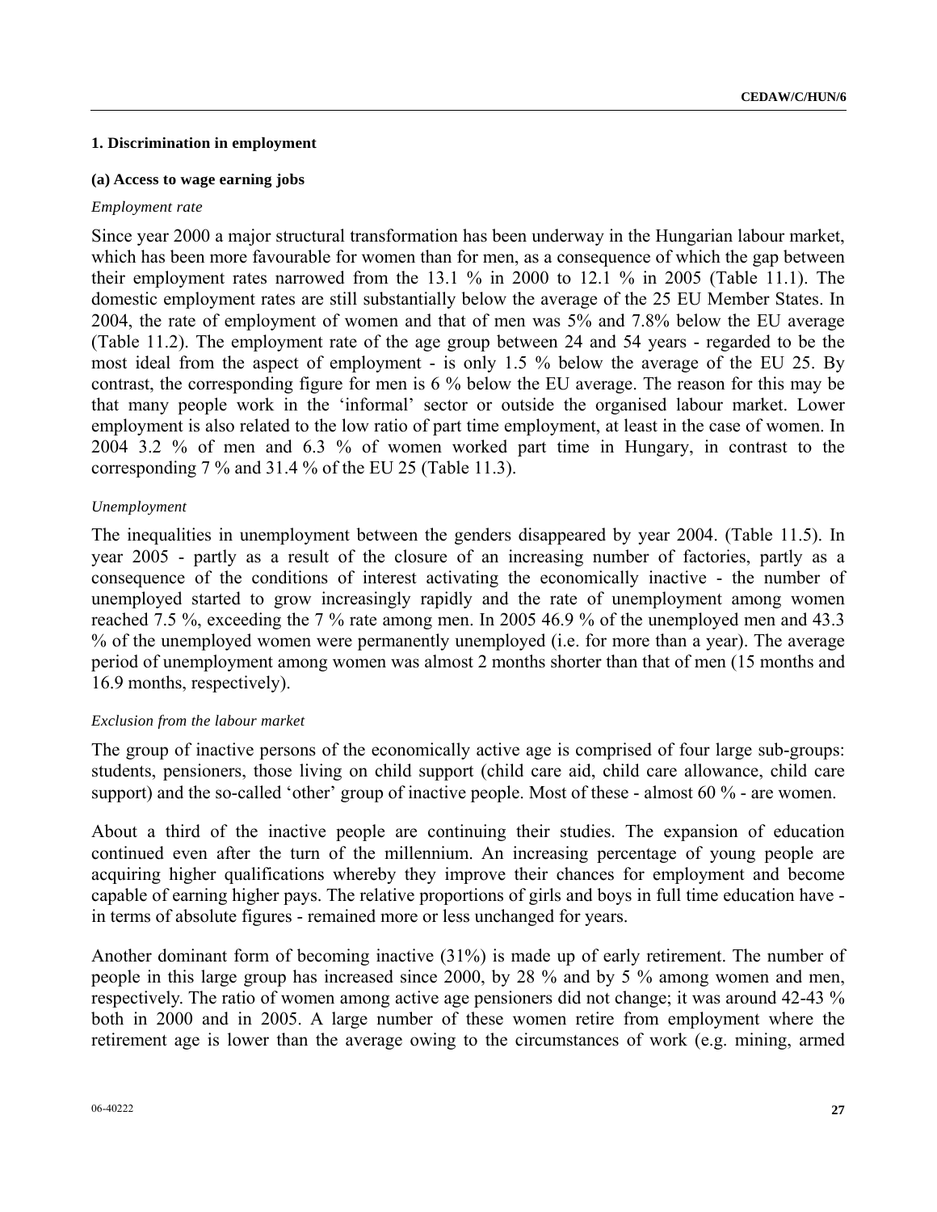### 1. Discrimination in employment

#### (a) Access to wage earning jobs

*Employment rate*

Since year 2000 a major structural transformation has been underway in the Hungarian labour market, which has been more favourable for women than for men, as a consequence of which the gap between their employment rates narrowed from the 13.1 % in 2000 to 12.1 % in 2005 (Table 11.1). The domestic employment rates are still substantially below the average of the 25 EU Member States. In 2004, the rate of employment of women and that of men was 5% and 7.8% below the EU average (Table 11.2). The employment rate of the age group between 24 and 54 years - regarded to be the most ideal from the aspect of employment - is only 1.5 % below the average of the EU 25. By contrast, the corresponding figure for men is 6 % below the EU average. The reason for this may be that many people work in the 'informal' sector or outside the organised labour market. Lower employment is also related to the low ratio of part time employment, at least in the case of women. In 2004 3.2 % of men and 6.3 % of women worked part time in Hungary, in contrast to the corresponding 7 % and 31.4 % of the EU 25 (Table 11.3).

*Unemployment*

The inequalities in unemployment between the genders disappeared by year 2004. (Table 11.5). In year 2005 - partly as a result of the closure of an increasing number of factories, partly as a consequence of the conditions of interest activating the economically inactive - the number of unemployed started to grow increasingly rapidly and the rate of unemployment among women reached 7.5 %, exceeding the 7 % rate among men. In 2005 46.9 % of the unemployed men and 43.3 % of the unemployed women were permanently unemployed (i.e. for more than a year). The average period of unemployment among women was almost 2 months shorter than that of men (15 months and 16.9 months, respectively).

*Exclusion from the labour market*

The group of inactive persons of the economically active age is comprised of four large sub-groups: students, pensioners, those living on child support (child care aid, child care allowance, child care support) and the so-called 'other' group of inactive people. Most of these - almost 60 % - are women.

About a third of the inactive people are continuing their studies. The expansion of education continued even after the turn of the millennium. An increasing percentage of young people are acquiring higher qualifications whereby they improve their chances for employment and become capable of earning higher pays. The relative proportions of girls and boys in full time education have - in terms of absolute figures - remained more or less unchanged for years.

Another dominant form of becoming inactive (31%) is made up of early retirement. The number of people in this large group has increased since 2000, by 28 % and by 5 % among women and men, respectively. The ratio of women among active age pensioners did not change; it was around 42-43 % both in 2000 and in 2005. A large number of these women retire from employment where the retirement age is lower than the average owing to the circumstances of work (e.g. mining, armed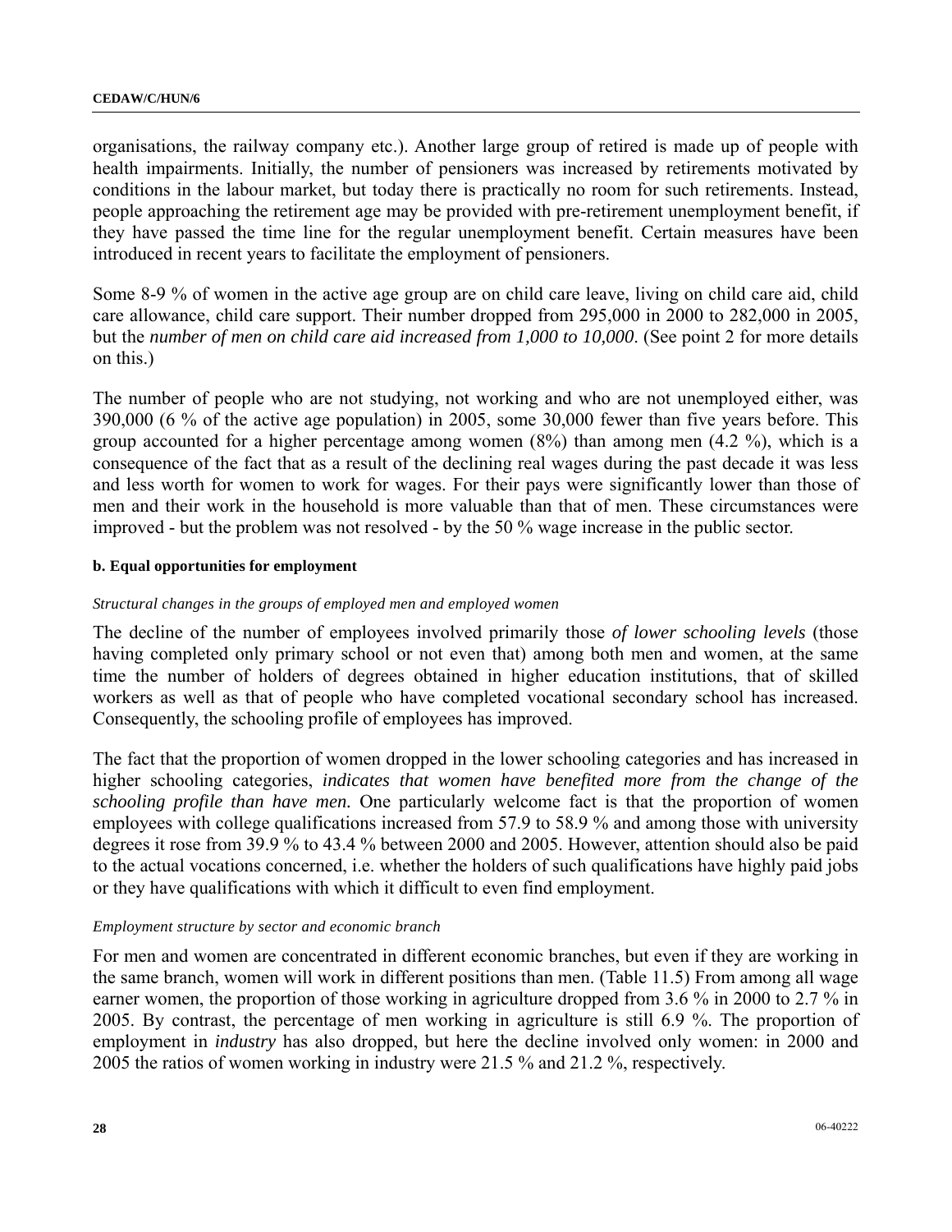organisations, the railway company etc.). Another large group of retired is made up of people with health impairments. Initially, the number of pensioners was increased by retirements motivated by conditions in the labour market, but today there is practically no room for such retirements. Instead, people approaching the retirement age may be provided with pre-retirement unemployment benefit, if they have passed the time line for the regular unemployment benefit. Certain measures have been introduced in recent years to facilitate the employment of pensioners.

Some 8-9 % of women in the active age group are on child care leave, living on child care aid, child care allowance, child care support. Their number dropped from 295,000 in 2000 to 282,000 in 2005, but the *number of men on child care aid increased from 1,000 to 10,000*. (See point 2 for more details on this.)

The number of people who are not studying, not working and who are not unemployed either, was 390,000 (6 % of the active age population) in 2005, some 30,000 fewer than five years before. This group accounted for a higher percentage among women (8%) than among men (4.2 %), which is a consequence of the fact that as a result of the declining real wages during the past decade it was less and less worth for women to work for wages. For their pays were significantly lower than those of men and their work in the household is more valuable than that of men. These circumstances were improved - but the problem was not resolved - by the 50 % wage increase in the public sector.

#### b. Equal opportunities for employment

*Structural changes in the groups of employed men and employed women*

The decline of the number of employees involved primarily those *of lower schooling levels* (those having completed only primary school or not even that) among both men and women, at the same time the number of holders of degrees obtained in higher education institutions, that of skilled workers as well as that of people who have completed vocational secondary school has increased. Consequently, the schooling profile of employees has improved.

The fact that the proportion of women dropped in the lower schooling categories and has increased in higher schooling categories, *indicates that women have benefited more from the change of the schooling profile than have men.* One particularly welcome fact is that the proportion of women employees with college qualifications increased from 57.9 to 58.9 % and among those with university degrees it rose from 39.9 % to 43.4 % between 2000 and 2005. However, attention should also be paid to the actual vocations concerned, i.e. whether the holders of such qualifications have highly paid jobs or they have qualifications with which it difficult to even find employment.

*Employment structure by sector and economic branch*

For men and women are concentrated in different economic branches, but even if they are working in the same branch, women will work in different positions than men. (Table 11.5) From among all wage earner women, the proportion of those working in agriculture dropped from 3.6 % in 2000 to 2.7 % in 2005. By contrast, the percentage of men working in agriculture is still 6.9 %. The proportion of employment in *industry* has also dropped, but here the decline involved only women: in 2000 and 2005 the ratios of women working in industry were 21.5 % and 21.2 %, respectively.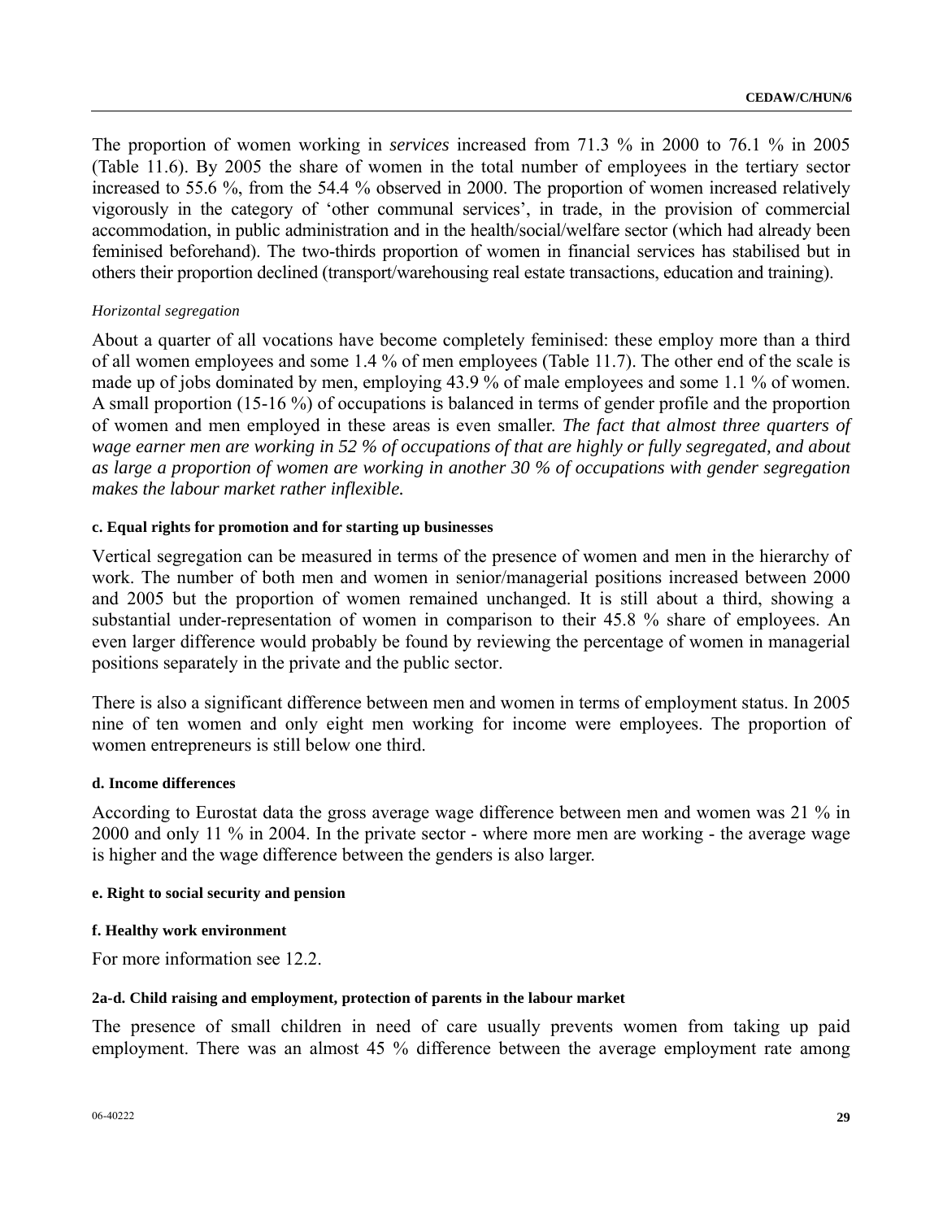The proportion of women working in *services* increased from 71.3 % in 2000 to 76.1 % in 2005 (Table 11.6). By 2005 the share of women in the total number of employees in the tertiary sector increased to 55.6 %, from the 54.4 % observed in 2000. The proportion of women increased relatively vigorously in the category of 'other communal services', in trade, in the provision of commercial accommodation, in public administration and in the health/social/welfare sector (which had already been feminised beforehand). The two-thirds proportion of women in financial services has stabilised but in others their proportion declined (transport/warehousing real estate transactions, education and training).

*Horizontal segregation*

About a quarter of all vocations have become completely feminised: these employ more than a third of all women employees and some 1.4 % of men employees (Table 11.7). The other end of the scale is made up of jobs dominated by men, employing 43.9 % of male employees and some 1.1 % of women. A small proportion (15-16 %) of occupations is balanced in terms of gender profile and the proportion of women and men employed in these areas is even smaller. *The fact that almost three quarters of wage earner men are working in 52 % of occupations of that are highly or fully segregated, and about as large a proportion of women are working in another 30 % of occupations with gender segregation makes the labour market rather inflexible.*

#### c. Equal rights for promotion and for starting up businesses

Vertical segregation can be measured in terms of the presence of women and men in the hierarchy of work. The number of both men and women in senior/managerial positions increased between 2000 and 2005 but the proportion of women remained unchanged. It is still about a third, showing a substantial under-representation of women in comparison to their 45.8 % share of employees. An even larger difference would probably be found by reviewing the percentage of women in managerial positions separately in the private and the public sector.

There is also a significant difference between men and women in terms of employment status. In 2005 nine of ten women and only eight men working for income were employees. The proportion of women entrepreneurs is still below one third.

#### d. Income differences

According to Eurostat data the gross average wage difference between men and women was 21 % in 2000 and only 11 % in 2004. In the private sector - where more men are working - the average wage is higher and the wage difference between the genders is also larger.

#### e. Right to social security and pension

#### f. Healthy work environment

For more information see 12.2.

#### 2a-d. Child raising and employment, protection of parents in the labour market

The presence of small children in need of care usually prevents women from taking up paid employment. There was an almost 45 % difference between the average employment rate among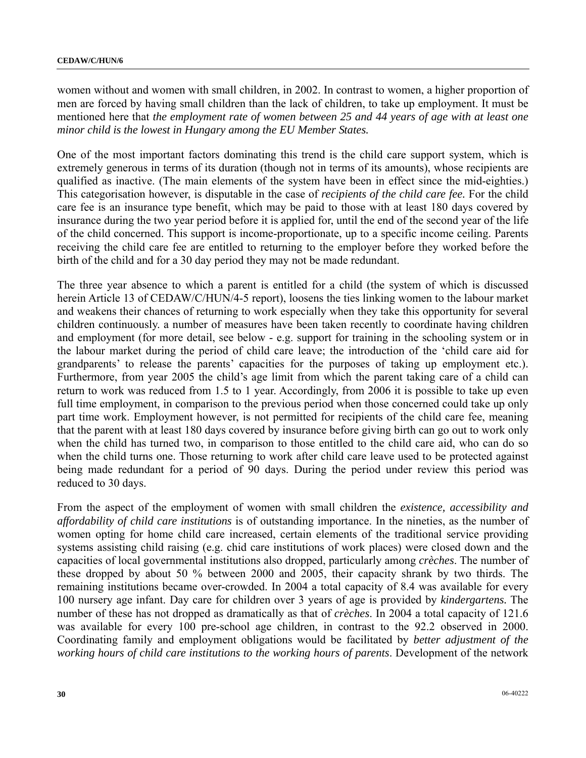women without and women with small children, in 2002. In contrast to women, a higher proportion of men are forced by having small children than the lack of children, to take up employment. It must be mentioned here that *the employment rate of women between 25 and 44 years of age with at least one minor child is the lowest in Hungary among the EU Member States.*

One of the most important factors dominating this trend is the child care support system, which is extremely generous in terms of its duration (though not in terms of its amounts), whose recipients are qualified as inactive. (The main elements of the system have been in effect since the mid-eighties.) This categorisation however, is disputable in the case of *recipients of the child care fee.* For the child care fee is an insurance type benefit, which may be paid to those with at least 180 days covered by insurance during the two year period before it is applied for, until the end of the second year of the life of the child concerned. This support is income-proportionate, up to a specific income ceiling. Parents receiving the child care fee are entitled to returning to the employer before they worked before the birth of the child and for a 30 day period they may not be made redundant.

The three year absence to which a parent is entitled for a child (the system of which is discussed herein Article 13 of CEDAW/C/HUN/4-5 report), loosens the ties linking women to the labour market and weakens their chances of returning to work especially when they take this opportunity for several children continuously. a number of measures have been taken recently to coordinate having children and employment (for more detail, see below - e.g. support for training in the schooling system or in the labour market during the period of child care leave; the introduction of the 'child care aid for grandparents' to release the parents' capacities for the purposes of taking up employment etc.). Furthermore, from year 2005 the child's age limit from which the parent taking care of a child can return to work was reduced from 1.5 to 1 year. Accordingly, from 2006 it is possible to take up even full time employment, in comparison to the previous period when those concerned could take up only part time work. Employment however, is not permitted for recipients of the child care fee, meaning that the parent with at least 180 days covered by insurance before giving birth can go out to work only when the child has turned two, in comparison to those entitled to the child care aid, who can do so when the child turns one. Those returning to work after child care leave used to be protected against being made redundant for a period of 90 days. During the period under review this period was reduced to 30 days.

From the aspect of the employment of women with small children the *existence, accessibility and affordability of child care institutions* is of outstanding importance. In the nineties, as the number of women opting for home child care increased, certain elements of the traditional service providing systems assisting child raising (e.g. chid care institutions of work places) were closed down and the capacities of local governmental institutions also dropped, particularly among *crèches*. The number of these dropped by about 50 % between 2000 and 2005, their capacity shrank by two thirds. The remaining institutions became over-crowded. In 2004 a total capacity of 8.4 was available for every 100 nursery age infant. Day care for children over 3 years of age is provided by *kindergartens.* The number of these has not dropped as dramatically as that of *crèches*. In 2004 a total capacity of 121.6 was available for every 100 pre-school age children, in contrast to the 92.2 observed in 2000. Coordinating family and employment obligations would be facilitated by *better adjustment of the working hours of child care institutions to the working hours of parents*. Development of the network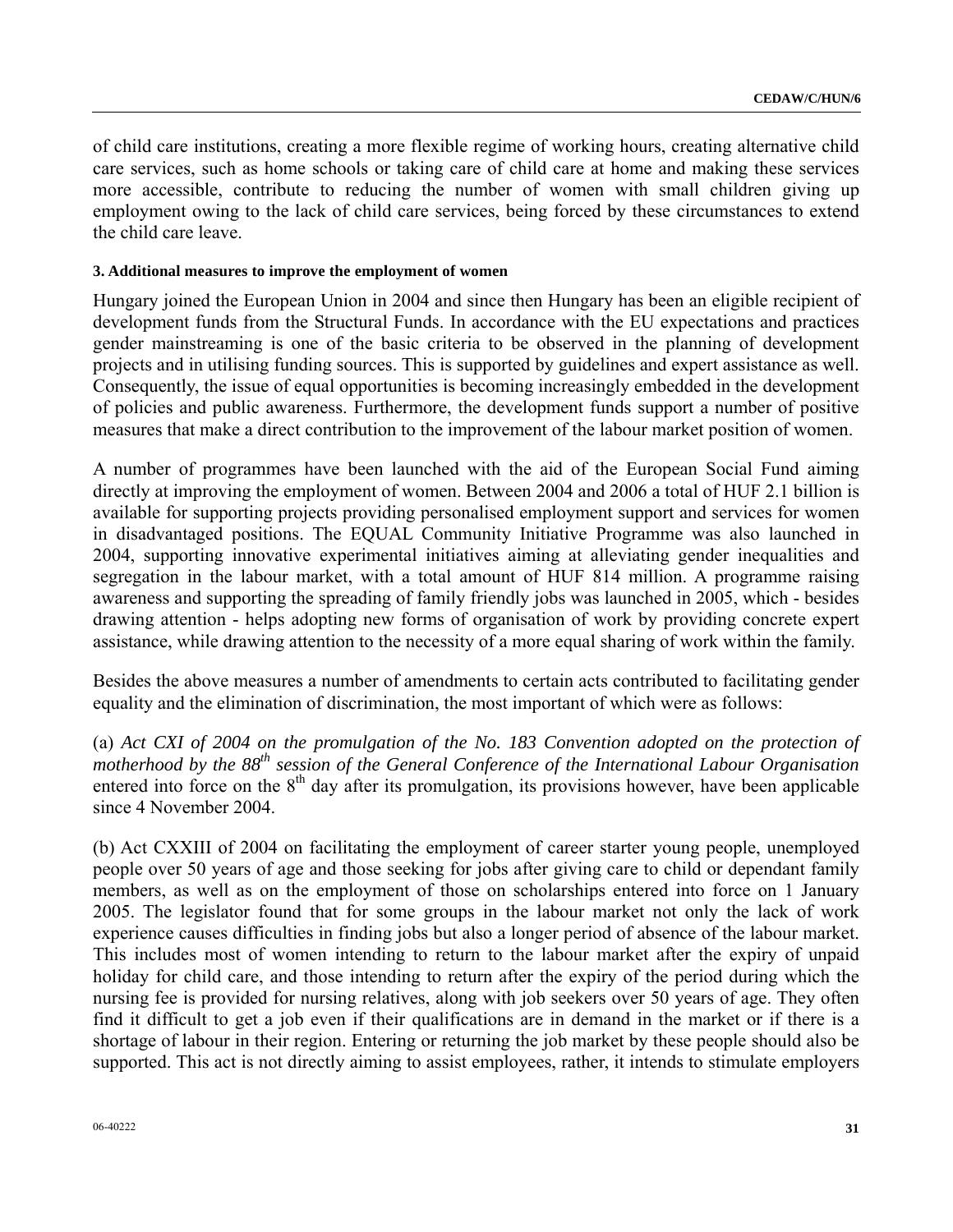of child care institutions, creating a more flexible regime of working hours, creating alternative child care services, such as home schools or taking care of child care at home and making these services more accessible, contribute to reducing the number of women with small children giving up employment owing to the lack of child care services, being forced by these circumstances to extend the child care leave.

#### 3. Additional measures to improve the employment of women

Hungary joined the European Union in 2004 and since then Hungary has been an eligible recipient of development funds from the Structural Funds. In accordance with the EU expectations and practices gender mainstreaming is one of the basic criteria to be observed in the planning of development projects and in utilising funding sources. This is supported by guidelines and expert assistance as well. Consequently, the issue of equal opportunities is becoming increasingly embedded in the development of policies and public awareness. Furthermore, the development funds support a number of positive measures that make a direct contribution to the improvement of the labour market position of women.

A number of programmes have been launched with the aid of the European Social Fund aiming directly at improving the employment of women. Between 2004 and 2006 a total of HUF 2.1 billion is available for supporting projects providing personalised employment support and services for women in disadvantaged positions. The EQUAL Community Initiative Programme was also launched in 2004, supporting innovative experimental initiatives aiming at alleviating gender inequalities and segregation in the labour market, with a total amount of HUF 814 million. A programme raising awareness and supporting the spreading of family friendly jobs was launched in 2005, which - besides drawing attention - helps adopting new forms of organisation of work by providing concrete expert assistance, while drawing attention to the necessity of a more equal sharing of work within the family.

Besides the above measures a number of amendments to certain acts contributed to facilitating gender equality and the elimination of discrimination, the most important of which were as follows:

(a) *Act CXI of 2004 on the promulgation of the No. 183 Convention adopted on the protection of motherhood by the 88th session of the General Conference of the International Labour Organisation* entered into force on the 8th day after its promulgation, its provisions however, have been applicable since 4 November 2004.

(b) Act CXXIII of 2004 on facilitating the employment of career starter young people, unemployed people over 50 years of age and those seeking for jobs after giving care to child or dependant family members, as well as on the employment of those on scholarships entered into force on 1 January 2005. The legislator found that for some groups in the labour market not only the lack of work experience causes difficulties in finding jobs but also a longer period of absence of the labour market. This includes most of women intending to return to the labour market after the expiry of unpaid holiday for child care, and those intending to return after the expiry of the period during which the nursing fee is provided for nursing relatives, along with job seekers over 50 years of age. They often find it difficult to get a job even if their qualifications are in demand in the market or if there is a shortage of labour in their region. Entering or returning the job market by these people should also be supported. This act is not directly aiming to assist employees, rather, it intends to stimulate employers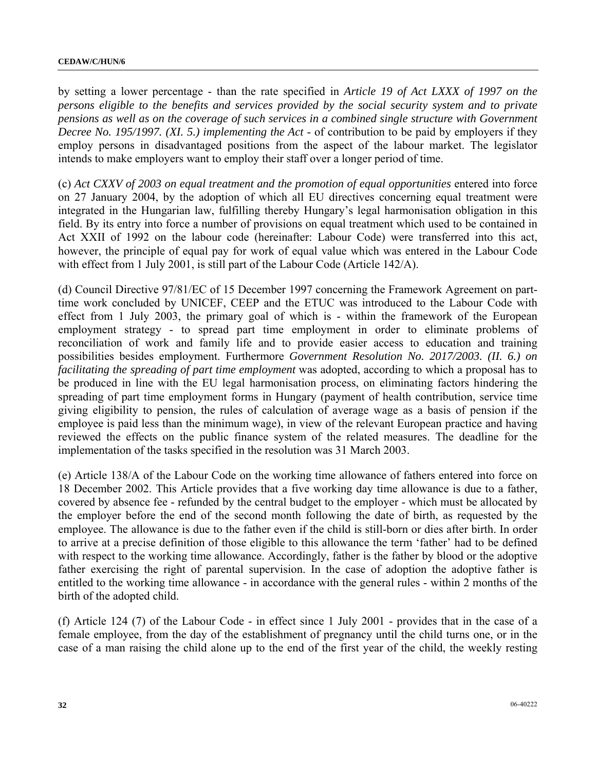by setting a lower percentage - than the rate specified in *Article 19 of Act LXXX of 1997 on the persons eligible to the benefits and services provided by the social security system and to private pensions as well as on the coverage of such services in a combined single structure with Government Decree No. 195/1997. (XI. 5.) implementing the Act* - of contribution to be paid by employers if they employ persons in disadvantaged positions from the aspect of the labour market. The legislator intends to make employers want to employ their staff over a longer period of time.

(c) *Act CXXV of 2003 on equal treatment and the promotion of equal opportunities* entered into force on 27 January 2004, by the adoption of which all EU directives concerning equal treatment were integrated in the Hungarian law, fulfilling thereby Hungary's legal harmonisation obligation in this field. By its entry into force a number of provisions on equal treatment which used to be contained in Act XXII of 1992 on the labour code (hereinafter: Labour Code) were transferred into this act, however, the principle of equal pay for work of equal value which was entered in the Labour Code with effect from 1 July 2001, is still part of the Labour Code (Article 142/A).

(d) Council Directive 97/81/EC of 15 December 1997 concerning the Framework Agreement on part-time work concluded by UNICEF, CEEP and the ETUC was introduced to the Labour Code with effect from 1 July 2003, the primary goal of which is - within the framework of the European employment strategy - to spread part time employment in order to eliminate problems of reconciliation of work and family life and to provide easier access to education and training possibilities besides employment. Furthermore *Government Resolution No. 2017/2003. (II. 6.) on facilitating the spreading of part time employment* was adopted, according to which a proposal has to be produced in line with the EU legal harmonisation process, on eliminating factors hindering the spreading of part time employment forms in Hungary (payment of health contribution, service time giving eligibility to pension, the rules of calculation of average wage as a basis of pension if the employee is paid less than the minimum wage), in view of the relevant European practice and having reviewed the effects on the public finance system of the related measures. The deadline for the implementation of the tasks specified in the resolution was 31 March 2003.

(e) Article 138/A of the Labour Code on the working time allowance of fathers entered into force on 18 December 2002. This Article provides that a five working day time allowance is due to a father, covered by absence fee - refunded by the central budget to the employer - which must be allocated by the employer before the end of the second month following the date of birth, as requested by the employee. The allowance is due to the father even if the child is still-born or dies after birth. In order to arrive at a precise definition of those eligible to this allowance the term 'father' had to be defined with respect to the working time allowance. Accordingly, father is the father by blood or the adoptive father exercising the right of parental supervision. In the case of adoption the adoptive father is entitled to the working time allowance - in accordance with the general rules - within 2 months of the birth of the adopted child.

(f) Article 124 (7) of the Labour Code - in effect since 1 July 2001 - provides that in the case of a female employee, from the day of the establishment of pregnancy until the child turns one, or in the case of a man raising the child alone up to the end of the first year of the child, the weekly resting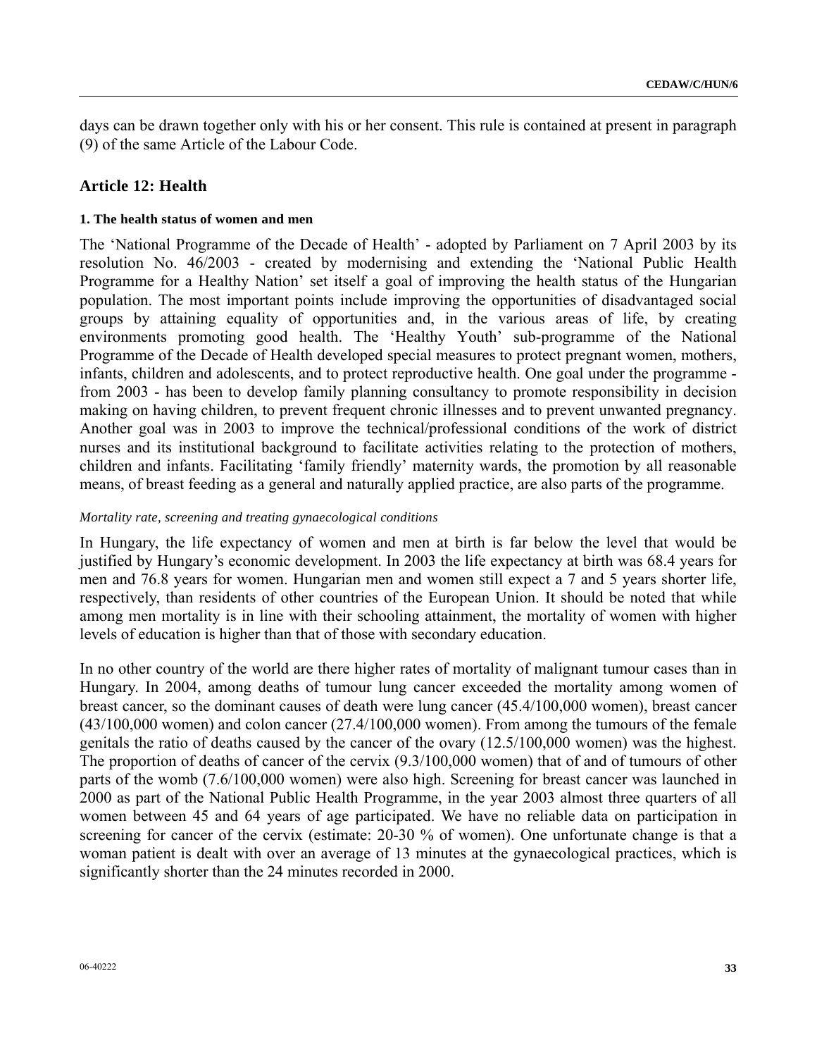days can be drawn together only with his or her consent. This rule is contained at present in paragraph (9) of the same Article of the Labour Code.

## Article 12: Health

#### 1. The health status of women and men

The 'National Programme of the Decade of Health' - adopted by Parliament on 7 April 2003 by its resolution No. 46/2003 - created by modernising and extending the 'National Public Health Programme for a Healthy Nation' set itself a goal of improving the health status of the Hungarian population. The most important points include improving the opportunities of disadvantaged social groups by attaining equality of opportunities and, in the various areas of life, by creating environments promoting good health. The 'Healthy Youth' sub-programme of the National Programme of the Decade of Health developed special measures to protect pregnant women, mothers, infants, children and adolescents, and to protect reproductive health. One goal under the programme - from 2003 - has been to develop family planning consultancy to promote responsibility in decision making on having children, to prevent frequent chronic illnesses and to prevent unwanted pregnancy. Another goal was in 2003 to improve the technical/professional conditions of the work of district nurses and its institutional background to facilitate activities relating to the protection of mothers, children and infants. Facilitating 'family friendly' maternity wards, the promotion by all reasonable means, of breast feeding as a general and naturally applied practice, are also parts of the programme.

*Mortality rate, screening and treating gynaecological conditions*

In Hungary, the life expectancy of women and men at birth is far below the level that would be justified by Hungary's economic development. In 2003 the life expectancy at birth was 68.4 years for men and 76.8 years for women. Hungarian men and women still expect a 7 and 5 years shorter life, respectively, than residents of other countries of the European Union. It should be noted that while among men mortality is in line with their schooling attainment, the mortality of women with higher levels of education is higher than that of those with secondary education.

In no other country of the world are there higher rates of mortality of malignant tumour cases than in Hungary. In 2004, among deaths of tumour lung cancer exceeded the mortality among women of breast cancer, so the dominant causes of death were lung cancer (45.4/100,000 women), breast cancer (43/100,000 women) and colon cancer (27.4/100,000 women). From among the tumours of the female genitals the ratio of deaths caused by the cancer of the ovary (12.5/100,000 women) was the highest. The proportion of deaths of cancer of the cervix (9.3/100,000 women) that of and of tumours of other parts of the womb (7.6/100,000 women) were also high. Screening for breast cancer was launched in 2000 as part of the National Public Health Programme, in the year 2003 almost three quarters of all women between 45 and 64 years of age participated. We have no reliable data on participation in screening for cancer of the cervix (estimate: 20-30 % of women). One unfortunate change is that a woman patient is dealt with over an average of 13 minutes at the gynaecological practices, which is significantly shorter than the 24 minutes recorded in 2000.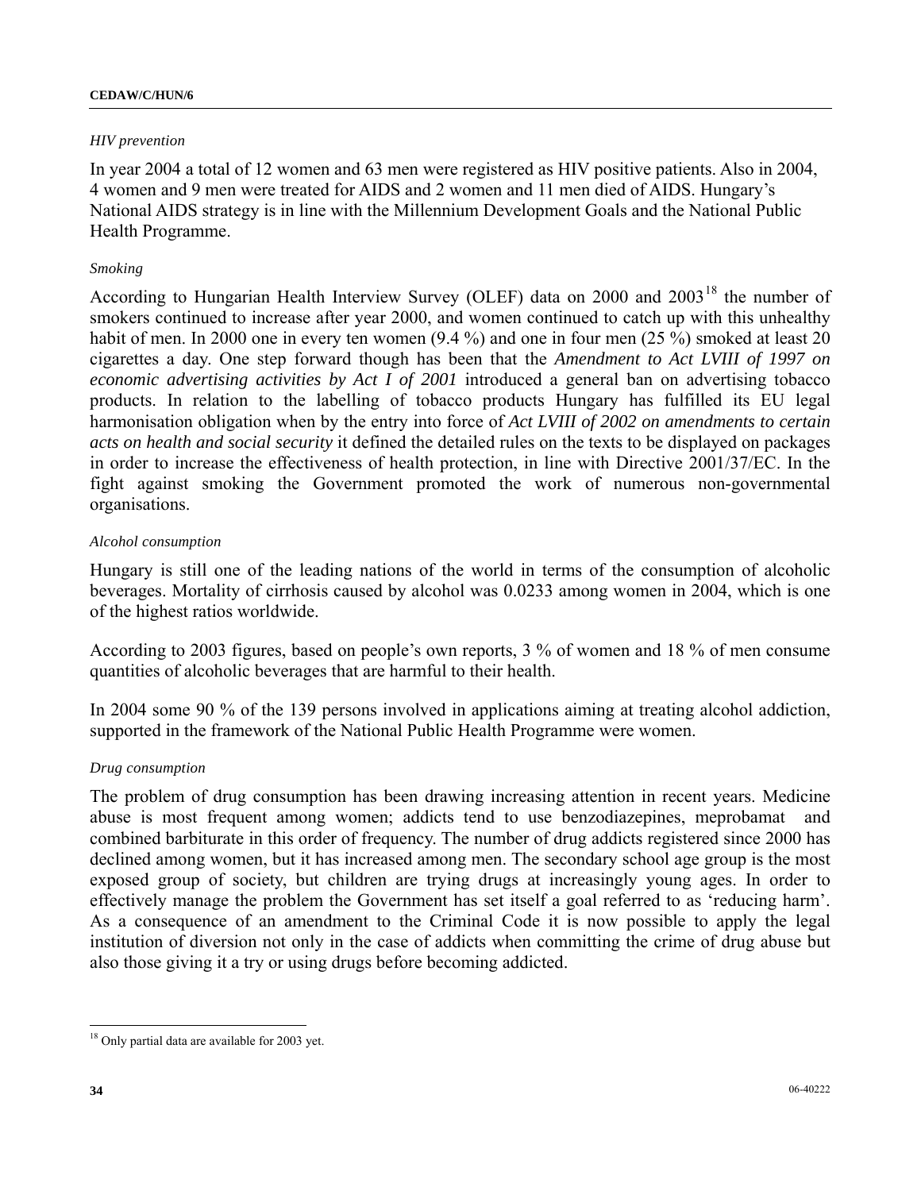*HIV prevention*

In year 2004 a total of 12 women and 63 men were registered as HIV positive patients. Also in 2004, 4 women and 9 men were treated for AIDS and 2 women and 11 men died of AIDS. Hungary's National AIDS strategy is in line with the Millennium Development Goals and the National Public Health Programme.

*Smoking*

According to Hungarian Health Interview Survey (OLEF) data on 2000 and 2003[18] the number of smokers continued to increase after year 2000, and women continued to catch up with this unhealthy habit of men. In 2000 one in every ten women (9.4 %) and one in four men (25 %) smoked at least 20 cigarettes a day. One step forward though has been that the *Amendment to Act LVIII of 1997 on economic advertising activities by Act I of 2001* introduced a general ban on advertising tobacco products. In relation to the labelling of tobacco products Hungary has fulfilled its EU legal harmonisation obligation when by the entry into force of *Act LVIII of 2002 on amendments to certain acts on health and social security* it defined the detailed rules on the texts to be displayed on packages in order to increase the effectiveness of health protection, in line with Directive 2001/37/EC. In the fight against smoking the Government promoted the work of numerous non-governmental organisations.

*Alcohol consumption*

Hungary is still one of the leading nations of the world in terms of the consumption of alcoholic beverages. Mortality of cirrhosis caused by alcohol was 0.0233 among women in 2004, which is one of the highest ratios worldwide.

According to 2003 figures, based on people's own reports, 3 % of women and 18 % of men consume quantities of alcoholic beverages that are harmful to their health.

In 2004 some 90 % of the 139 persons involved in applications aiming at treating alcohol addiction, supported in the framework of the National Public Health Programme were women.

*Drug consumption*

The problem of drug consumption has been drawing increasing attention in recent years. Medicine abuse is most frequent among women; addicts tend to use benzodiazepines, meprobamat and combined barbiturate in this order of frequency. The number of drug addicts registered since 2000 has declined among women, but it has increased among men. The secondary school age group is the most exposed group of society, but children are trying drugs at increasingly young ages. In order to effectively manage the problem the Government has set itself a goal referred to as 'reducing harm'. As a consequence of an amendment to the Criminal Code it is now possible to apply the legal institution of diversion not only in the case of addicts when committing the crime of drug abuse but also those giving it a try or using drugs before becoming addicted.

---

[18] Only partial data are available for 2003 yet.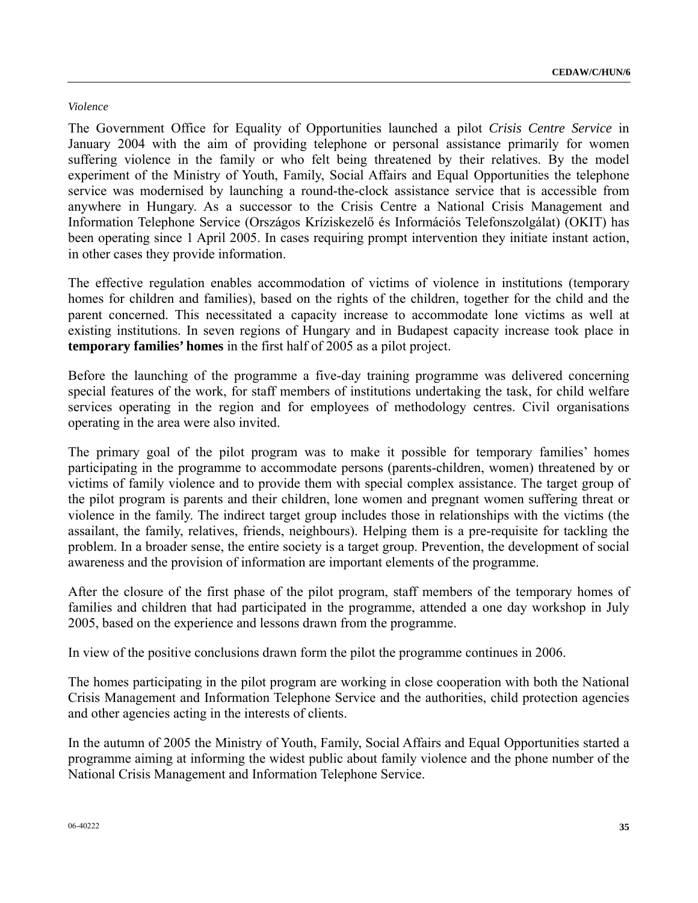*Violence*

The Government Office for Equality of Opportunities launched a pilot *Crisis Centre Service* in January 2004 with the aim of providing telephone or personal assistance primarily for women suffering violence in the family or who felt being threatened by their relatives. By the model experiment of the Ministry of Youth, Family, Social Affairs and Equal Opportunities the telephone service was modernised by launching a round-the-clock assistance service that is accessible from anywhere in Hungary. As a successor to the Crisis Centre a National Crisis Management and Information Telephone Service (Országos Kríziskezelő és Információs Telefonszolgálat) (OKIT) has been operating since 1 April 2005. In cases requiring prompt intervention they initiate instant action, in other cases they provide information.

The effective regulation enables accommodation of victims of violence in institutions (temporary homes for children and families), based on the rights of the children, together for the child and the parent concerned. This necessitated a capacity increase to accommodate lone victims as well at existing institutions. In seven regions of Hungary and in Budapest capacity increase took place in **temporary families' homes** in the first half of 2005 as a pilot project.

Before the launching of the programme a five-day training programme was delivered concerning special features of the work, for staff members of institutions undertaking the task, for child welfare services operating in the region and for employees of methodology centres. Civil organisations operating in the area were also invited.

The primary goal of the pilot program was to make it possible for temporary families' homes participating in the programme to accommodate persons (parents-children, women) threatened by or victims of family violence and to provide them with special complex assistance. The target group of the pilot program is parents and their children, lone women and pregnant women suffering threat or violence in the family. The indirect target group includes those in relationships with the victims (the assailant, the family, relatives, friends, neighbours). Helping them is a pre-requisite for tackling the problem. In a broader sense, the entire society is a target group. Prevention, the development of social awareness and the provision of information are important elements of the programme.

After the closure of the first phase of the pilot program, staff members of the temporary homes of families and children that had participated in the programme, attended a one day workshop in July 2005, based on the experience and lessons drawn from the programme.

In view of the positive conclusions drawn form the pilot the programme continues in 2006.

The homes participating in the pilot program are working in close cooperation with both the National Crisis Management and Information Telephone Service and the authorities, child protection agencies and other agencies acting in the interests of clients.

In the autumn of 2005 the Ministry of Youth, Family, Social Affairs and Equal Opportunities started a programme aiming at informing the widest public about family violence and the phone number of the National Crisis Management and Information Telephone Service.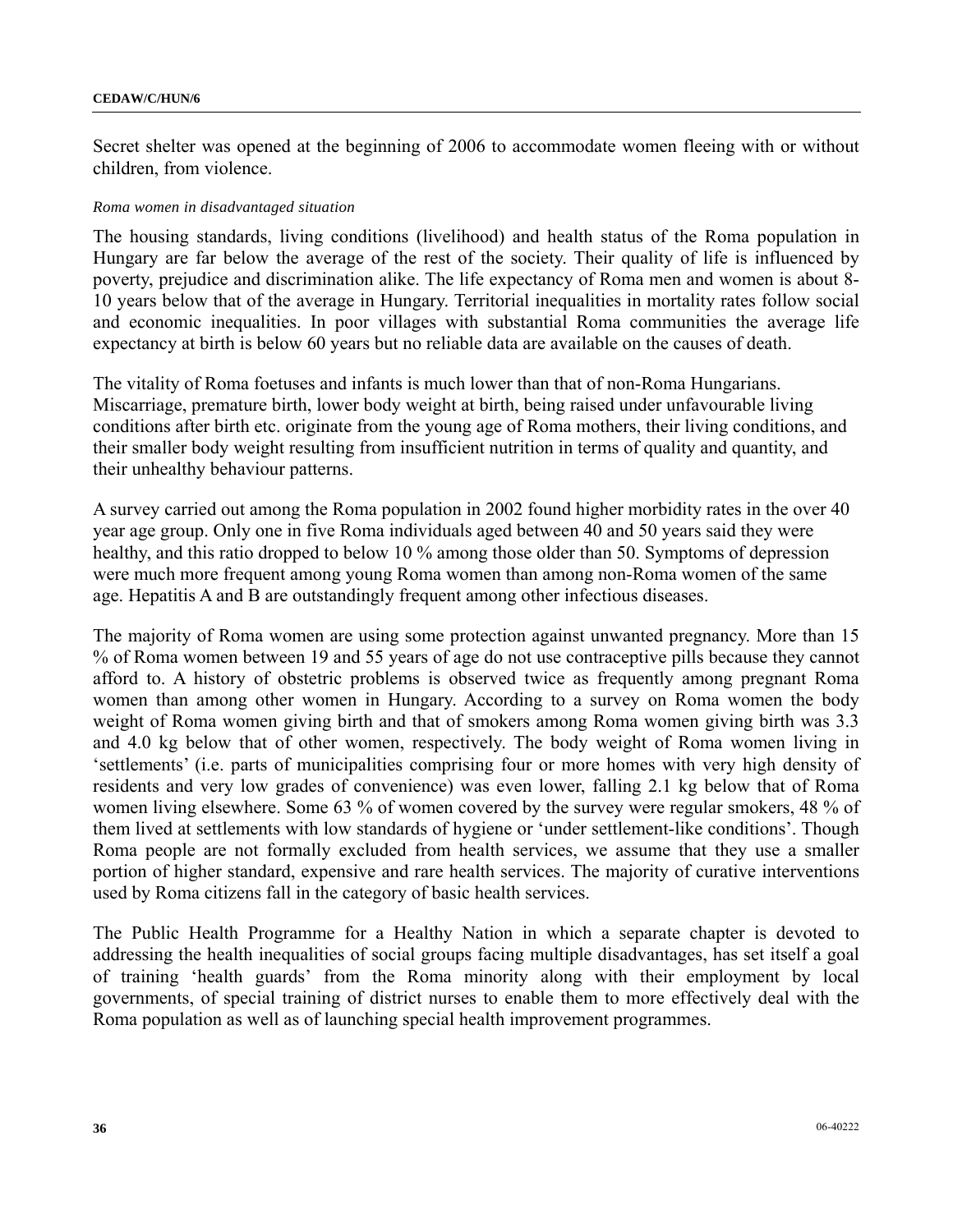Secret shelter was opened at the beginning of 2006 to accommodate women fleeing with or without children, from violence.

*Roma women in disadvantaged situation*

The housing standards, living conditions (livelihood) and health status of the Roma population in Hungary are far below the average of the rest of the society. Their quality of life is influenced by poverty, prejudice and discrimination alike. The life expectancy of Roma men and women is about 8-10 years below that of the average in Hungary. Territorial inequalities in mortality rates follow social and economic inequalities. In poor villages with substantial Roma communities the average life expectancy at birth is below 60 years but no reliable data are available on the causes of death.

The vitality of Roma foetuses and infants is much lower than that of non-Roma Hungarians. Miscarriage, premature birth, lower body weight at birth, being raised under unfavourable living conditions after birth etc. originate from the young age of Roma mothers, their living conditions, and their smaller body weight resulting from insufficient nutrition in terms of quality and quantity, and their unhealthy behaviour patterns.

A survey carried out among the Roma population in 2002 found higher morbidity rates in the over 40 year age group. Only one in five Roma individuals aged between 40 and 50 years said they were healthy, and this ratio dropped to below 10 % among those older than 50. Symptoms of depression were much more frequent among young Roma women than among non-Roma women of the same age. Hepatitis A and B are outstandingly frequent among other infectious diseases.

The majority of Roma women are using some protection against unwanted pregnancy. More than 15 % of Roma women between 19 and 55 years of age do not use contraceptive pills because they cannot afford to. A history of obstetric problems is observed twice as frequently among pregnant Roma women than among other women in Hungary. According to a survey on Roma women the body weight of Roma women giving birth and that of smokers among Roma women giving birth was 3.3 and 4.0 kg below that of other women, respectively. The body weight of Roma women living in 'settlements' (i.e. parts of municipalities comprising four or more homes with very high density of residents and very low grades of convenience) was even lower, falling 2.1 kg below that of Roma women living elsewhere. Some 63 % of women covered by the survey were regular smokers, 48 % of them lived at settlements with low standards of hygiene or 'under settlement-like conditions'. Though Roma people are not formally excluded from health services, we assume that they use a smaller portion of higher standard, expensive and rare health services. The majority of curative interventions used by Roma citizens fall in the category of basic health services.

The Public Health Programme for a Healthy Nation in which a separate chapter is devoted to addressing the health inequalities of social groups facing multiple disadvantages, has set itself a goal of training 'health guards' from the Roma minority along with their employment by local governments, of special training of district nurses to enable them to more effectively deal with the Roma population as well as of launching special health improvement programmes.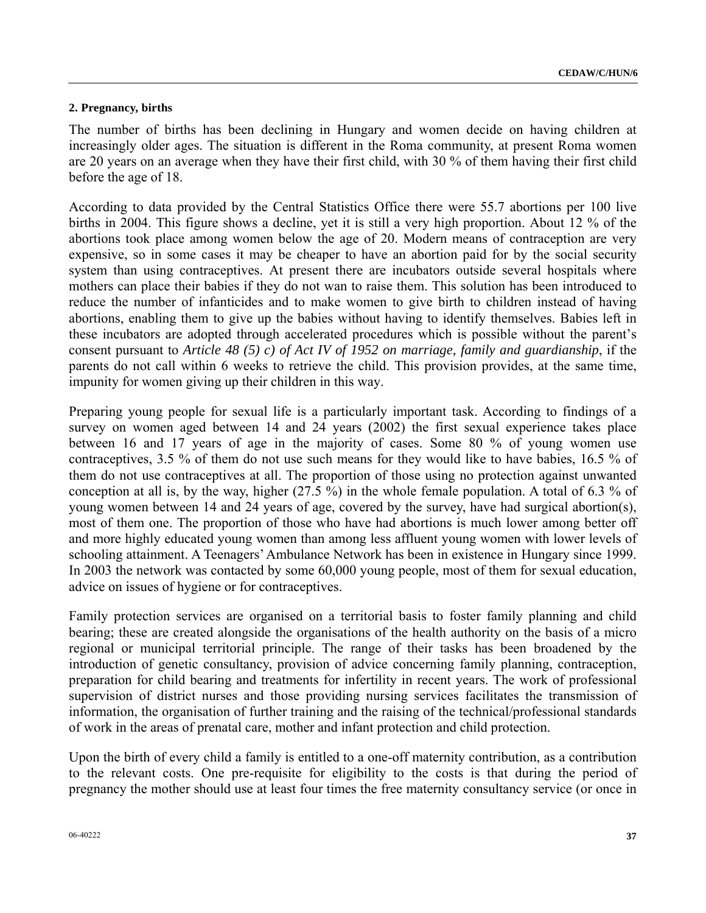**2. Pregnancy, births**

The number of births has been declining in Hungary and women decide on having children at increasingly older ages. The situation is different in the Roma community, at present Roma women are 20 years on an average when they have their first child, with 30 % of them having their first child before the age of 18.

According to data provided by the Central Statistics Office there were 55.7 abortions per 100 live births in 2004. This figure shows a decline, yet it is still a very high proportion. About 12 % of the abortions took place among women below the age of 20. Modern means of contraception are very expensive, so in some cases it may be cheaper to have an abortion paid for by the social security system than using contraceptives. At present there are incubators outside several hospitals where mothers can place their babies if they do not wan to raise them. This solution has been introduced to reduce the number of infanticides and to make women to give birth to children instead of having abortions, enabling them to give up the babies without having to identify themselves. Babies left in these incubators are adopted through accelerated procedures which is possible without the parent's consent pursuant to *Article 48 (5) c) of Act IV of 1952 on marriage, family and guardianship*, if the parents do not call within 6 weeks to retrieve the child. This provision provides, at the same time, impunity for women giving up their children in this way.

Preparing young people for sexual life is a particularly important task. According to findings of a survey on women aged between 14 and 24 years (2002) the first sexual experience takes place between 16 and 17 years of age in the majority of cases. Some 80 % of young women use contraceptives, 3.5 % of them do not use such means for they would like to have babies, 16.5 % of them do not use contraceptives at all. The proportion of those using no protection against unwanted conception at all is, by the way, higher (27.5 %) in the whole female population. A total of 6.3 % of young women between 14 and 24 years of age, covered by the survey, have had surgical abortion(s), most of them one. The proportion of those who have had abortions is much lower among better off and more highly educated young women than among less affluent young women with lower levels of schooling attainment. A Teenagers' Ambulance Network has been in existence in Hungary since 1999. In 2003 the network was contacted by some 60,000 young people, most of them for sexual education, advice on issues of hygiene or for contraceptives.

Family protection services are organised on a territorial basis to foster family planning and child bearing; these are created alongside the organisations of the health authority on the basis of a micro regional or municipal territorial principle. The range of their tasks has been broadened by the introduction of genetic consultancy, provision of advice concerning family planning, contraception, preparation for child bearing and treatments for infertility in recent years. The work of professional supervision of district nurses and those providing nursing services facilitates the transmission of information, the organisation of further training and the raising of the technical/professional standards of work in the areas of prenatal care, mother and infant protection and child protection.

Upon the birth of every child a family is entitled to a one-off maternity contribution, as a contribution to the relevant costs. One pre-requisite for eligibility to the costs is that during the period of pregnancy the mother should use at least four times the free maternity consultancy service (or once in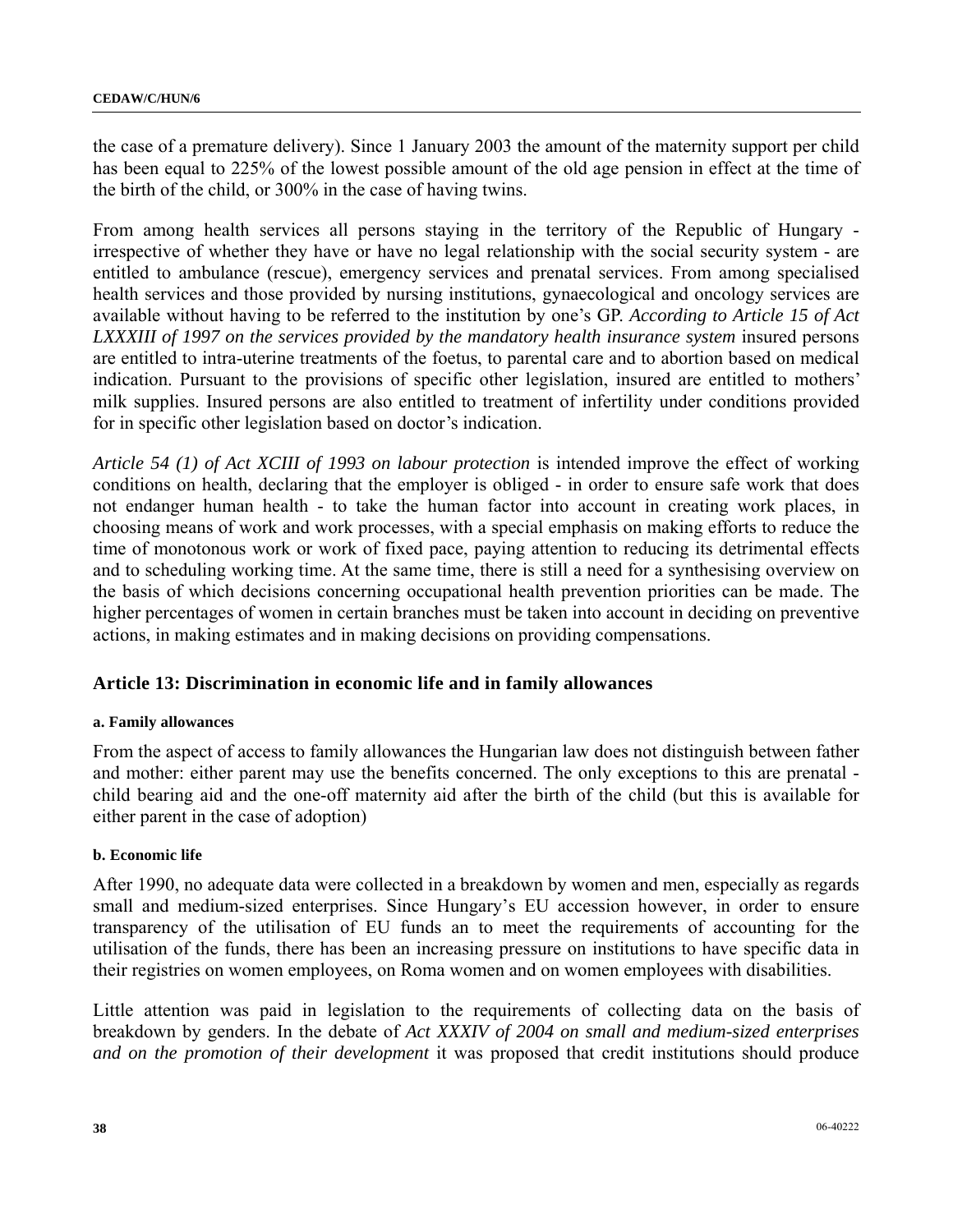the case of a premature delivery). Since 1 January 2003 the amount of the maternity support per child has been equal to 225% of the lowest possible amount of the old age pension in effect at the time of the birth of the child, or 300% in the case of having twins.

From among health services all persons staying in the territory of the Republic of Hungary - irrespective of whether they have or have no legal relationship with the social security system - are entitled to ambulance (rescue), emergency services and prenatal services. From among specialised health services and those provided by nursing institutions, gynaecological and oncology services are available without having to be referred to the institution by one's GP. *According to Article 15 of Act LXXXIII of 1997 on the services provided by the mandatory health insurance system* insured persons are entitled to intra-uterine treatments of the foetus, to parental care and to abortion based on medical indication. Pursuant to the provisions of specific other legislation, insured are entitled to mothers' milk supplies. Insured persons are also entitled to treatment of infertility under conditions provided for in specific other legislation based on doctor's indication.

*Article 54 (1) of Act XCIII of 1993 on labour protection* is intended improve the effect of working conditions on health, declaring that the employer is obliged - in order to ensure safe work that does not endanger human health - to take the human factor into account in creating work places, in choosing means of work and work processes, with a special emphasis on making efforts to reduce the time of monotonous work or work of fixed pace, paying attention to reducing its detrimental effects and to scheduling working time. At the same time, there is still a need for a synthesising overview on the basis of which decisions concerning occupational health prevention priorities can be made. The higher percentages of women in certain branches must be taken into account in deciding on preventive actions, in making estimates and in making decisions on providing compensations.

## Article 13: Discrimination in economic life and in family allowances

#### a. Family allowances

From the aspect of access to family allowances the Hungarian law does not distinguish between father and mother: either parent may use the benefits concerned. The only exceptions to this are prenatal - child bearing aid and the one-off maternity aid after the birth of the child (but this is available for either parent in the case of adoption)

#### b. Economic life

After 1990, no adequate data were collected in a breakdown by women and men, especially as regards small and medium-sized enterprises. Since Hungary's EU accession however, in order to ensure transparency of the utilisation of EU funds an to meet the requirements of accounting for the utilisation of the funds, there has been an increasing pressure on institutions to have specific data in their registries on women employees, on Roma women and on women employees with disabilities.

Little attention was paid in legislation to the requirements of collecting data on the basis of breakdown by genders. In the debate of *Act XXXIV of 2004 on small and medium-sized enterprises and on the promotion of their development* it was proposed that credit institutions should produce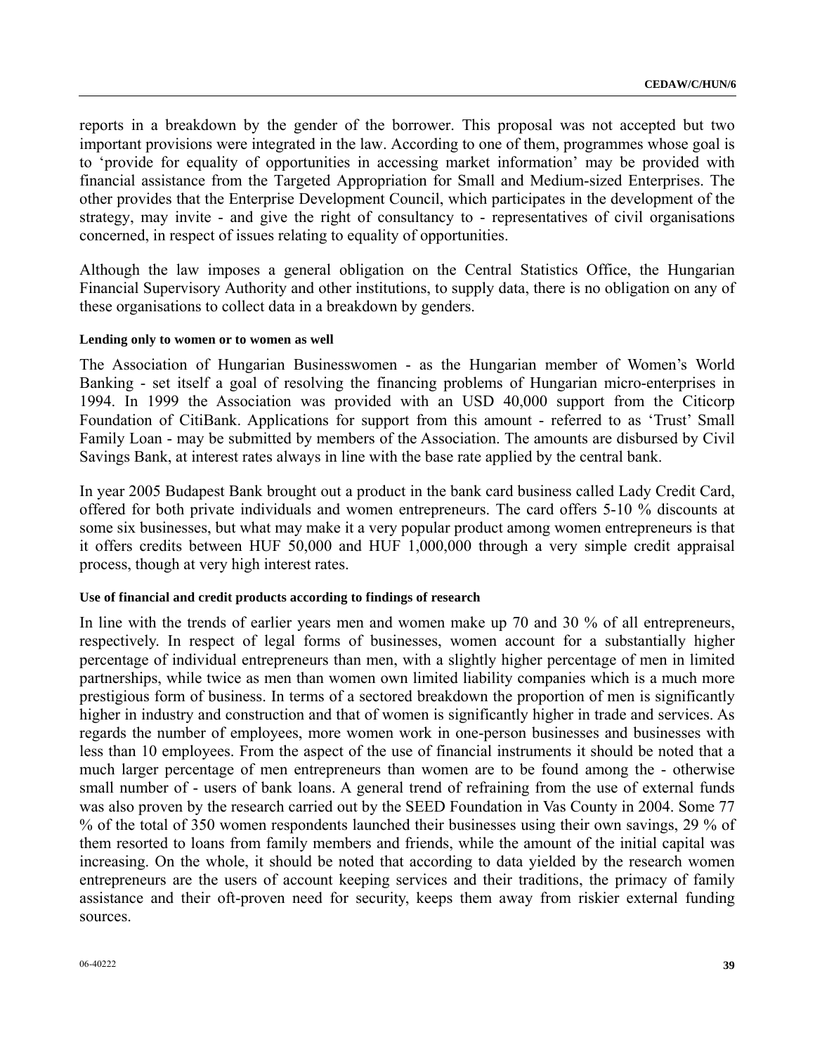reports in a breakdown by the gender of the borrower. This proposal was not accepted but two important provisions were integrated in the law. According to one of them, programmes whose goal is to 'provide for equality of opportunities in accessing market information' may be provided with financial assistance from the Targeted Appropriation for Small and Medium-sized Enterprises. The other provides that the Enterprise Development Council, which participates in the development of the strategy, may invite - and give the right of consultancy to - representatives of civil organisations concerned, in respect of issues relating to equality of opportunities.

Although the law imposes a general obligation on the Central Statistics Office, the Hungarian Financial Supervisory Authority and other institutions, to supply data, there is no obligation on any of these organisations to collect data in a breakdown by genders.

#### Lending only to women or to women as well

The Association of Hungarian Businesswomen - as the Hungarian member of Women's World Banking - set itself a goal of resolving the financing problems of Hungarian micro-enterprises in 1994. In 1999 the Association was provided with an USD 40,000 support from the Citicorp Foundation of CitiBank. Applications for support from this amount - referred to as 'Trust' Small Family Loan - may be submitted by members of the Association. The amounts are disbursed by Civil Savings Bank, at interest rates always in line with the base rate applied by the central bank.

In year 2005 Budapest Bank brought out a product in the bank card business called Lady Credit Card, offered for both private individuals and women entrepreneurs. The card offers 5-10 % discounts at some six businesses, but what may make it a very popular product among women entrepreneurs is that it offers credits between HUF 50,000 and HUF 1,000,000 through a very simple credit appraisal process, though at very high interest rates.

#### Use of financial and credit products according to findings of research

In line with the trends of earlier years men and women make up 70 and 30 % of all entrepreneurs, respectively. In respect of legal forms of businesses, women account for a substantially higher percentage of individual entrepreneurs than men, with a slightly higher percentage of men in limited partnerships, while twice as men than women own limited liability companies which is a much more prestigious form of business. In terms of a sectored breakdown the proportion of men is significantly higher in industry and construction and that of women is significantly higher in trade and services. As regards the number of employees, more women work in one-person businesses and businesses with less than 10 employees. From the aspect of the use of financial instruments it should be noted that a much larger percentage of men entrepreneurs than women are to be found among the - otherwise small number of - users of bank loans. A general trend of refraining from the use of external funds was also proven by the research carried out by the SEED Foundation in Vas County in 2004. Some 77 % of the total of 350 women respondents launched their businesses using their own savings, 29 % of them resorted to loans from family members and friends, while the amount of the initial capital was increasing. On the whole, it should be noted that according to data yielded by the research women entrepreneurs are the users of account keeping services and their traditions, the primacy of family assistance and their oft-proven need for security, keeps them away from riskier external funding sources.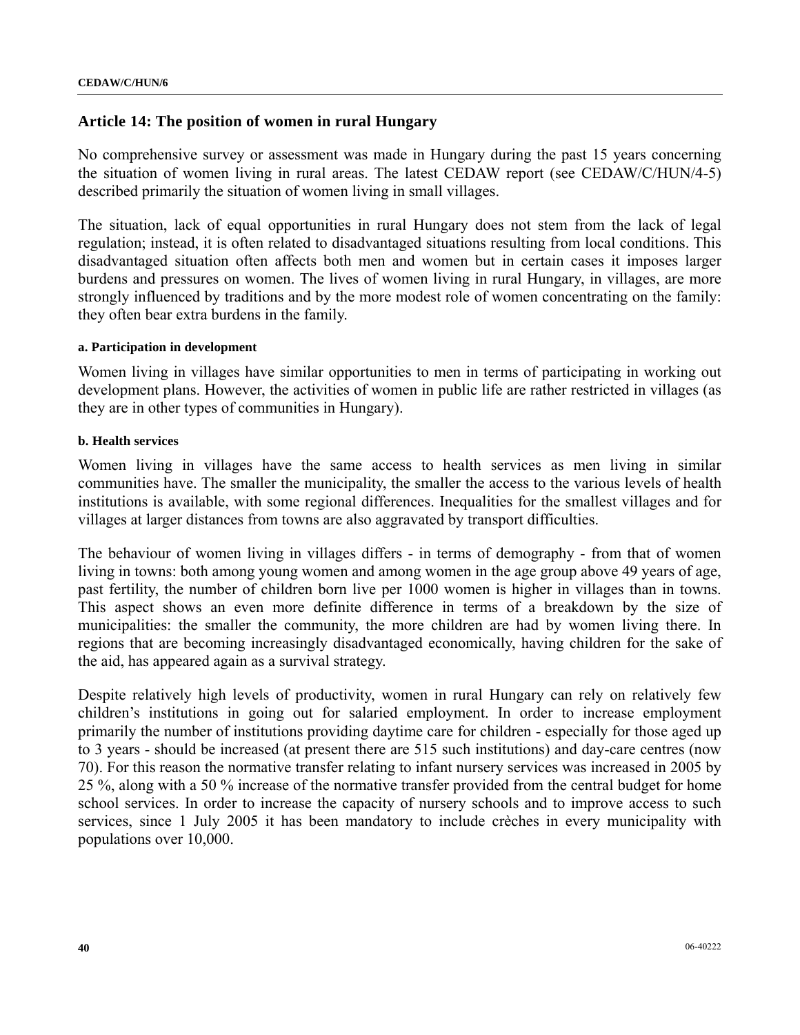## Article 14: The position of women in rural Hungary

No comprehensive survey or assessment was made in Hungary during the past 15 years concerning the situation of women living in rural areas. The latest CEDAW report (see CEDAW/C/HUN/4-5) described primarily the situation of women living in small villages.

The situation, lack of equal opportunities in rural Hungary does not stem from the lack of legal regulation; instead, it is often related to disadvantaged situations resulting from local conditions. This disadvantaged situation often affects both men and women but in certain cases it imposes larger burdens and pressures on women. The lives of women living in rural Hungary, in villages, are more strongly influenced by traditions and by the more modest role of women concentrating on the family: they often bear extra burdens in the family.

#### a. Participation in development

Women living in villages have similar opportunities to men in terms of participating in working out development plans. However, the activities of women in public life are rather restricted in villages (as they are in other types of communities in Hungary).

#### b. Health services

Women living in villages have the same access to health services as men living in similar communities have. The smaller the municipality, the smaller the access to the various levels of health institutions is available, with some regional differences. Inequalities for the smallest villages and for villages at larger distances from towns are also aggravated by transport difficulties.

The behaviour of women living in villages differs - in terms of demography - from that of women living in towns: both among young women and among women in the age group above 49 years of age, past fertility, the number of children born live per 1000 women is higher in villages than in towns. This aspect shows an even more definite difference in terms of a breakdown by the size of municipalities: the smaller the community, the more children are had by women living there. In regions that are becoming increasingly disadvantaged economically, having children for the sake of the aid, has appeared again as a survival strategy.

Despite relatively high levels of productivity, women in rural Hungary can rely on relatively few children's institutions in going out for salaried employment. In order to increase employment primarily the number of institutions providing daytime care for children - especially for those aged up to 3 years - should be increased (at present there are 515 such institutions) and day-care centres (now 70). For this reason the normative transfer relating to infant nursery services was increased in 2005 by 25 %, along with a 50 % increase of the normative transfer provided from the central budget for home school services. In order to increase the capacity of nursery schools and to improve access to such services, since 1 July 2005 it has been mandatory to include crèches in every municipality with populations over 10,000.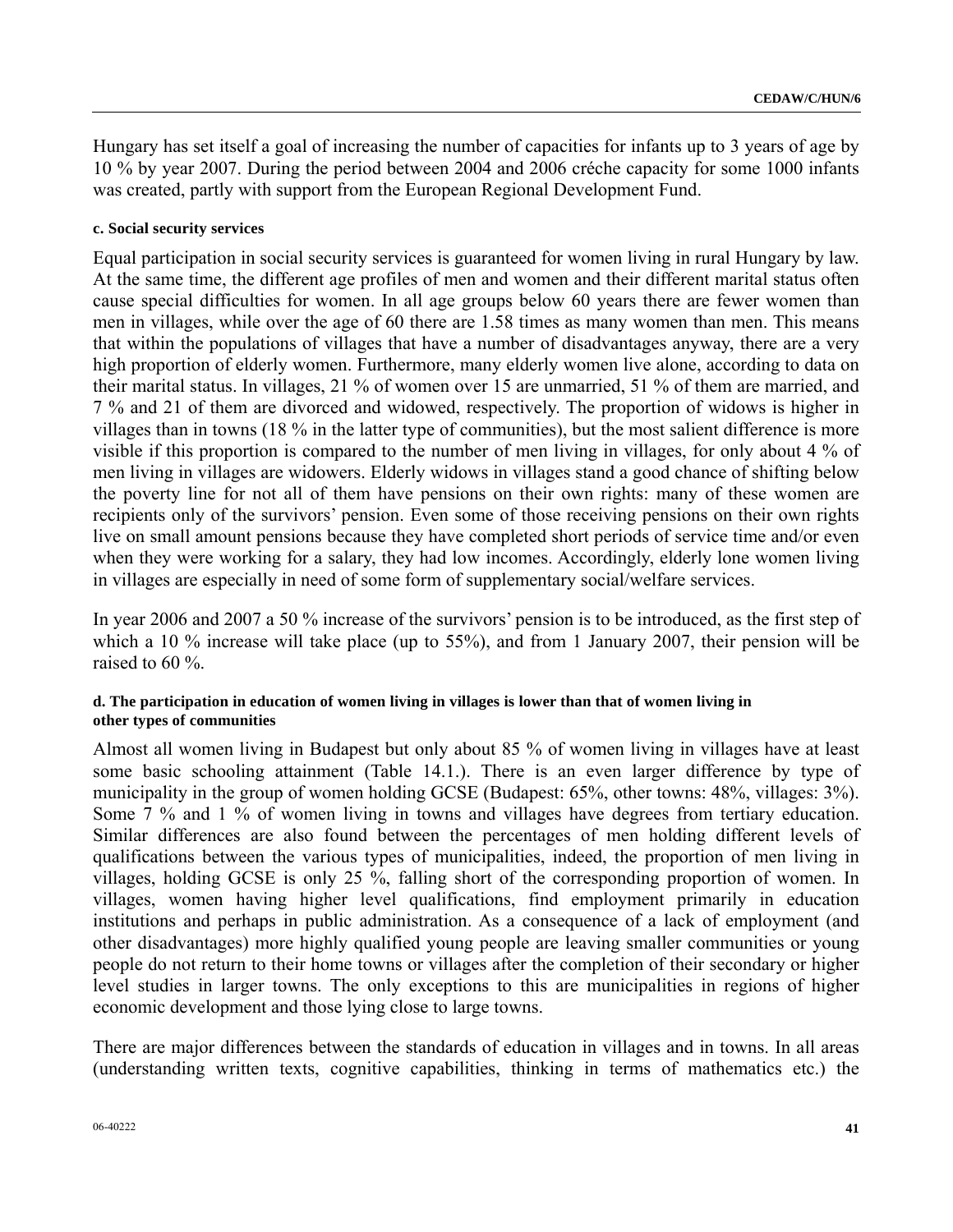Hungary has set itself a goal of increasing the number of capacities for infants up to 3 years of age by 10 % by year 2007. During the period between 2004 and 2006 créche capacity for some 1000 infants was created, partly with support from the European Regional Development Fund.

#### c. Social security services

Equal participation in social security services is guaranteed for women living in rural Hungary by law. At the same time, the different age profiles of men and women and their different marital status often cause special difficulties for women. In all age groups below 60 years there are fewer women than men in villages, while over the age of 60 there are 1.58 times as many women than men. This means that within the populations of villages that have a number of disadvantages anyway, there are a very high proportion of elderly women. Furthermore, many elderly women live alone, according to data on their marital status. In villages, 21 % of women over 15 are unmarried, 51 % of them are married, and 7 % and 21 of them are divorced and widowed, respectively. The proportion of widows is higher in villages than in towns (18 % in the latter type of communities), but the most salient difference is more visible if this proportion is compared to the number of men living in villages, for only about 4 % of men living in villages are widowers. Elderly widows in villages stand a good chance of shifting below the poverty line for not all of them have pensions on their own rights: many of these women are recipients only of the survivors' pension. Even some of those receiving pensions on their own rights live on small amount pensions because they have completed short periods of service time and/or even when they were working for a salary, they had low incomes. Accordingly, elderly lone women living in villages are especially in need of some form of supplementary social/welfare services.

In year 2006 and 2007 a 50 % increase of the survivors' pension is to be introduced, as the first step of which a 10 % increase will take place (up to 55%), and from 1 January 2007, their pension will be raised to 60 %.

#### d. The participation in education of women living in villages is lower than that of women living in other types of communities

Almost all women living in Budapest but only about 85 % of women living in villages have at least some basic schooling attainment (Table 14.1.). There is an even larger difference by type of municipality in the group of women holding GCSE (Budapest: 65%, other towns: 48%, villages: 3%). Some 7 % and 1 % of women living in towns and villages have degrees from tertiary education. Similar differences are also found between the percentages of men holding different levels of qualifications between the various types of municipalities, indeed, the proportion of men living in villages, holding GCSE is only 25 %, falling short of the corresponding proportion of women. In villages, women having higher level qualifications, find employment primarily in education institutions and perhaps in public administration. As a consequence of a lack of employment (and other disadvantages) more highly qualified young people are leaving smaller communities or young people do not return to their home towns or villages after the completion of their secondary or higher level studies in larger towns. The only exceptions to this are municipalities in regions of higher economic development and those lying close to large towns.

There are major differences between the standards of education in villages and in towns. In all areas (understanding written texts, cognitive capabilities, thinking in terms of mathematics etc.) the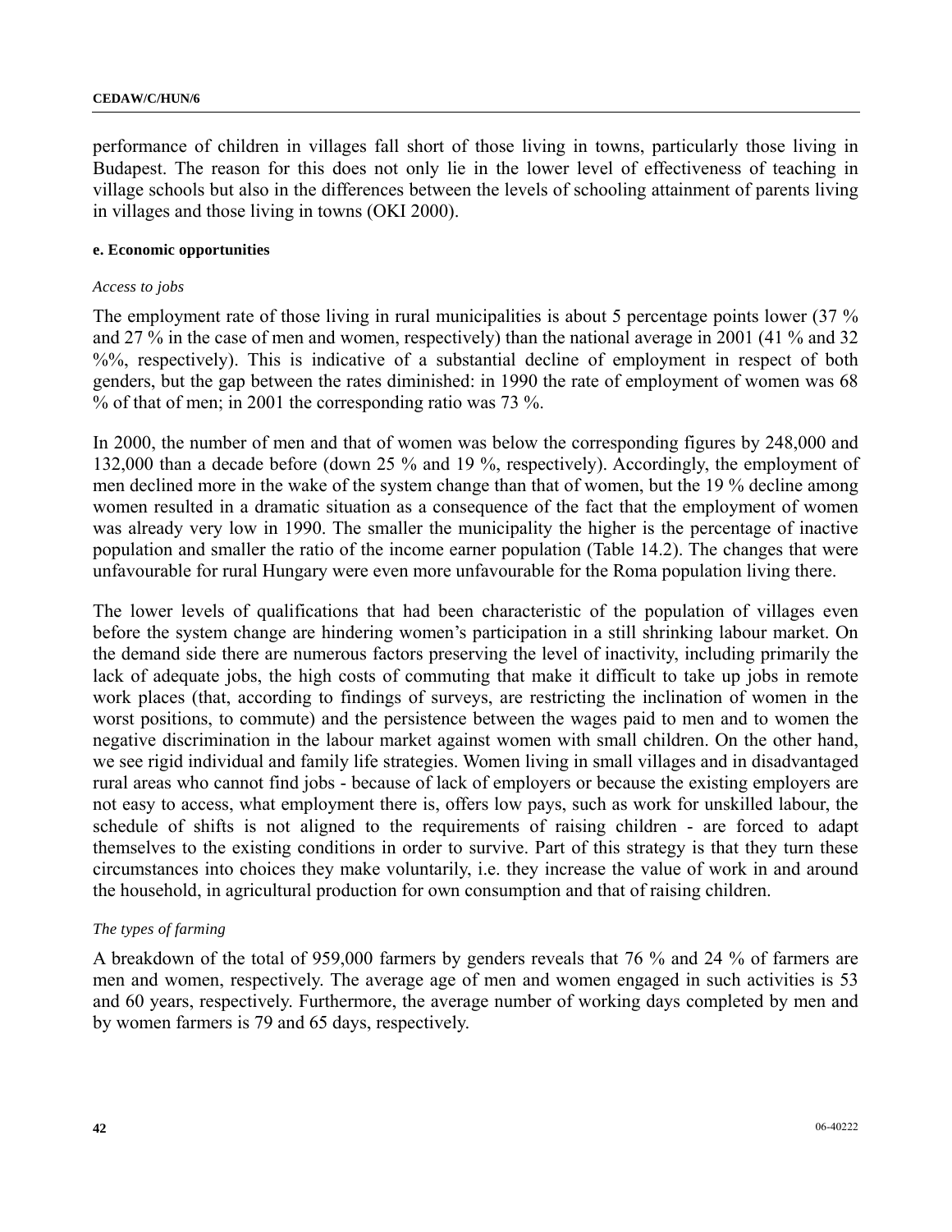performance of children in villages fall short of those living in towns, particularly those living in Budapest. The reason for this does not only lie in the lower level of effectiveness of teaching in village schools but also in the differences between the levels of schooling attainment of parents living in villages and those living in towns (OKI 2000).

#### e. Economic opportunities

*Access to jobs*

The employment rate of those living in rural municipalities is about 5 percentage points lower (37 % and 27 % in the case of men and women, respectively) than the national average in 2001 (41 % and 32 %%, respectively). This is indicative of a substantial decline of employment in respect of both genders, but the gap between the rates diminished: in 1990 the rate of employment of women was 68 % of that of men; in 2001 the corresponding ratio was 73 %.

In 2000, the number of men and that of women was below the corresponding figures by 248,000 and 132,000 than a decade before (down 25 % and 19 %, respectively). Accordingly, the employment of men declined more in the wake of the system change than that of women, but the 19 % decline among women resulted in a dramatic situation as a consequence of the fact that the employment of women was already very low in 1990. The smaller the municipality the higher is the percentage of inactive population and smaller the ratio of the income earner population (Table 14.2). The changes that were unfavourable for rural Hungary were even more unfavourable for the Roma population living there.

The lower levels of qualifications that had been characteristic of the population of villages even before the system change are hindering women's participation in a still shrinking labour market. On the demand side there are numerous factors preserving the level of inactivity, including primarily the lack of adequate jobs, the high costs of commuting that make it difficult to take up jobs in remote work places (that, according to findings of surveys, are restricting the inclination of women in the worst positions, to commute) and the persistence between the wages paid to men and to women the negative discrimination in the labour market against women with small children. On the other hand, we see rigid individual and family life strategies. Women living in small villages and in disadvantaged rural areas who cannot find jobs - because of lack of employers or because the existing employers are not easy to access, what employment there is, offers low pays, such as work for unskilled labour, the schedule of shifts is not aligned to the requirements of raising children - are forced to adapt themselves to the existing conditions in order to survive. Part of this strategy is that they turn these circumstances into choices they make voluntarily, i.e. they increase the value of work in and around the household, in agricultural production for own consumption and that of raising children.

*The types of farming*

A breakdown of the total of 959,000 farmers by genders reveals that 76 % and 24 % of farmers are men and women, respectively. The average age of men and women engaged in such activities is 53 and 60 years, respectively. Furthermore, the average number of working days completed by men and by women farmers is 79 and 65 days, respectively.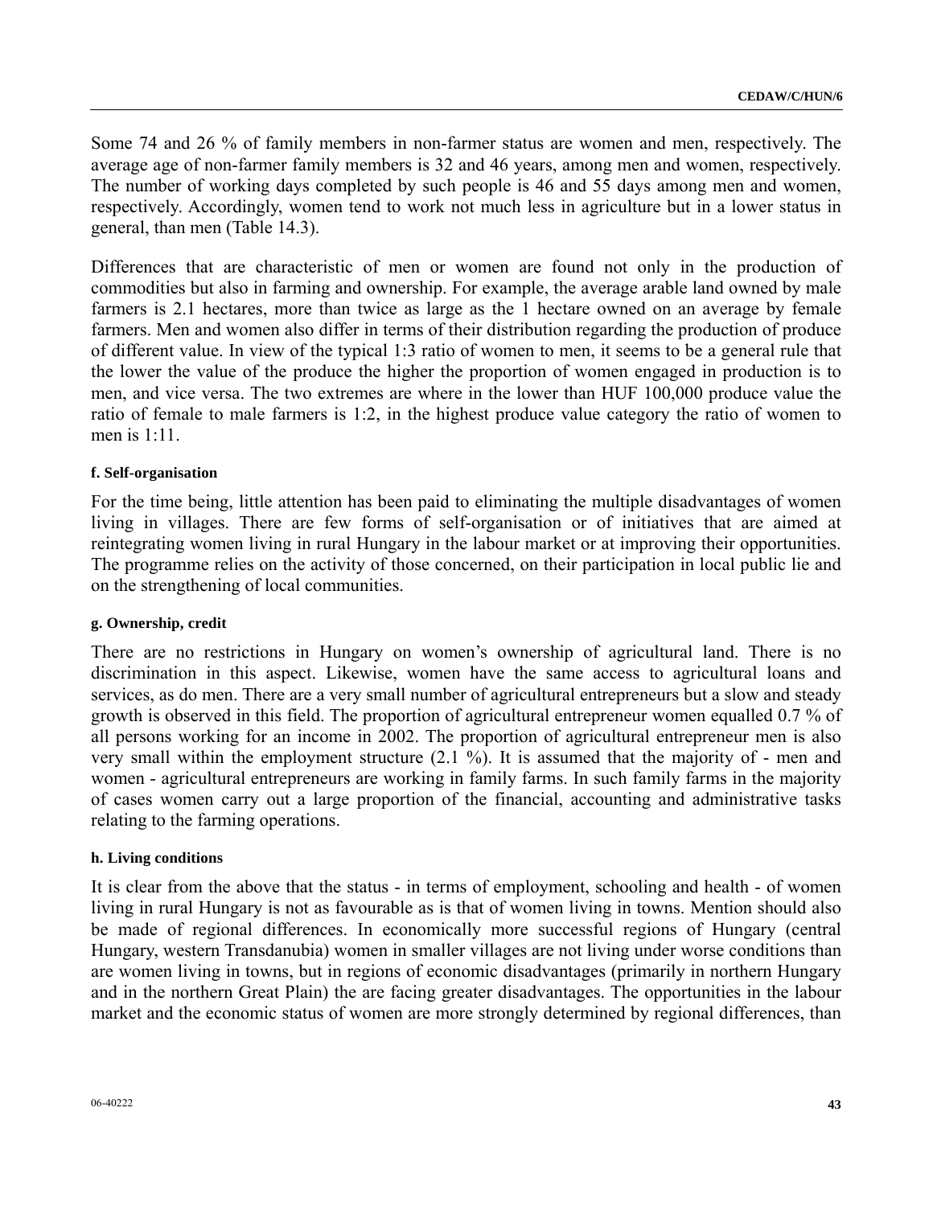Some 74 and 26 % of family members in non-farmer status are women and men, respectively. The average age of non-farmer family members is 32 and 46 years, among men and women, respectively. The number of working days completed by such people is 46 and 55 days among men and women, respectively. Accordingly, women tend to work not much less in agriculture but in a lower status in general, than men (Table 14.3).

Differences that are characteristic of men or women are found not only in the production of commodities but also in farming and ownership. For example, the average arable land owned by male farmers is 2.1 hectares, more than twice as large as the 1 hectare owned on an average by female farmers. Men and women also differ in terms of their distribution regarding the production of produce of different value. In view of the typical 1:3 ratio of women to men, it seems to be a general rule that the lower the value of the produce the higher the proportion of women engaged in production is to men, and vice versa. The two extremes are where in the lower than HUF 100,000 produce value the ratio of female to male farmers is 1:2, in the highest produce value category the ratio of women to men is 1:11.

#### f. Self-organisation

For the time being, little attention has been paid to eliminating the multiple disadvantages of women living in villages. There are few forms of self-organisation or of initiatives that are aimed at reintegrating women living in rural Hungary in the labour market or at improving their opportunities. The programme relies on the activity of those concerned, on their participation in local public lie and on the strengthening of local communities.

#### g. Ownership, credit

There are no restrictions in Hungary on women's ownership of agricultural land. There is no discrimination in this aspect. Likewise, women have the same access to agricultural loans and services, as do men. There are a very small number of agricultural entrepreneurs but a slow and steady growth is observed in this field. The proportion of agricultural entrepreneur women equalled 0.7 % of all persons working for an income in 2002. The proportion of agricultural entrepreneur men is also very small within the employment structure (2.1 %). It is assumed that the majority of - men and women - agricultural entrepreneurs are working in family farms. In such family farms in the majority of cases women carry out a large proportion of the financial, accounting and administrative tasks relating to the farming operations.

#### h. Living conditions

It is clear from the above that the status - in terms of employment, schooling and health - of women living in rural Hungary is not as favourable as is that of women living in towns. Mention should also be made of regional differences. In economically more successful regions of Hungary (central Hungary, western Transdanubia) women in smaller villages are not living under worse conditions than are women living in towns, but in regions of economic disadvantages (primarily in northern Hungary and in the northern Great Plain) the are facing greater disadvantages. The opportunities in the labour market and the economic status of women are more strongly determined by regional differences, than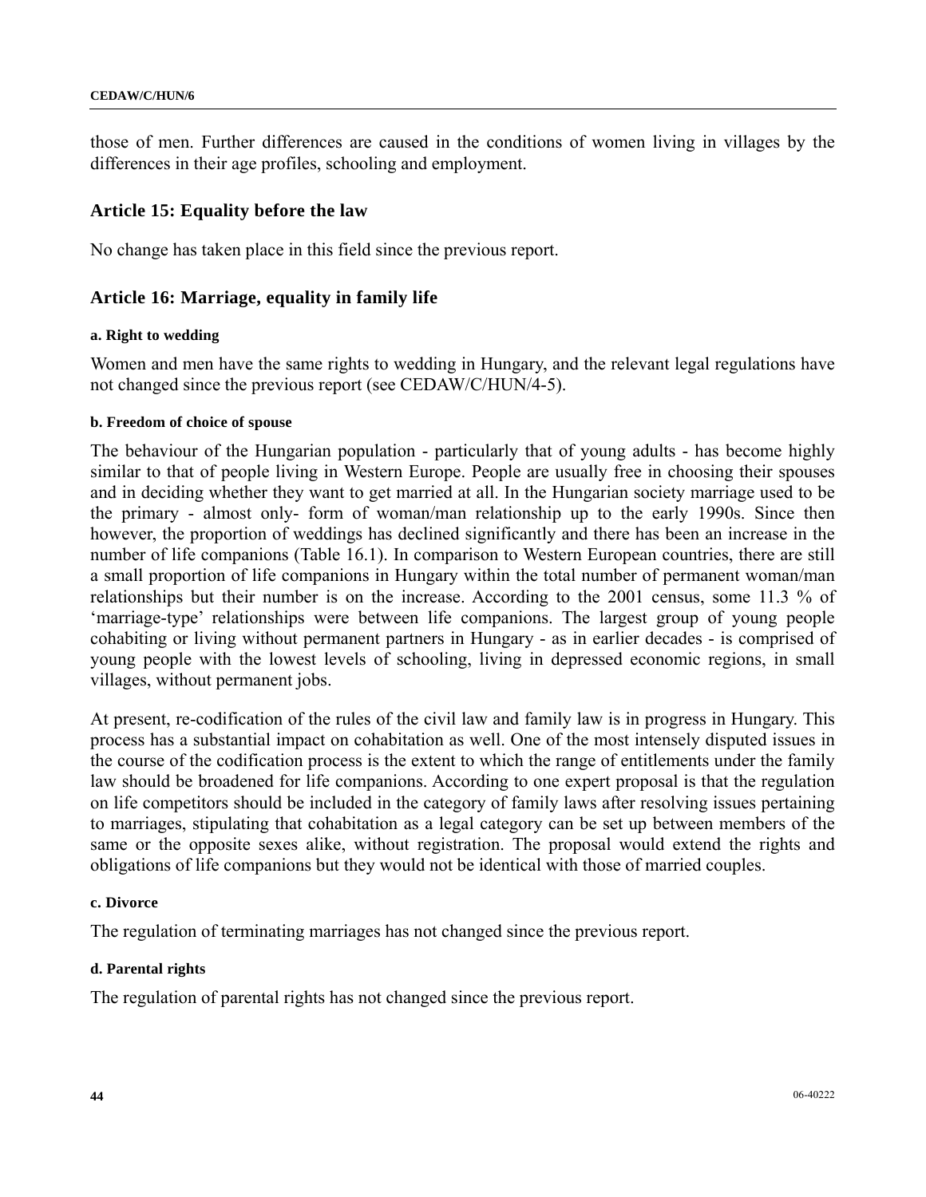those of men. Further differences are caused in the conditions of women living in villages by the differences in their age profiles, schooling and employment.

## Article 15: Equality before the law

No change has taken place in this field since the previous report.

## Article 16: Marriage, equality in family life

#### a. Right to wedding

Women and men have the same rights to wedding in Hungary, and the relevant legal regulations have not changed since the previous report (see CEDAW/C/HUN/4-5).

#### b. Freedom of choice of spouse

The behaviour of the Hungarian population - particularly that of young adults - has become highly similar to that of people living in Western Europe. People are usually free in choosing their spouses and in deciding whether they want to get married at all. In the Hungarian society marriage used to be the primary - almost only- form of woman/man relationship up to the early 1990s. Since then however, the proportion of weddings has declined significantly and there has been an increase in the number of life companions (Table 16.1). In comparison to Western European countries, there are still a small proportion of life companions in Hungary within the total number of permanent woman/man relationships but their number is on the increase. According to the 2001 census, some 11.3 % of 'marriage-type' relationships were between life companions. The largest group of young people cohabiting or living without permanent partners in Hungary - as in earlier decades - is comprised of young people with the lowest levels of schooling, living in depressed economic regions, in small villages, without permanent jobs.

At present, re-codification of the rules of the civil law and family law is in progress in Hungary. This process has a substantial impact on cohabitation as well. One of the most intensely disputed issues in the course of the codification process is the extent to which the range of entitlements under the family law should be broadened for life companions. According to one expert proposal is that the regulation on life competitors should be included in the category of family laws after resolving issues pertaining to marriages, stipulating that cohabitation as a legal category can be set up between members of the same or the opposite sexes alike, without registration. The proposal would extend the rights and obligations of life companions but they would not be identical with those of married couples.

#### c. Divorce

The regulation of terminating marriages has not changed since the previous report.

#### d. Parental rights

The regulation of parental rights has not changed since the previous report.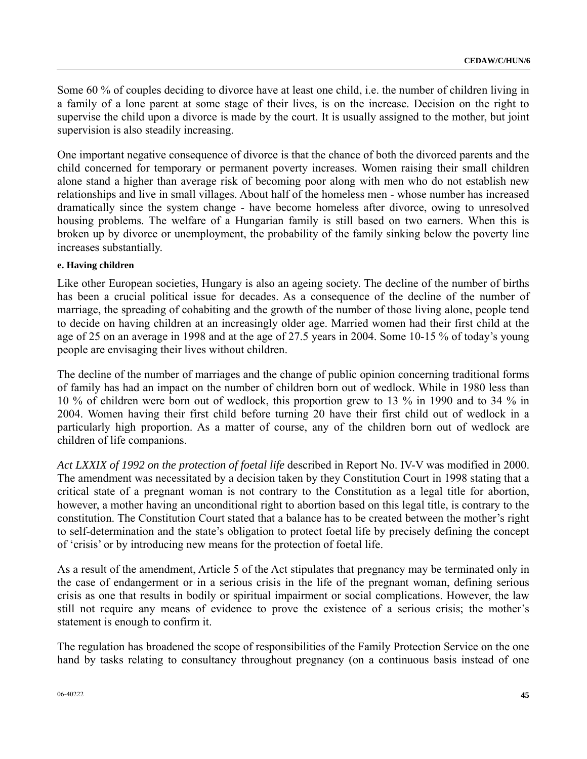Some 60 % of couples deciding to divorce have at least one child, i.e. the number of children living in a family of a lone parent at some stage of their lives, is on the increase. Decision on the right to supervise the child upon a divorce is made by the court. It is usually assigned to the mother, but joint supervision is also steadily increasing.

One important negative consequence of divorce is that the chance of both the divorced parents and the child concerned for temporary or permanent poverty increases. Women raising their small children alone stand a higher than average risk of becoming poor along with men who do not establish new relationships and live in small villages. About half of the homeless men - whose number has increased dramatically since the system change - have become homeless after divorce, owing to unresolved housing problems. The welfare of a Hungarian family is still based on two earners. When this is broken up by divorce or unemployment, the probability of the family sinking below the poverty line increases substantially.

#### e. Having children

Like other European societies, Hungary is also an ageing society. The decline of the number of births has been a crucial political issue for decades. As a consequence of the decline of the number of marriage, the spreading of cohabiting and the growth of the number of those living alone, people tend to decide on having children at an increasingly older age. Married women had their first child at the age of 25 on an average in 1998 and at the age of 27.5 years in 2004. Some 10-15 % of today's young people are envisaging their lives without children.

The decline of the number of marriages and the change of public opinion concerning traditional forms of family has had an impact on the number of children born out of wedlock. While in 1980 less than 10 % of children were born out of wedlock, this proportion grew to 13 % in 1990 and to 34 % in 2004. Women having their first child before turning 20 have their first child out of wedlock in a particularly high proportion. As a matter of course, any of the children born out of wedlock are children of life companions.

*Act LXXIX of 1992 on the protection of foetal life* described in Report No. IV-V was modified in 2000. The amendment was necessitated by a decision taken by they Constitution Court in 1998 stating that a critical state of a pregnant woman is not contrary to the Constitution as a legal title for abortion, however, a mother having an unconditional right to abortion based on this legal title, is contrary to the constitution. The Constitution Court stated that a balance has to be created between the mother's right to self-determination and the state's obligation to protect foetal life by precisely defining the concept of 'crisis' or by introducing new means for the protection of foetal life.

As a result of the amendment, Article 5 of the Act stipulates that pregnancy may be terminated only in the case of endangerment or in a serious crisis in the life of the pregnant woman, defining serious crisis as one that results in bodily or spiritual impairment or social complications. However, the law still not require any means of evidence to prove the existence of a serious crisis; the mother's statement is enough to confirm it.

The regulation has broadened the scope of responsibilities of the Family Protection Service on the one hand by tasks relating to consultancy throughout pregnancy (on a continuous basis instead of one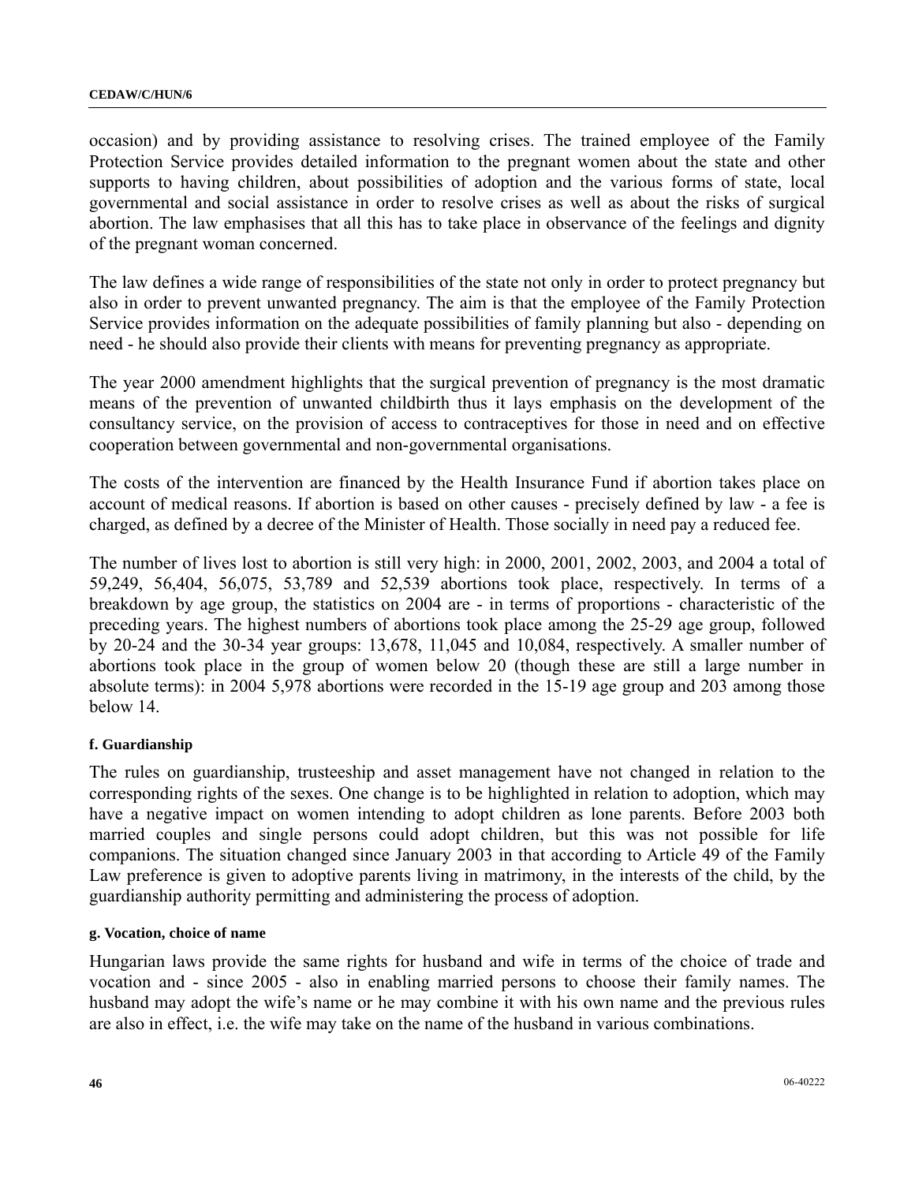occasion) and by providing assistance to resolving crises. The trained employee of the Family Protection Service provides detailed information to the pregnant women about the state and other supports to having children, about possibilities of adoption and the various forms of state, local governmental and social assistance in order to resolve crises as well as about the risks of surgical abortion. The law emphasises that all this has to take place in observance of the feelings and dignity of the pregnant woman concerned.

The law defines a wide range of responsibilities of the state not only in order to protect pregnancy but also in order to prevent unwanted pregnancy. The aim is that the employee of the Family Protection Service provides information on the adequate possibilities of family planning but also - depending on need - he should also provide their clients with means for preventing pregnancy as appropriate.

The year 2000 amendment highlights that the surgical prevention of pregnancy is the most dramatic means of the prevention of unwanted childbirth thus it lays emphasis on the development of the consultancy service, on the provision of access to contraceptives for those in need and on effective cooperation between governmental and non-governmental organisations.

The costs of the intervention are financed by the Health Insurance Fund if abortion takes place on account of medical reasons. If abortion is based on other causes - precisely defined by law - a fee is charged, as defined by a decree of the Minister of Health. Those socially in need pay a reduced fee.

The number of lives lost to abortion is still very high: in 2000, 2001, 2002, 2003, and 2004 a total of 59,249, 56,404, 56,075, 53,789 and 52,539 abortions took place, respectively. In terms of a breakdown by age group, the statistics on 2004 are - in terms of proportions - characteristic of the preceding years. The highest numbers of abortions took place among the 25-29 age group, followed by 20-24 and the 30-34 year groups: 13,678, 11,045 and 10,084, respectively. A smaller number of abortions took place in the group of women below 20 (though these are still a large number in absolute terms): in 2004 5,978 abortions were recorded in the 15-19 age group and 203 among those below 14.

#### f. Guardianship

The rules on guardianship, trusteeship and asset management have not changed in relation to the corresponding rights of the sexes. One change is to be highlighted in relation to adoption, which may have a negative impact on women intending to adopt children as lone parents. Before 2003 both married couples and single persons could adopt children, but this was not possible for life companions. The situation changed since January 2003 in that according to Article 49 of the Family Law preference is given to adoptive parents living in matrimony, in the interests of the child, by the guardianship authority permitting and administering the process of adoption.

#### g. Vocation, choice of name

Hungarian laws provide the same rights for husband and wife in terms of the choice of trade and vocation and - since 2005 - also in enabling married persons to choose their family names. The husband may adopt the wife's name or he may combine it with his own name and the previous rules are also in effect, i.e. the wife may take on the name of the husband in various combinations.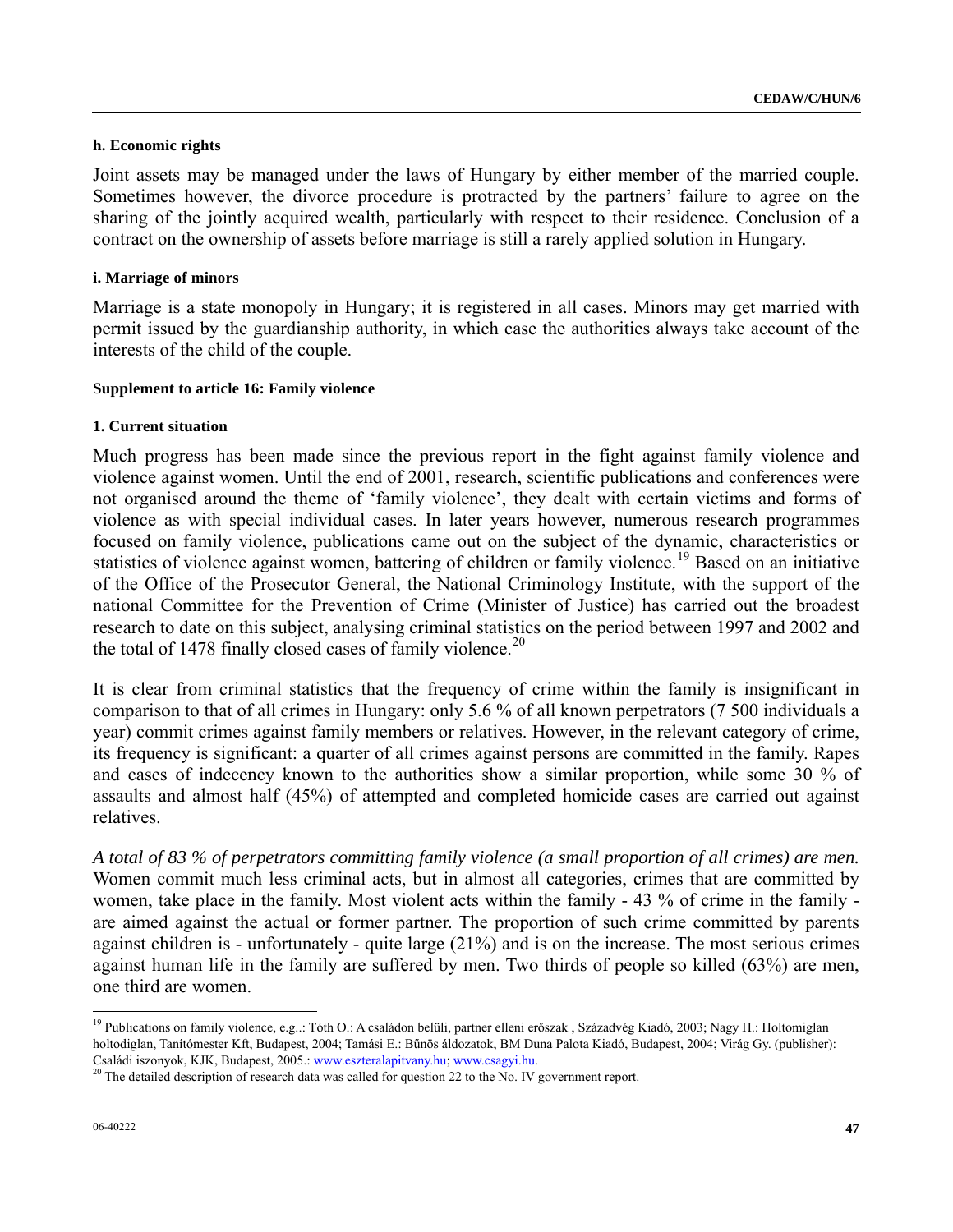#### h. Economic rights

Joint assets may be managed under the laws of Hungary by either member of the married couple. Sometimes however, the divorce procedure is protracted by the partners' failure to agree on the sharing of the jointly acquired wealth, particularly with respect to their residence. Conclusion of a contract on the ownership of assets before marriage is still a rarely applied solution in Hungary.

#### i. Marriage of minors

Marriage is a state monopoly in Hungary; it is registered in all cases. Minors may get married with permit issued by the guardianship authority, in which case the authorities always take account of the interests of the child of the couple.

#### Supplement to article 16: Family violence

#### 1. Current situation

Much progress has been made since the previous report in the fight against family violence and violence against women. Until the end of 2001, research, scientific publications and conferences were not organised around the theme of 'family violence', they dealt with certain victims and forms of violence as with special individual cases. In later years however, numerous research programmes focused on family violence, publications came out on the subject of the dynamic, characteristics or statistics of violence against women, battering of children or family violence.[19] Based on an initiative of the Office of the Prosecutor General, the National Criminology Institute, with the support of the national Committee for the Prevention of Crime (Minister of Justice) has carried out the broadest research to date on this subject, analysing criminal statistics on the period between 1997 and 2002 and the total of 1478 finally closed cases of family violence.[20]

It is clear from criminal statistics that the frequency of crime within the family is insignificant in comparison to that of all crimes in Hungary: only 5.6 % of all known perpetrators (7 500 individuals a year) commit crimes against family members or relatives. However, in the relevant category of crime, its frequency is significant: a quarter of all crimes against persons are committed in the family. Rapes and cases of indecency known to the authorities show a similar proportion, while some 30 % of assaults and almost half (45%) of attempted and completed homicide cases are carried out against relatives.

*A total of 83 % of perpetrators committing family violence (a small proportion of all crimes) are men.* Women commit much less criminal acts, but in almost all categories, crimes that are committed by women, take place in the family. Most violent acts within the family - 43 % of crime in the family - are aimed against the actual or former partner. The proportion of such crime committed by parents against children is - unfortunately - quite large (21%) and is on the increase. The most serious crimes against human life in the family are suffered by men. Two thirds of people so killed (63%) are men, one third are women.

---

[19] Publications on family violence, e.g..: Tóth O.: A családon belüli, partner elleni erőszak , Századvég Kiadó, 2003; Nagy H.: Holtomiglan holtodiglan, Tanítómester Kft, Budapest, 2004; Tamási E.: Bűnös áldozatok, BM Duna Palota Kiadó, Budapest, 2004; Virág Gy. (publisher): Családi iszonyok, KJK, Budapest, 2005.: www.eszteralapitvany.hu; www.csagyi.hu.

[20] The detailed description of research data was called for question 22 to the No. IV government report.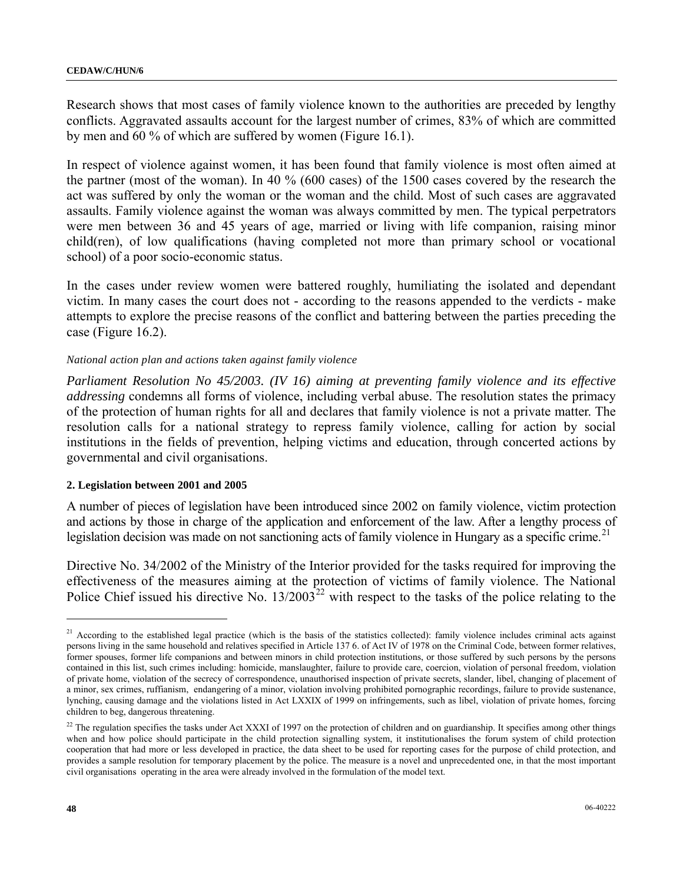Research shows that most cases of family violence known to the authorities are preceded by lengthy conflicts. Aggravated assaults account for the largest number of crimes, 83% of which are committed by men and 60 % of which are suffered by women (Figure 16.1).

In respect of violence against women, it has been found that family violence is most often aimed at the partner (most of the woman). In 40 % (600 cases) of the 1500 cases covered by the research the act was suffered by only the woman or the woman and the child. Most of such cases are aggravated assaults. Family violence against the woman was always committed by men. The typical perpetrators were men between 36 and 45 years of age, married or living with life companion, raising minor child(ren), of low qualifications (having completed not more than primary school or vocational school) of a poor socio-economic status.

In the cases under review women were battered roughly, humiliating the isolated and dependant victim. In many cases the court does not - according to the reasons appended to the verdicts - make attempts to explore the precise reasons of the conflict and battering between the parties preceding the case (Figure 16.2).

*National action plan and actions taken against family violence*

*Parliament Resolution No 45/2003. (IV 16) aiming at preventing family violence and its effective addressing* condemns all forms of violence, including verbal abuse. The resolution states the primacy of the protection of human rights for all and declares that family violence is not a private matter. The resolution calls for a national strategy to repress family violence, calling for action by social institutions in the fields of prevention, helping victims and education, through concerted actions by governmental and civil organisations.

**2. Legislation between 2001 and 2005**

A number of pieces of legislation have been introduced since 2002 on family violence, victim protection and actions by those in charge of the application and enforcement of the law. After a lengthy process of legislation decision was made on not sanctioning acts of family violence in Hungary as a specific crime.[21]

Directive No. 34/2002 of the Ministry of the Interior provided for the tasks required for improving the effectiveness of the measures aiming at the protection of victims of family violence. The National Police Chief issued his directive No. 13/2003[22] with respect to the tasks of the police relating to the

---

[21] According to the established legal practice (which is the basis of the statistics collected): family violence includes criminal acts against persons living in the same household and relatives specified in Article 137 6. of Act IV of 1978 on the Criminal Code, between former relatives, former spouses, former life companions and between minors in child protection institutions, or those suffered by such persons by the persons contained in this list, such crimes including: homicide, manslaughter, failure to provide care, coercion, violation of personal freedom, violation of private home, violation of the secrecy of correspondence, unauthorised inspection of private secrets, slander, libel, changing of placement of a minor, sex crimes, ruffianism, endangering of a minor, violation involving prohibited pornographic recordings, failure to provide sustenance, lynching, causing damage and the violations listed in Act LXXIX of 1999 on infringements, such as libel, violation of private homes, forcing children to beg, dangerous threatening.

[22] The regulation specifies the tasks under Act XXXI of 1997 on the protection of children and on guardianship. It specifies among other things when and how police should participate in the child protection signalling system, it institutionalises the forum system of child protection cooperation that had more or less developed in practice, the data sheet to be used for reporting cases for the purpose of child protection, and provides a sample resolution for temporary placement by the police. The measure is a novel and unprecedented one, in that the most important civil organisations operating in the area were already involved in the formulation of the model text.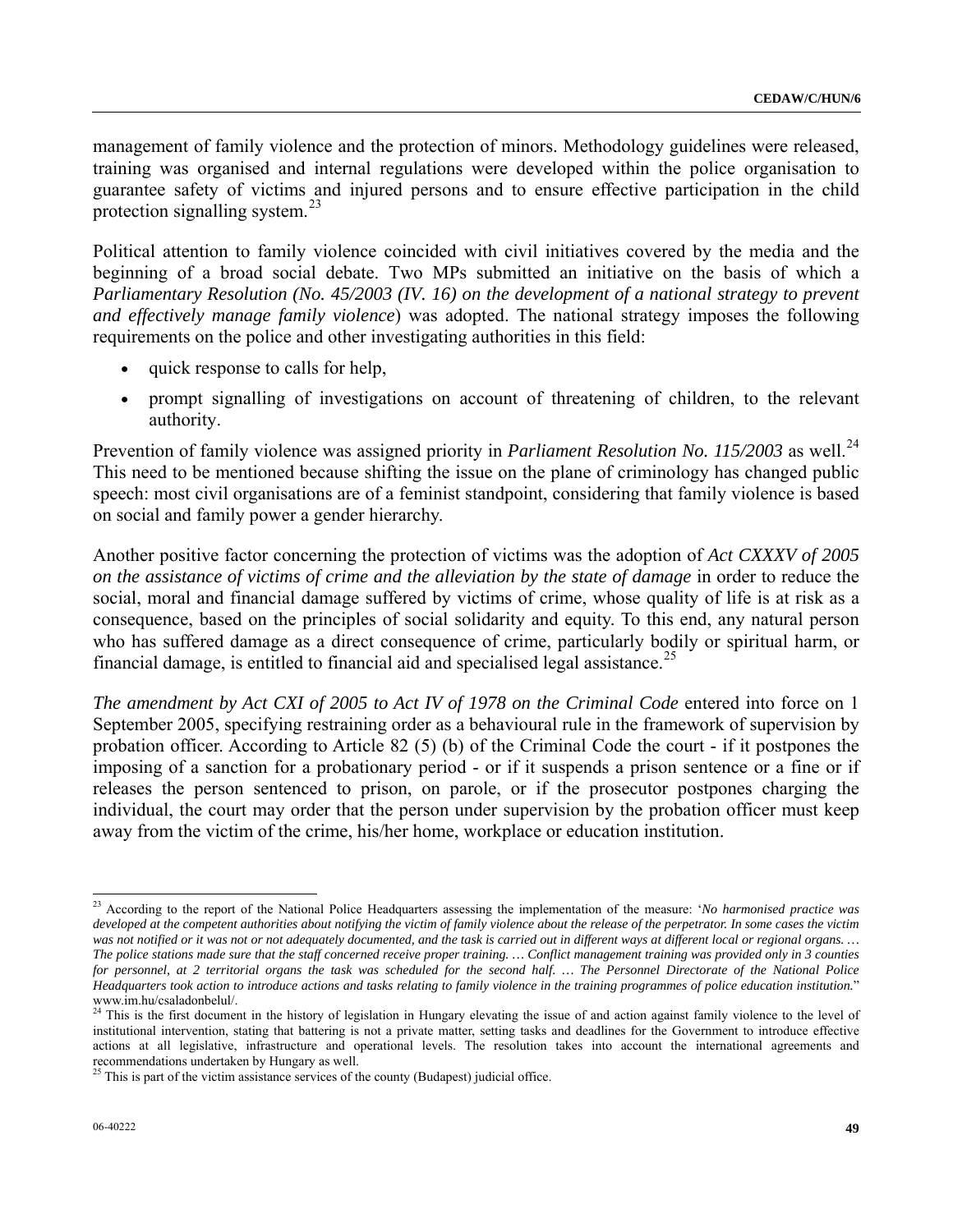management of family violence and the protection of minors. Methodology guidelines were released, training was organised and internal regulations were developed within the police organisation to guarantee safety of victims and injured persons and to ensure effective participation in the child protection signalling system.[23]

Political attention to family violence coincided with civil initiatives covered by the media and the beginning of a broad social debate. Two MPs submitted an initiative on the basis of which a *Parliamentary Resolution (No. 45/2003 (IV. 16) on the development of a national strategy to prevent and effectively manage family violence*) was adopted. The national strategy imposes the following requirements on the police and other investigating authorities in this field:

- quick response to calls for help,
- prompt signalling of investigations on account of threatening of children, to the relevant authority.

Prevention of family violence was assigned priority in *Parliament Resolution No. 115/2003* as well.[24] This need to be mentioned because shifting the issue on the plane of criminology has changed public speech: most civil organisations are of a feminist standpoint, considering that family violence is based on social and family power a gender hierarchy.

Another positive factor concerning the protection of victims was the adoption of *Act CXXXV of 2005 on the assistance of victims of crime and the alleviation by the state of damage* in order to reduce the social, moral and financial damage suffered by victims of crime, whose quality of life is at risk as a consequence, based on the principles of social solidarity and equity. To this end, any natural person who has suffered damage as a direct consequence of crime, particularly bodily or spiritual harm, or financial damage, is entitled to financial aid and specialised legal assistance.[25]

*The amendment by Act CXI of 2005 to Act IV of 1978 on the Criminal Code* entered into force on 1 September 2005, specifying restraining order as a behavioural rule in the framework of supervision by probation officer. According to Article 82 (5) (b) of the Criminal Code the court - if it postpones the imposing of a sanction for a probationary period - or if it suspends a prison sentence or a fine or if releases the person sentenced to prison, on parole, or if the prosecutor postpones charging the individual, the court may order that the person under supervision by the probation officer must keep away from the victim of the crime, his/her home, workplace or education institution.

---

[23] According to the report of the National Police Headquarters assessing the implementation of the measure: '*No harmonised practice was developed at the competent authorities about notifying the victim of family violence about the release of the perpetrator. In some cases the victim was not notified or it was not or not adequately documented, and the task is carried out in different ways at different local or regional organs. … The police stations made sure that the staff concerned receive proper training. … Conflict management training was provided only in 3 counties for personnel, at 2 territorial organs the task was scheduled for the second half. … The Personnel Directorate of the National Police Headquarters took action to introduce actions and tasks relating to family violence in the training programmes of police education institution.*" www.im.hu/csaladonbelul/.

[24] This is the first document in the history of legislation in Hungary elevating the issue of and action against family violence to the level of institutional intervention, stating that battering is not a private matter, setting tasks and deadlines for the Government to introduce effective actions at all legislative, infrastructure and operational levels. The resolution takes into account the international agreements and recommendations undertaken by Hungary as well.

[25] This is part of the victim assistance services of the county (Budapest) judicial office.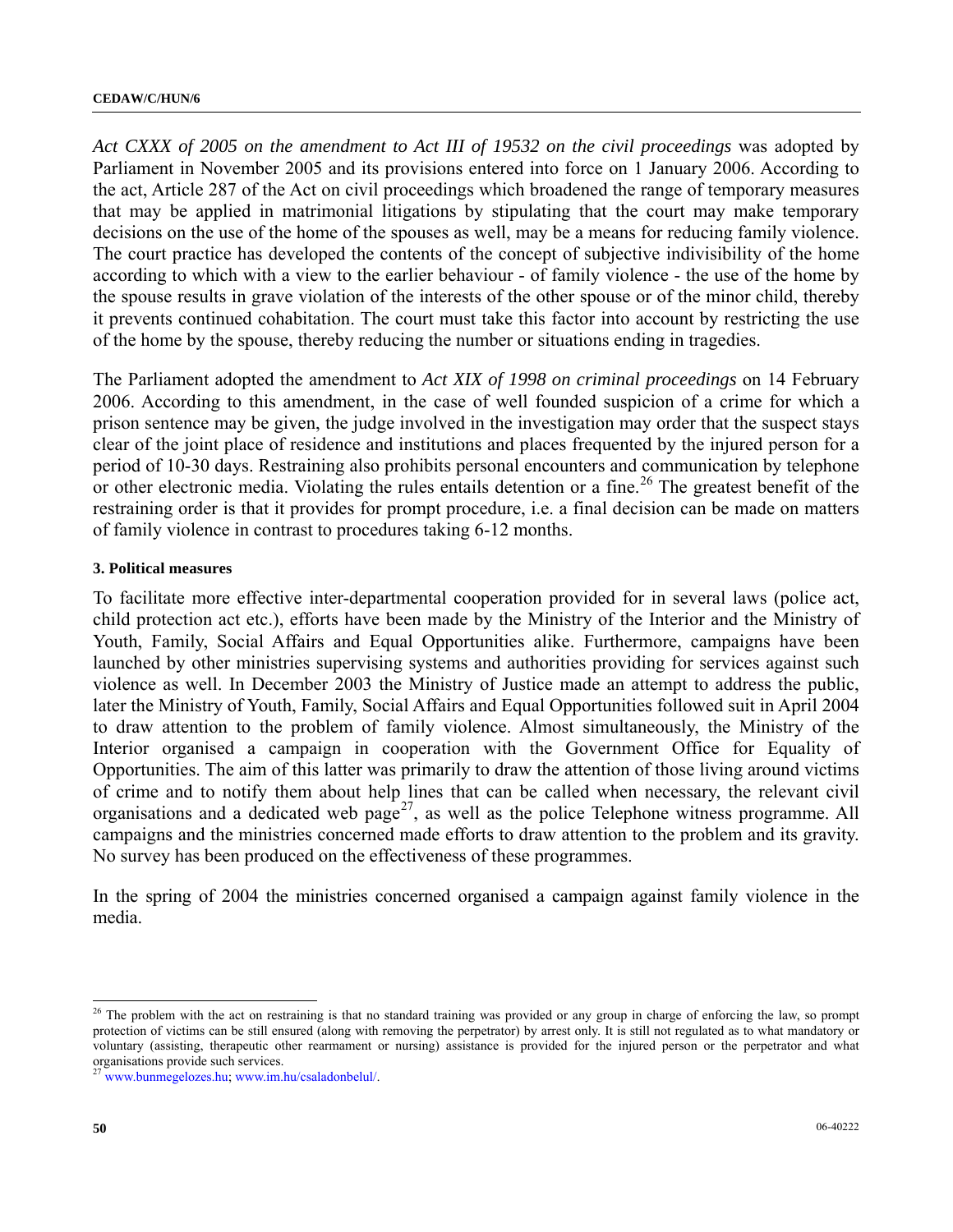*Act CXXX of 2005 on the amendment to Act III of 19532 on the civil proceedings* was adopted by Parliament in November 2005 and its provisions entered into force on 1 January 2006. According to the act, Article 287 of the Act on civil proceedings which broadened the range of temporary measures that may be applied in matrimonial litigations by stipulating that the court may make temporary decisions on the use of the home of the spouses as well, may be a means for reducing family violence. The court practice has developed the contents of the concept of subjective indivisibility of the home according to which with a view to the earlier behaviour - of family violence - the use of the home by the spouse results in grave violation of the interests of the other spouse or of the minor child, thereby it prevents continued cohabitation. The court must take this factor into account by restricting the use of the home by the spouse, thereby reducing the number or situations ending in tragedies.

The Parliament adopted the amendment to *Act XIX of 1998 on criminal proceedings* on 14 February 2006. According to this amendment, in the case of well founded suspicion of a crime for which a prison sentence may be given, the judge involved in the investigation may order that the suspect stays clear of the joint place of residence and institutions and places frequented by the injured person for a period of 10-30 days. Restraining also prohibits personal encounters and communication by telephone or other electronic media. Violating the rules entails detention or a fine.[26] The greatest benefit of the restraining order is that it provides for prompt procedure, i.e. a final decision can be made on matters of family violence in contrast to procedures taking 6-12 months.

**3. Political measures**

To facilitate more effective inter-departmental cooperation provided for in several laws (police act, child protection act etc.), efforts have been made by the Ministry of the Interior and the Ministry of Youth, Family, Social Affairs and Equal Opportunities alike. Furthermore, campaigns have been launched by other ministries supervising systems and authorities providing for services against such violence as well. In December 2003 the Ministry of Justice made an attempt to address the public, later the Ministry of Youth, Family, Social Affairs and Equal Opportunities followed suit in April 2004 to draw attention to the problem of family violence. Almost simultaneously, the Ministry of the Interior organised a campaign in cooperation with the Government Office for Equality of Opportunities. The aim of this latter was primarily to draw the attention of those living around victims of crime and to notify them about help lines that can be called when necessary, the relevant civil organisations and a dedicated web page[27], as well as the police Telephone witness programme. All campaigns and the ministries concerned made efforts to draw attention to the problem and its gravity. No survey has been produced on the effectiveness of these programmes.

In the spring of 2004 the ministries concerned organised a campaign against family violence in the media.

---

[26] The problem with the act on restraining is that no standard training was provided or any group in charge of enforcing the law, so prompt protection of victims can be still ensured (along with removing the perpetrator) by arrest only. It is still not regulated as to what mandatory or voluntary (assisting, therapeutic other rearmament or nursing) assistance is provided for the injured person or the perpetrator and what organisations provide such services.

[27] www.bunmegelozes.hu; www.im.hu/csaladonbelul/.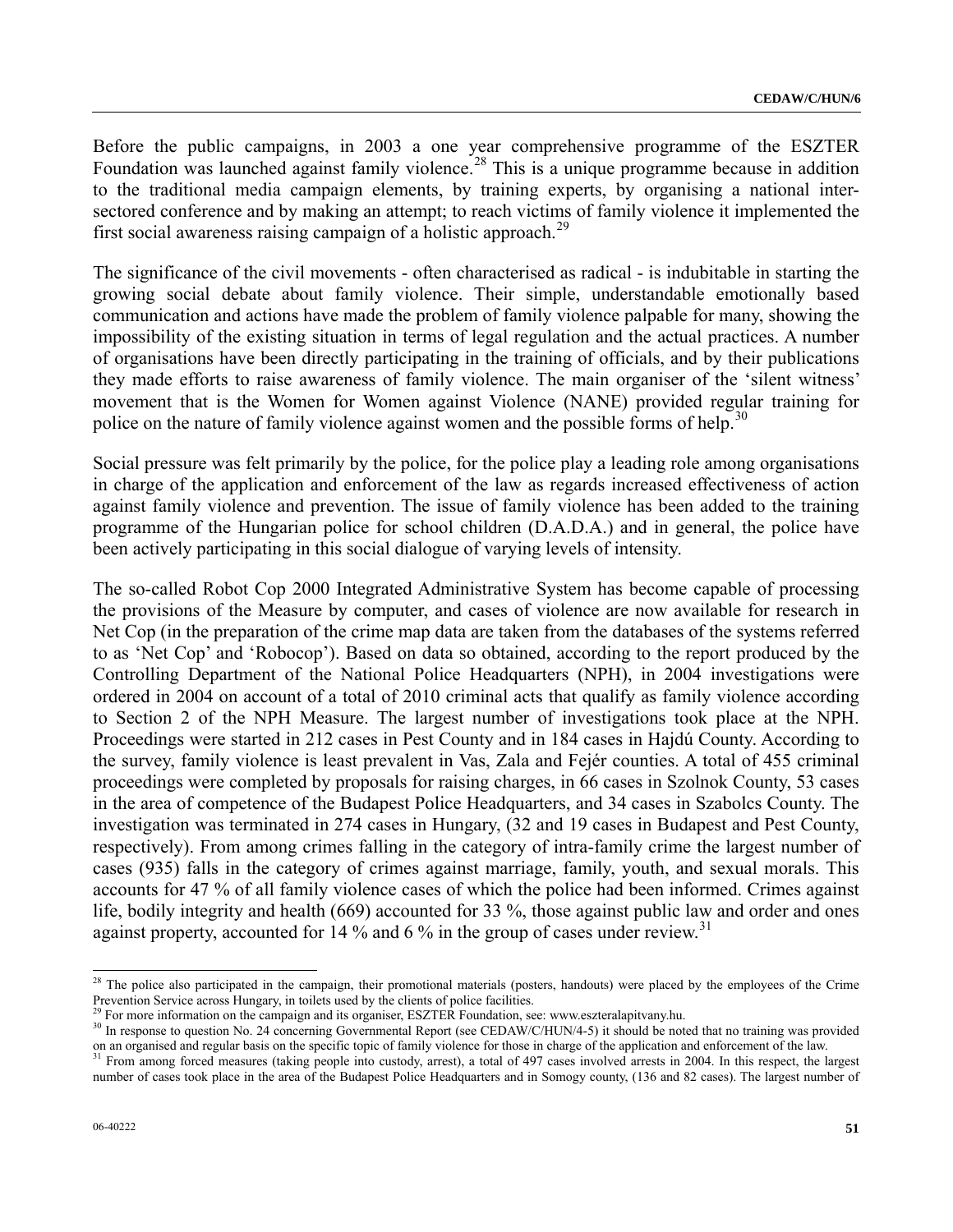Before the public campaigns, in 2003 a one year comprehensive programme of the ESZTER Foundation was launched against family violence.[28] This is a unique programme because in addition to the traditional media campaign elements, by training experts, by organising a national inter-sectored conference and by making an attempt; to reach victims of family violence it implemented the first social awareness raising campaign of a holistic approach.[29]

The significance of the civil movements - often characterised as radical - is indubitable in starting the growing social debate about family violence. Their simple, understandable emotionally based communication and actions have made the problem of family violence palpable for many, showing the impossibility of the existing situation in terms of legal regulation and the actual practices. A number of organisations have been directly participating in the training of officials, and by their publications they made efforts to raise awareness of family violence. The main organiser of the 'silent witness' movement that is the Women for Women against Violence (NANE) provided regular training for police on the nature of family violence against women and the possible forms of help.[30]

Social pressure was felt primarily by the police, for the police play a leading role among organisations in charge of the application and enforcement of the law as regards increased effectiveness of action against family violence and prevention. The issue of family violence has been added to the training programme of the Hungarian police for school children (D.A.D.A.) and in general, the police have been actively participating in this social dialogue of varying levels of intensity.

The so-called Robot Cop 2000 Integrated Administrative System has become capable of processing the provisions of the Measure by computer, and cases of violence are now available for research in Net Cop (in the preparation of the crime map data are taken from the databases of the systems referred to as 'Net Cop' and 'Robocop'). Based on data so obtained, according to the report produced by the Controlling Department of the National Police Headquarters (NPH), in 2004 investigations were ordered in 2004 on account of a total of 2010 criminal acts that qualify as family violence according to Section 2 of the NPH Measure. The largest number of investigations took place at the NPH. Proceedings were started in 212 cases in Pest County and in 184 cases in Hajdú County. According to the survey, family violence is least prevalent in Vas, Zala and Fejér counties. A total of 455 criminal proceedings were completed by proposals for raising charges, in 66 cases in Szolnok County, 53 cases in the area of competence of the Budapest Police Headquarters, and 34 cases in Szabolcs County. The investigation was terminated in 274 cases in Hungary, (32 and 19 cases in Budapest and Pest County, respectively). From among crimes falling in the category of intra-family crime the largest number of cases (935) falls in the category of crimes against marriage, family, youth, and sexual morals. This accounts for 47 % of all family violence cases of which the police had been informed. Crimes against life, bodily integrity and health (669) accounted for 33 %, those against public law and order and ones against property, accounted for 14 % and 6 % in the group of cases under review.[31]

---

[28] The police also participated in the campaign, their promotional materials (posters, handouts) were placed by the employees of the Crime Prevention Service across Hungary, in toilets used by the clients of police facilities.

[29] For more information on the campaign and its organiser, ESZTER Foundation, see: www.eszteralapitvany.hu.

[30] In response to question No. 24 concerning Governmental Report (see CEDAW/C/HUN/4-5) it should be noted that no training was provided on an organised and regular basis on the specific topic of family violence for those in charge of the application and enforcement of the law.

[31] From among forced measures (taking people into custody, arrest), a total of 497 cases involved arrests in 2004. In this respect, the largest number of cases took place in the area of the Budapest Police Headquarters and in Somogy county, (136 and 82 cases). The largest number of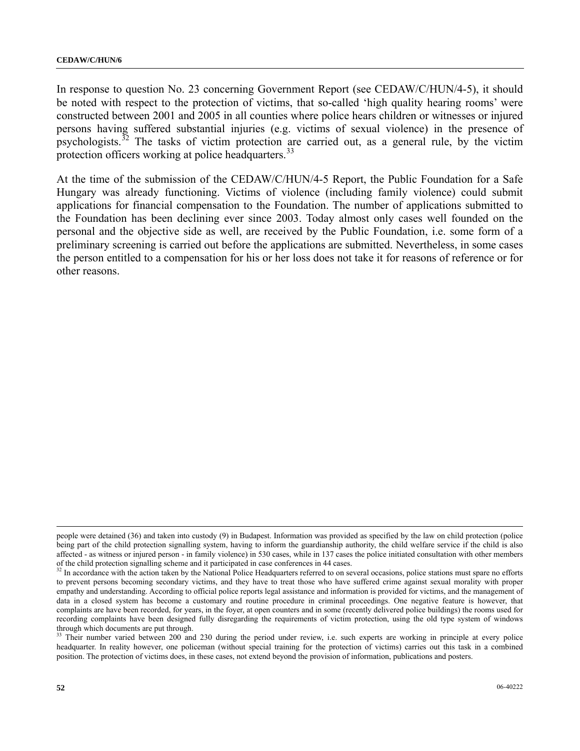In response to question No. 23 concerning Government Report (see CEDAW/C/HUN/4-5), it should be noted with respect to the protection of victims, that so-called 'high quality hearing rooms' were constructed between 2001 and 2005 in all counties where police hears children or witnesses or injured persons having suffered substantial injuries (e.g. victims of sexual violence) in the presence of psychologists.[32] The tasks of victim protection are carried out, as a general rule, by the victim protection officers working at police headquarters.[33]

At the time of the submission of the CEDAW/C/HUN/4-5 Report, the Public Foundation for a Safe Hungary was already functioning. Victims of violence (including family violence) could submit applications for financial compensation to the Foundation. The number of applications submitted to the Foundation has been declining ever since 2003. Today almost only cases well founded on the personal and the objective side as well, are received by the Public Foundation, i.e. some form of a preliminary screening is carried out before the applications are submitted. Nevertheless, in some cases the person entitled to a compensation for his or her loss does not take it for reasons of reference or for other reasons.

---

people were detained (36) and taken into custody (9) in Budapest. Information was provided as specified by the law on child protection (police being part of the child protection signalling system, having to inform the guardianship authority, the child welfare service if the child is also affected - as witness or injured person - in family violence) in 530 cases, while in 137 cases the police initiated consultation with other members of the child protection signalling scheme and it participated in case conferences in 44 cases.

[32] In accordance with the action taken by the National Police Headquarters referred to on several occasions, police stations must spare no efforts to prevent persons becoming secondary victims, and they have to treat those who have suffered crime against sexual morality with proper empathy and understanding. According to official police reports legal assistance and information is provided for victims, and the management of data in a closed system has become a customary and routine procedure in criminal proceedings. One negative feature is however, that complaints are have been recorded, for years, in the foyer, at open counters and in some (recently delivered police buildings) the rooms used for recording complaints have been designed fully disregarding the requirements of victim protection, using the old type system of windows through which documents are put through.

[33] Their number varied between 200 and 230 during the period under review, i.e. such experts are working in principle at every police headquarter. In reality however, one policeman (without special training for the protection of victims) carries out this task in a combined position. The protection of victims does, in these cases, not extend beyond the provision of information, publications and posters.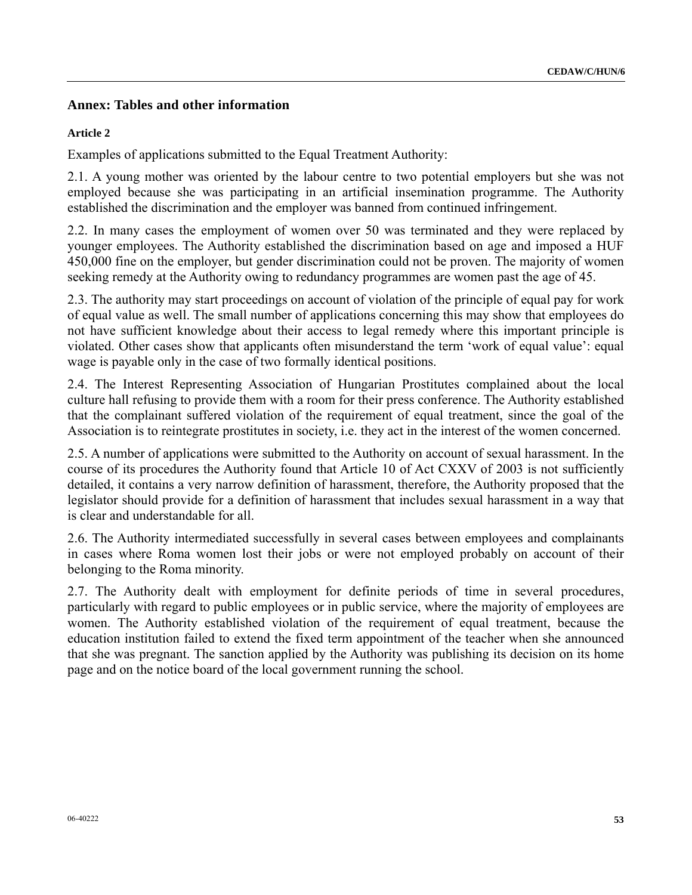## Annex: Tables and other information

### Article 2

Examples of applications submitted to the Equal Treatment Authority:

2.1. A young mother was oriented by the labour centre to two potential employers but she was not employed because she was participating in an artificial insemination programme. The Authority established the discrimination and the employer was banned from continued infringement.

2.2. In many cases the employment of women over 50 was terminated and they were replaced by younger employees. The Authority established the discrimination based on age and imposed a HUF 450,000 fine on the employer, but gender discrimination could not be proven. The majority of women seeking remedy at the Authority owing to redundancy programmes are women past the age of 45.

2.3. The authority may start proceedings on account of violation of the principle of equal pay for work of equal value as well. The small number of applications concerning this may show that employees do not have sufficient knowledge about their access to legal remedy where this important principle is violated. Other cases show that applicants often misunderstand the term 'work of equal value': equal wage is payable only in the case of two formally identical positions.

2.4. The Interest Representing Association of Hungarian Prostitutes complained about the local culture hall refusing to provide them with a room for their press conference. The Authority established that the complainant suffered violation of the requirement of equal treatment, since the goal of the Association is to reintegrate prostitutes in society, i.e. they act in the interest of the women concerned.

2.5. A number of applications were submitted to the Authority on account of sexual harassment. In the course of its procedures the Authority found that Article 10 of Act CXXV of 2003 is not sufficiently detailed, it contains a very narrow definition of harassment, therefore, the Authority proposed that the legislator should provide for a definition of harassment that includes sexual harassment in a way that is clear and understandable for all.

2.6. The Authority intermediated successfully in several cases between employees and complainants in cases where Roma women lost their jobs or were not employed probably on account of their belonging to the Roma minority.

2.7. The Authority dealt with employment for definite periods of time in several procedures, particularly with regard to public employees or in public service, where the majority of employees are women. The Authority established violation of the requirement of equal treatment, because the education institution failed to extend the fixed term appointment of the teacher when she announced that she was pregnant. The sanction applied by the Authority was publishing its decision on its home page and on the notice board of the local government running the school.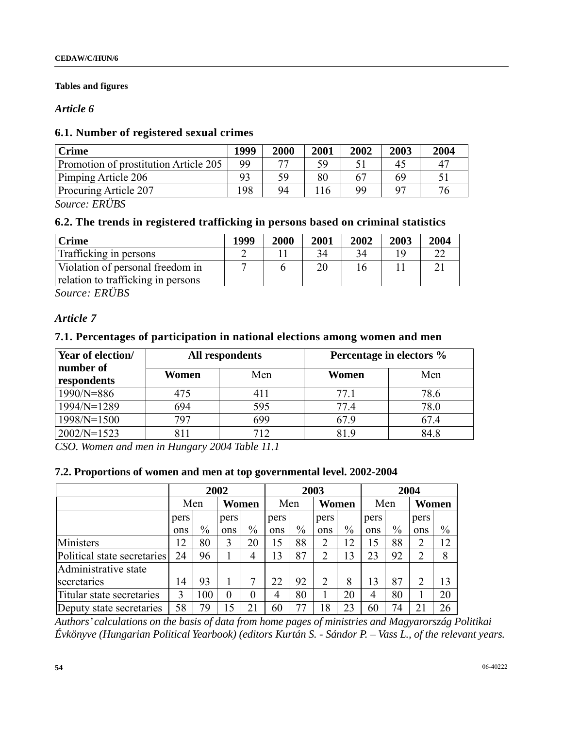**Tables and figures**

### *Article 6*

### 6.1. Number of registered sexual crimes

| Crime | 1999 | 2000 | 2001 | 2002 | 2003 | 2004 |
|---|---|---|---|---|---|---|
| Promotion of prostitution Article 205 | 99 | 77 | 59 | 51 | 45 | 47 |
| Pimping Article 206 | 93 | 59 | 80 | 67 | 69 | 51 |
| Procuring Article 207 | 198 | 94 | 116 | 99 | 97 | 76 |

*Source: ERÜBS*

### 6.2. The trends in registered trafficking in persons based on criminal statistics

| Crime | 1999 | 2000 | 2001 | 2002 | 2003 | 2004 |
|---|---|---|---|---|---|---|
| Trafficking in persons | 2 | 11 | 34 | 34 | 19 | 22 |
| Violation of personal freedom in relation to trafficking in persons | 7 | 6 | 20 | 16 | 11 | 21 |

*Source: ERÜBS*

### *Article 7*

### 7.1. Percentages of participation in national elections among women and men

| Year of election/ number of respondents | All respondents | | Percentage in electors % | |
|---|---|---|---|---|
| | **Women** | Men | **Women** | Men |
| 1990/N=886 | 475 | 411 | 77.1 | 78.6 |
| 1994/N=1289 | 694 | 595 | 77.4 | 78.0 |
| 1998/N=1500 | 797 | 699 | 67.9 | 67.4 |
| 2002/N=1523 | 811 | 712 | 81.9 | 84.8 |

*CSO. Women and men in Hungary 2004 Table 11.1*

### 7.2. Proportions of women and men at top governmental level. 2002-2004

| | 2002 | | | | 2003 | | | | 2004 | | | |
|---|---|---|---|---|---|---|---|---|---|---|---|---|
| | Men | | **Women** | | Men | | **Women** | | Men | | **Women** | |
| | persons | % | persons | % | persons | % | persons | % | persons | % | persons | % |
| Ministers | 12 | 80 | 3 | 20 | 15 | 88 | 2 | 12 | 15 | 88 | 2 | 12 |
| Political state secretaries | 24 | 96 | 1 | 4 | 13 | 87 | 2 | 13 | 23 | 92 | 2 | 8 |
| Administrative state secretaries | 14 | 93 | 1 | 7 | 22 | 92 | 2 | 8 | 13 | 87 | 2 | 13 |
| Titular state secretaries | 3 | 100 | 0 | 0 | 4 | 80 | 1 | 20 | 4 | 80 | 1 | 20 |
| Deputy state secretaries | 58 | 79 | 15 | 21 | 60 | 77 | 18 | 23 | 60 | 74 | 21 | 26 |

*Authors' calculations on the basis of data from home pages of ministries and Magyarország Politikai Évkönyve (Hungarian Political Yearbook) (editors Kurtán S. - Sándor P. – Vass L., of the relevant years.*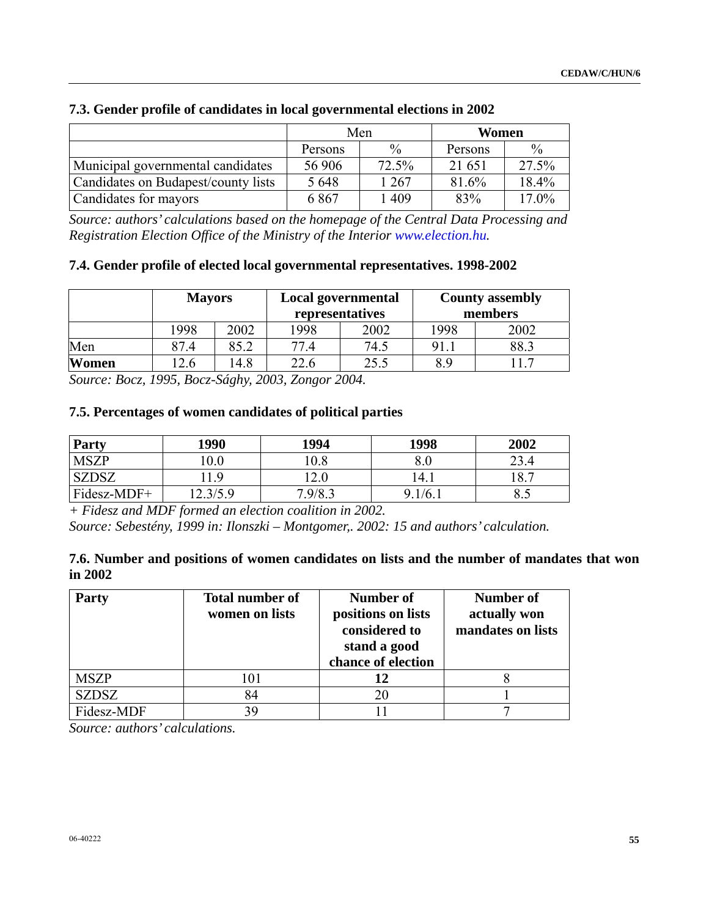### 7.3. Gender profile of candidates in local governmental elections in 2002

| | Men | | **Women** | |
|---|---|---|---|---|
| | Persons | % | Persons | % |
| Municipal governmental candidates | 56 906 | 72.5% | 21 651 | 27.5% |
| Candidates on Budapest/county lists | 5 648 | 1 267 | 81.6% | 18.4% |
| Candidates for mayors | 6 867 | 1 409 | 83% | 17.0% |

*Source: authors' calculations based on the homepage of the Central Data Processing and Registration Election Office of the Ministry of the Interior www.election.hu.*

### 7.4. Gender profile of elected local governmental representatives. 1998-2002

| | **Mayors** | | **Local governmental representatives** | | **County assembly members** | |
|---|---|---|---|---|---|---|
| | 1998 | 2002 | 1998 | 2002 | 1998 | 2002 |
| Men | 87.4 | 85.2 | 77.4 | 74.5 | 91.1 | 88.3 |
| **Women** | 12.6 | 14.8 | 22.6 | 25.5 | 8.9 | 11.7 |

*Source: Bocz, 1995, Bocz-Sághy, 2003, Zongor 2004.*

### 7.5. Percentages of women candidates of political parties

| **Party** | **1990** | **1994** | **1998** | **2002** |
|---|---|---|---|---|
| MSZP | 10.0 | 10.8 | 8.0 | 23.4 |
| SZDSZ | 11.9 | 12.0 | 14.1 | 18.7 |
| Fidesz-MDF+ | 12.3/5.9 | 7.9/8.3 | 9.1/6.1 | 8.5 |

*+ Fidesz and MDF formed an election coalition in 2002.*

*Source: Sebestény, 1999 in: Ilonszki – Montgomer,. 2002: 15 and authors' calculation.*

### 7.6. Number and positions of women candidates on lists and the number of mandates that won in 2002

| **Party** | **Total number of women on lists** | **Number of positions on lists considered to stand a good chance of election** | **Number of actually won mandates on lists** |
|---|---|---|---|
| MSZP | 101 | **12** | 8 |
| SZDSZ | 84 | 20 | 1 |
| Fidesz-MDF | 39 | 11 | 7 |

*Source: authors' calculations.*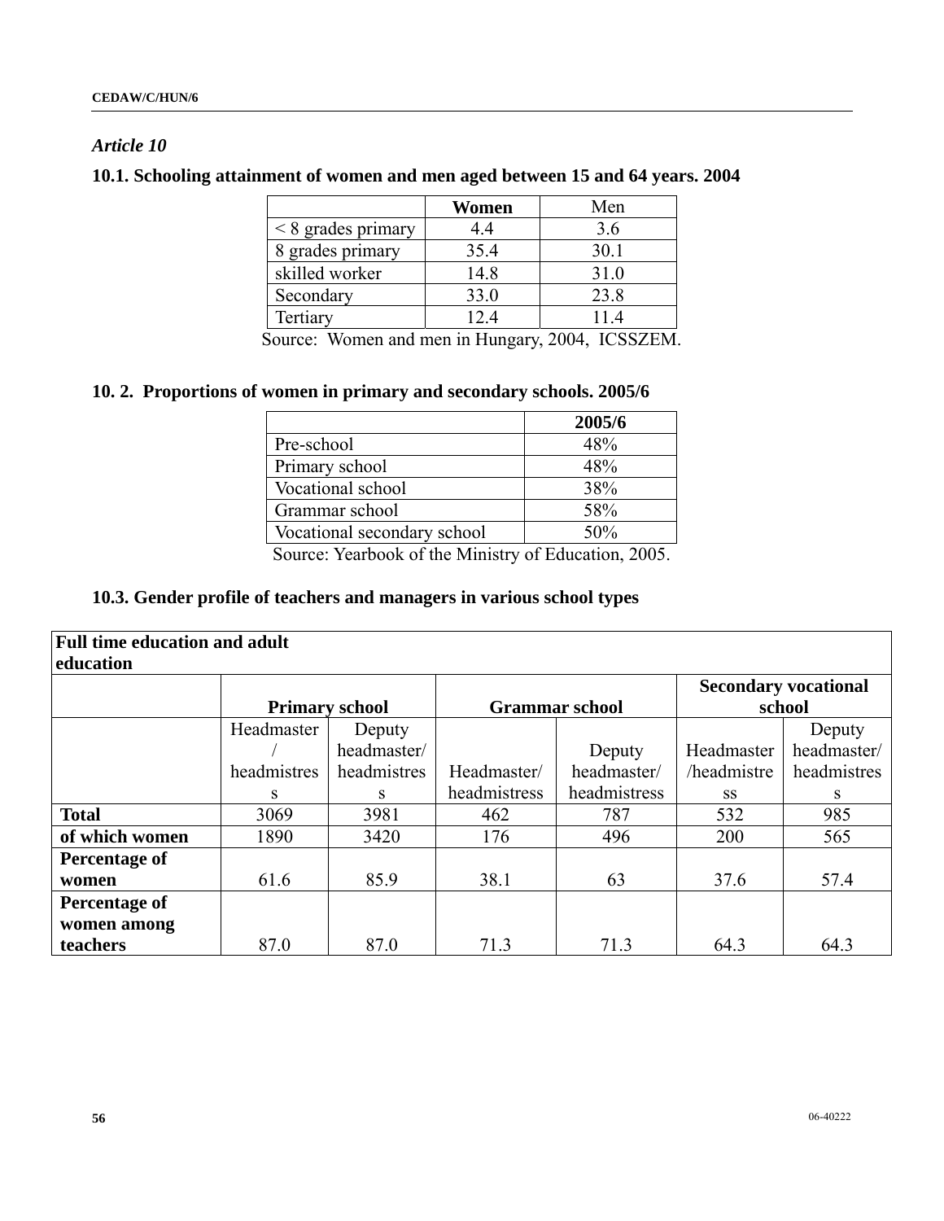*Article 10*

**10.1. Schooling attainment of women and men aged between 15 and 64 years. 2004**

| | **Women** | Men |
|---|---|---|
| < 8 grades primary | 4.4 | 3.6 |
| 8 grades primary | 35.4 | 30.1 |
| skilled worker | 14.8 | 31.0 |
| Secondary | 33.0 | 23.8 |
| Tertiary | 12.4 | 11.4 |

Source: Women and men in Hungary, 2004, ICSSZEM.

**10. 2. Proportions of women in primary and secondary schools. 2005/6**

| | **2005/6** |
|---|---|
| Pre-school | 48% |
| Primary school | 48% |
| Vocational school | 38% |
| Grammar school | 58% |
| Vocational secondary school | 50% |

Source: Yearbook of the Ministry of Education, 2005.

**10.3. Gender profile of teachers and managers in various school types**

| **Full time education and adult education** | | | | | | |
|---|---|---|---|---|---|---|
| | **Primary school** | | **Grammar school** | | **Secondary vocational school** | |
| | Headmaster/ headmistress | Deputy headmaster/ headmistress | Headmaster/ headmistress | Deputy headmaster/ headmistress | Headmaster /headmistress | Deputy headmaster/ headmistress |
| **Total** | 3069 | 3981 | 462 | 787 | 532 | 985 |
| **of which women** | 1890 | 3420 | 176 | 496 | 200 | 565 |
| **Percentage of women** | 61.6 | 85.9 | 38.1 | 63 | 37.6 | 57.4 |
| **Percentage of women among teachers** | 87.0 | 87.0 | 71.3 | 71.3 | 64.3 | 64.3 |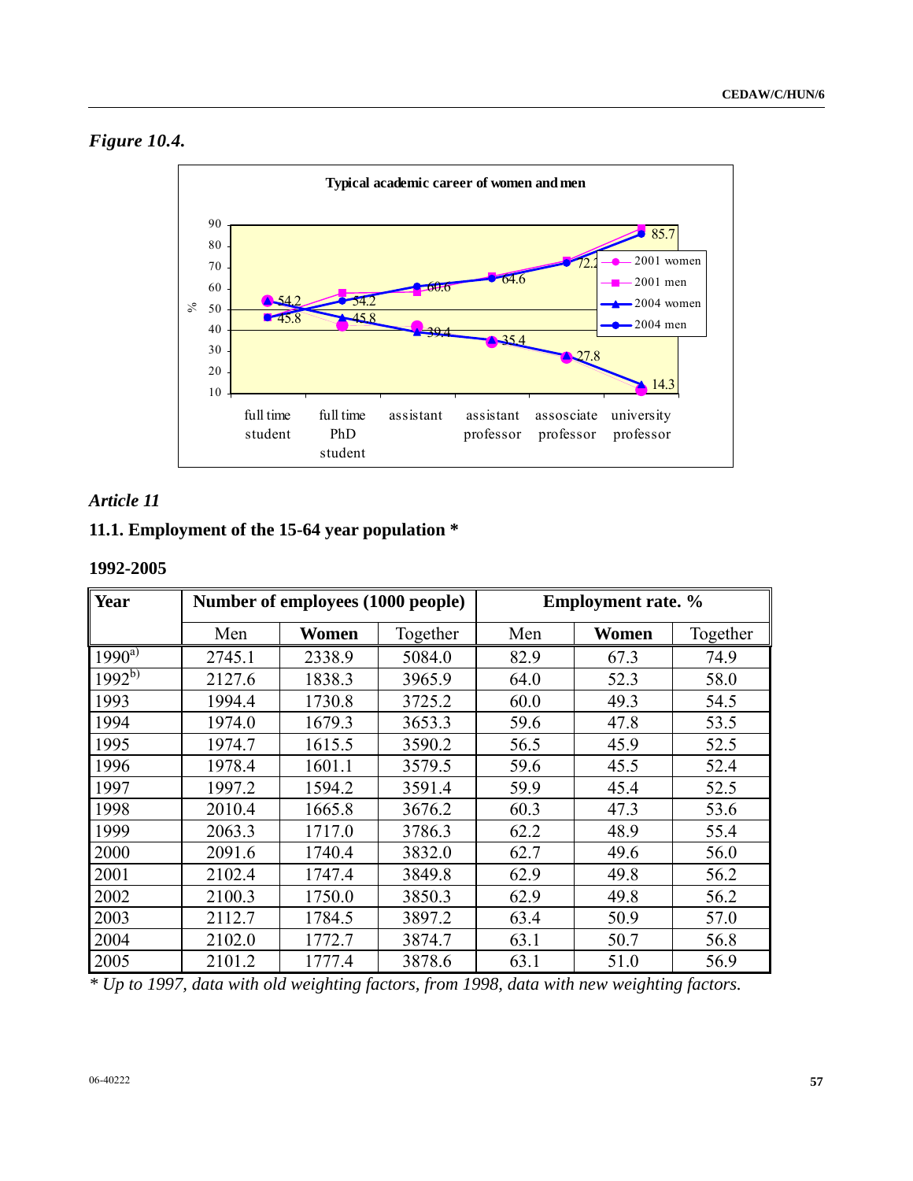*Figure 10.4.*

**Typical academic career of women and men**

| | full time student | full time PhD student | assistant | assistant professor | assosciate professor | university professor |
|---|---|---|---|---|---|---|
| 2004 women | 54.2 | 45.8 | 39.4 | 35.4 | 27.8 | 14.3 |
| 2004 men | 45.8 | 54.2 | 60.6 | 64.6 | 72.2 | 85.7 |

## Article 11

### 11.1. Employment of the 15-64 year population *

**1992-2005**

| Year | Number of employees (1000 people) | | | Employment rate. % | | |
|---|---|---|---|---|---|---|
| | Men | **Women** | Together | Men | **Women** | Together |
| 1990[a)] | 2745.1 | 2338.9 | 5084.0 | 82.9 | 67.3 | 74.9 |
| 1992[b)] | 2127.6 | 1838.3 | 3965.9 | 64.0 | 52.3 | 58.0 |
| 1993 | 1994.4 | 1730.8 | 3725.2 | 60.0 | 49.3 | 54.5 |
| 1994 | 1974.0 | 1679.3 | 3653.3 | 59.6 | 47.8 | 53.5 |
| 1995 | 1974.7 | 1615.5 | 3590.2 | 56.5 | 45.9 | 52.5 |
| 1996 | 1978.4 | 1601.1 | 3579.5 | 59.6 | 45.5 | 52.4 |
| 1997 | 1997.2 | 1594.2 | 3591.4 | 59.9 | 45.4 | 52.5 |
| 1998 | 2010.4 | 1665.8 | 3676.2 | 60.3 | 47.3 | 53.6 |
| 1999 | 2063.3 | 1717.0 | 3786.3 | 62.2 | 48.9 | 55.4 |
| 2000 | 2091.6 | 1740.4 | 3832.0 | 62.7 | 49.6 | 56.0 |
| 2001 | 2102.4 | 1747.4 | 3849.8 | 62.9 | 49.8 | 56.2 |
| 2002 | 2100.3 | 1750.0 | 3850.3 | 62.9 | 49.8 | 56.2 |
| 2003 | 2112.7 | 1784.5 | 3897.2 | 63.4 | 50.9 | 57.0 |
| 2004 | 2102.0 | 1772.7 | 3874.7 | 63.1 | 50.7 | 56.8 |
| 2005 | 2101.2 | 1777.4 | 3878.6 | 63.1 | 51.0 | 56.9 |

*\* Up to 1997, data with old weighting factors, from 1998, data with new weighting factors.*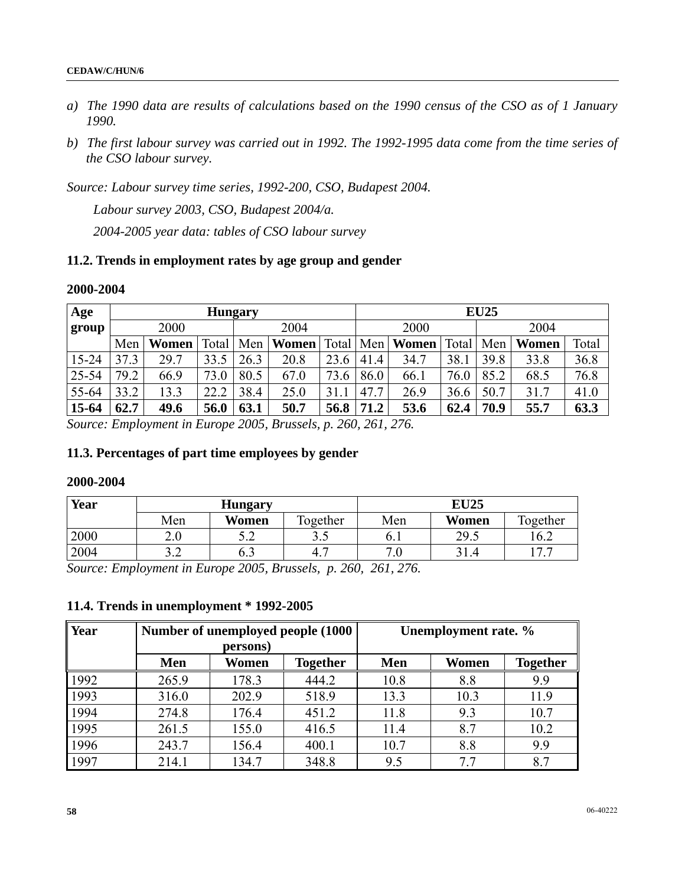*a) The 1990 data are results of calculations based on the 1990 census of the CSO as of 1 January 1990.*

*b) The first labour survey was carried out in 1992. The 1992-1995 data come from the time series of the CSO labour survey.*

*Source: Labour survey time series, 1992-200, CSO, Budapest 2004.*

*Labour survey 2003, CSO, Budapest 2004/a.*

*2004-2005 year data: tables of CSO labour survey*

### 11.2. Trends in employment rates by age group and gender

**2000-2004**

| Age group | Hungary | | | | | | EU25 | | | | | |
|---|---|---|---|---|---|---|---|---|---|---|---|---|
| | 2000 | | | 2004 | | | 2000 | | | 2004 | | |
| | Men | **Women** | Total | Men | **Women** | Total | Men | **Women** | Total | Men | **Women** | Total |
| 15-24 | 37.3 | 29.7 | 33.5 | 26.3 | 20.8 | 23.6 | 41.4 | 34.7 | 38.1 | 39.8 | 33.8 | 36.8 |
| 25-54 | 79.2 | 66.9 | 73.0 | 80.5 | 67.0 | 73.6 | 86.0 | 66.1 | 76.0 | 85.2 | 68.5 | 76.8 |
| 55-64 | 33.2 | 13.3 | 22.2 | 38.4 | 25.0 | 31.1 | 47.7 | 26.9 | 36.6 | 50.7 | 31.7 | 41.0 |
| **15-64** | **62.7** | **49.6** | **56.0** | **63.1** | **50.7** | **56.8** | **71.2** | **53.6** | **62.4** | **70.9** | **55.7** | **63.3** |

*Source: Employment in Europe 2005, Brussels, p. 260, 261, 276.*

### 11.3. Percentages of part time employees by gender

**2000-2004**

| Year | Hungary | | | EU25 | | |
|---|---|---|---|---|---|---|
| | Men | **Women** | Together | Men | **Women** | Together |
| 2000 | 2.0 | 5.2 | 3.5 | 6.1 | 29.5 | 16.2 |
| 2004 | 3.2 | 6.3 | 4.7 | 7.0 | 31.4 | 17.7 |

*Source: Employment in Europe 2005, Brussels, p. 260, 261, 276.*

### 11.4. Trends in unemployment * 1992-2005

| Year | Number of unemployed people (1000 persons) | | | Unemployment rate. % | | |
|---|---|---|---|---|---|---|
| | **Men** | **Women** | **Together** | **Men** | **Women** | **Together** |
| 1992 | 265.9 | 178.3 | 444.2 | 10.8 | 8.8 | 9.9 |
| 1993 | 316.0 | 202.9 | 518.9 | 13.3 | 10.3 | 11.9 |
| 1994 | 274.8 | 176.4 | 451.2 | 11.8 | 9.3 | 10.7 |
| 1995 | 261.5 | 155.0 | 416.5 | 11.4 | 8.7 | 10.2 |
| 1996 | 243.7 | 156.4 | 400.1 | 10.7 | 8.8 | 9.9 |
| 1997 | 214.1 | 134.7 | 348.8 | 9.5 | 7.7 | 8.7 |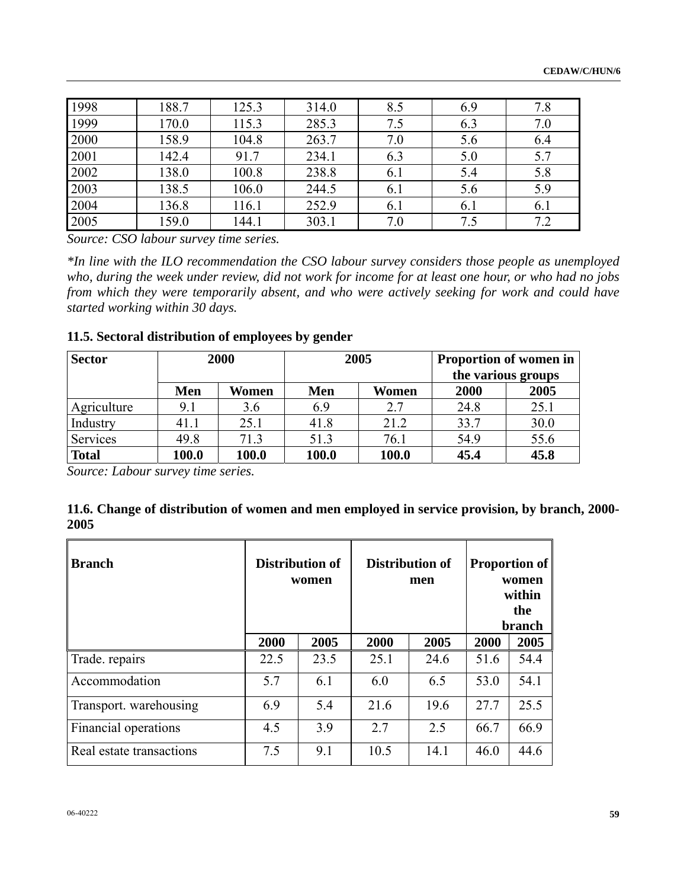| | | | | | | |
|---|---|---|---|---|---|---|
| 1998 | 188.7 | 125.3 | 314.0 | 8.5 | 6.9 | 7.8 |
| 1999 | 170.0 | 115.3 | 285.3 | 7.5 | 6.3 | 7.0 |
| 2000 | 158.9 | 104.8 | 263.7 | 7.0 | 5.6 | 6.4 |
| 2001 | 142.4 | 91.7 | 234.1 | 6.3 | 5.0 | 5.7 |
| 2002 | 138.0 | 100.8 | 238.8 | 6.1 | 5.4 | 5.8 |
| 2003 | 138.5 | 106.0 | 244.5 | 6.1 | 5.6 | 5.9 |
| 2004 | 136.8 | 116.1 | 252.9 | 6.1 | 6.1 | 6.1 |
| 2005 | 159.0 | 144.1 | 303.1 | 7.0 | 7.5 | 7.2 |

*Source: CSO labour survey time series.*

*\*In line with the ILO recommendation the CSO labour survey considers those people as unemployed who, during the week under review, did not work for income for at least one hour, or who had no jobs from which they were temporarily absent, and who were actively seeking for work and could have started working within 30 days.*

**11.5. Sectoral distribution of employees by gender**

| Sector | 2000 | | 2005 | | Proportion of women in the various groups | |
|---|---|---|---|---|---|---|
| | **Men** | **Women** | **Men** | **Women** | **2000** | **2005** |
| Agriculture | 9.1 | 3.6 | 6.9 | 2.7 | 24.8 | 25.1 |
| Industry | 41.1 | 25.1 | 41.8 | 21.2 | 33.7 | 30.0 |
| Services | 49.8 | 71.3 | 51.3 | 76.1 | 54.9 | 55.6 |
| **Total** | **100.0** | **100.0** | **100.0** | **100.0** | **45.4** | **45.8** |

*Source: Labour survey time series.*

**11.6. Change of distribution of women and men employed in service provision, by branch, 2000-2005**

| Branch | Distribution of women | | Distribution of men | | Proportion of women within the branch | |
|---|---|---|---|---|---|---|
| | **2000** | **2005** | **2000** | **2005** | **2000** | **2005** |
| Trade. repairs | 22.5 | 23.5 | 25.1 | 24.6 | 51.6 | 54.4 |
| Accommodation | 5.7 | 6.1 | 6.0 | 6.5 | 53.0 | 54.1 |
| Transport. warehousing | 6.9 | 5.4 | 21.6 | 19.6 | 27.7 | 25.5 |
| Financial operations | 4.5 | 3.9 | 2.7 | 2.5 | 66.7 | 66.9 |
| Real estate transactions | 7.5 | 9.1 | 10.5 | 14.1 | 46.0 | 44.6 |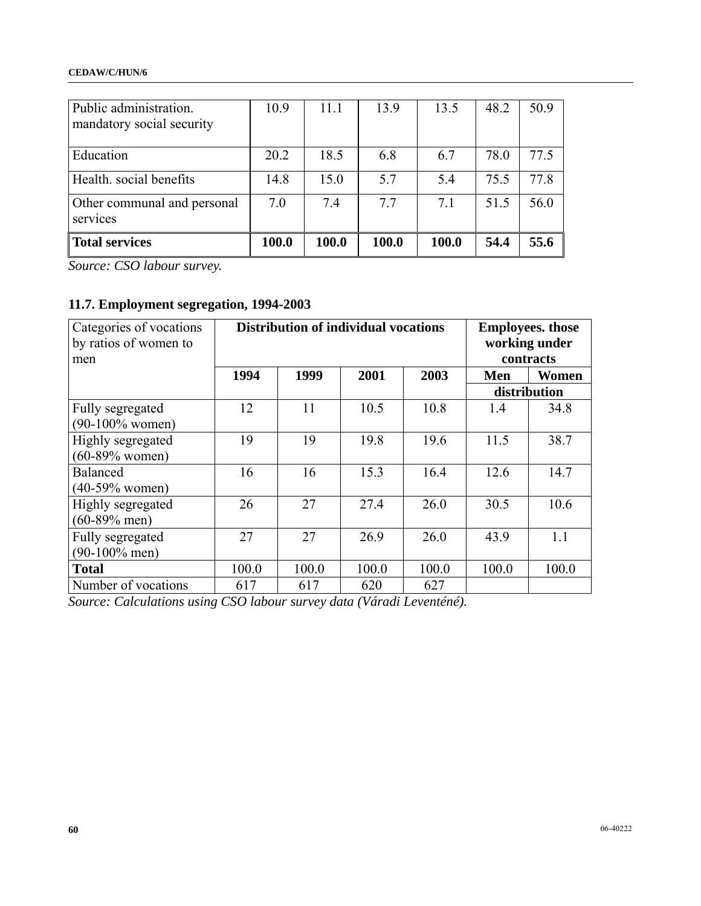| | | | | | | |
|---|---|---|---|---|---|---|
| Public administration. mandatory social security | 10.9 | 11.1 | 13.9 | 13.5 | 48.2 | 50.9 |
| Education | 20.2 | 18.5 | 6.8 | 6.7 | 78.0 | 77.5 |
| Health. social benefits | 14.8 | 15.0 | 5.7 | 5.4 | 75.5 | 77.8 |
| Other communal and personal services | 7.0 | 7.4 | 7.7 | 7.1 | 51.5 | 56.0 |
| **Total services** | **100.0** | **100.0** | **100.0** | **100.0** | **54.4** | **55.6** |

*Source: CSO labour survey.*

### 11.7. Employment segregation, 1994-2003

| Categories of vocations by ratios of women to men | Distribution of individual vocations | | | | Employees. those working under contracts | |
|---|---|---|---|---|---|---|
| | 1994 | 1999 | 2001 | 2003 | Men | Women |
| | | | | | distribution | |
| Fully segregated (90-100% women) | 12 | 11 | 10.5 | 10.8 | 1.4 | 34.8 |
| Highly segregated (60-89% women) | 19 | 19 | 19.8 | 19.6 | 11.5 | 38.7 |
| Balanced (40-59% women) | 16 | 16 | 15.3 | 16.4 | 12.6 | 14.7 |
| Highly segregated (60-89% men) | 26 | 27 | 27.4 | 26.0 | 30.5 | 10.6 |
| Fully segregated (90-100% men) | 27 | 27 | 26.9 | 26.0 | 43.9 | 1.1 |
| **Total** | 100.0 | 100.0 | 100.0 | 100.0 | 100.0 | 100.0 |
| Number of vocations | 617 | 617 | 620 | 627 | | |

*Source: Calculations using CSO labour survey data (Váradi Leventéné).*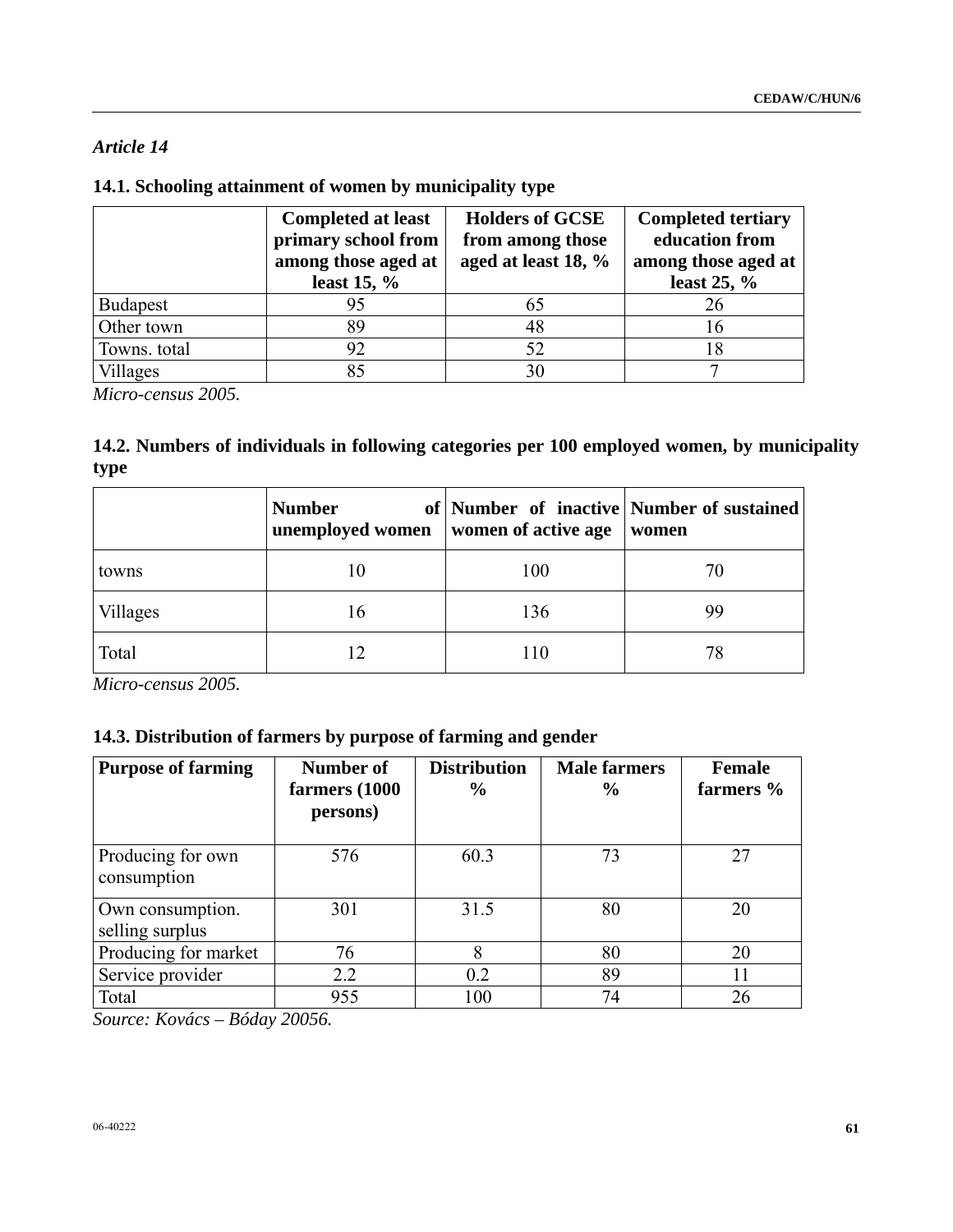*Article 14*

**14.1. Schooling attainment of women by municipality type**

| | Completed at least primary school from among those aged at least 15, % | Holders of GCSE from among those aged at least 18, % | Completed tertiary education from among those aged at least 25, % |
|---|---|---|---|
| Budapest | 95 | 65 | 26 |
| Other town | 89 | 48 | 16 |
| Towns. total | 92 | 52 | 18 |
| Villages | 85 | 30 | 7 |

*Micro-census 2005.*

**14.2. Numbers of individuals in following categories per 100 employed women, by municipality type**

| | Number of unemployed women | Number of inactive women of active age | Number of sustained women |
|---|---|---|---|
| towns | 10 | 100 | 70 |
| Villages | 16 | 136 | 99 |
| Total | 12 | 110 | 78 |

*Micro-census 2005.*

**14.3. Distribution of farmers by purpose of farming and gender**

| Purpose of farming | Number of farmers (1000 persons) | Distribution % | Male farmers % | Female farmers % |
|---|---|---|---|---|
| Producing for own consumption | 576 | 60.3 | 73 | 27 |
| Own consumption. selling surplus | 301 | 31.5 | 80 | 20 |
| Producing for market | 76 | 8 | 80 | 20 |
| Service provider | 2.2 | 0.2 | 89 | 11 |
| Total | 955 | 100 | 74 | 26 |

*Source: Kovács – Bóday 20056.*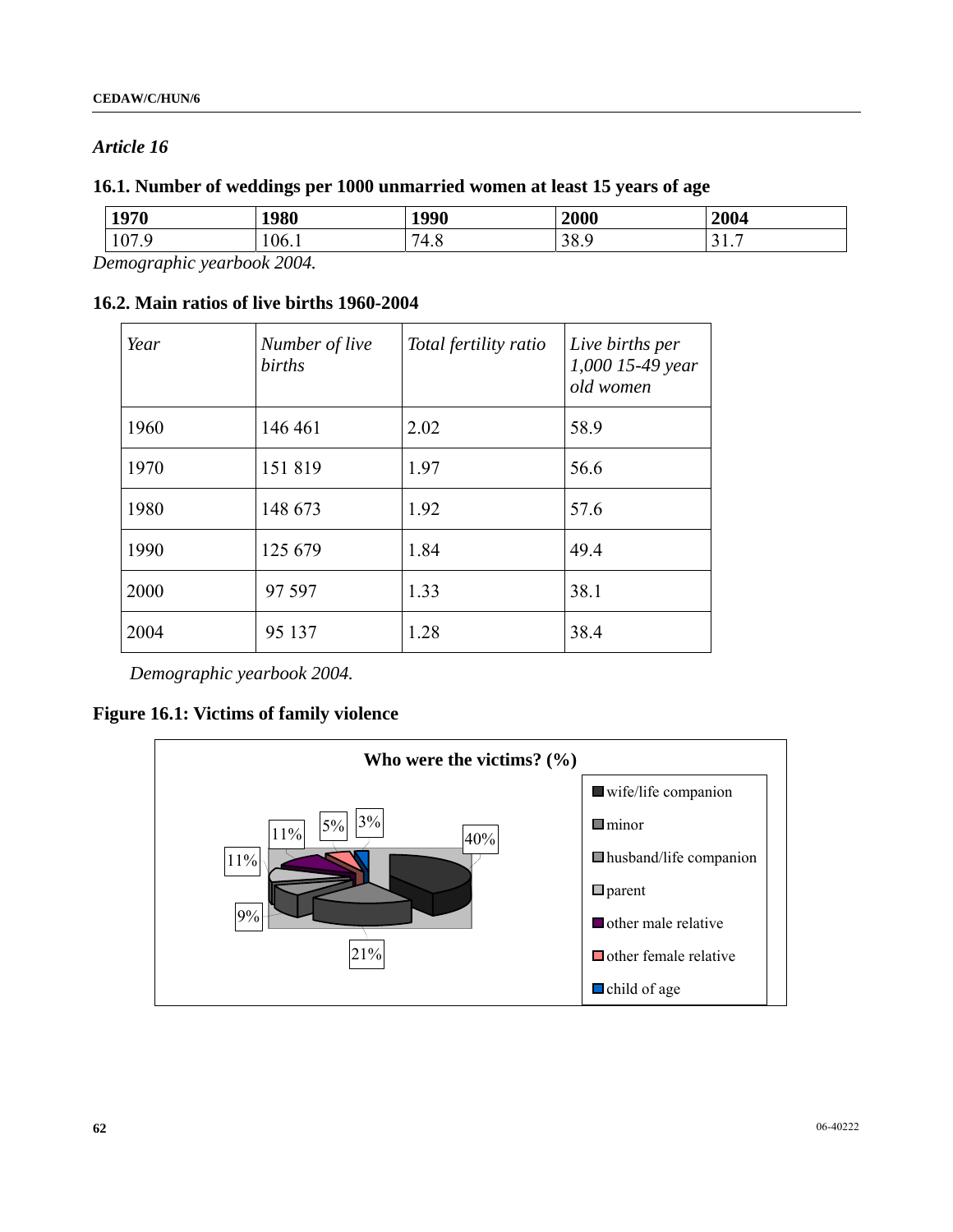## *Article 16*

### 16.1. Number of weddings per 1000 unmarried women at least 15 years of age

| 1970 | 1980 | 1990 | 2000 | 2004 |
|---|---|---|---|---|
| 107.9 | 106.1 | 74.8 | 38.9 | 31.7 |

*Demographic yearbook 2004.*

### 16.2. Main ratios of live births 1960-2004

| *Year* | *Number of live births* | *Total fertility ratio* | *Live births per 1,000 15-49 year old women* |
|---|---|---|---|
| 1960 | 146 461 | 2.02 | 58.9 |
| 1970 | 151 819 | 1.97 | 56.6 |
| 1980 | 148 673 | 1.92 | 57.6 |
| 1990 | 125 679 | 1.84 | 49.4 |
| 2000 | 97 597 | 1.33 | 38.1 |
| 2004 | 95 137 | 1.28 | 38.4 |

*Demographic yearbook 2004.*

### Figure 16.1: Victims of family violence

**Who were the victims? (%)**

- wife/life companion
- minor
- husband/life companion
- parent
- other male relative
- other female relative
- child of age

40%, 21%, 9%, 11%, 11%, 5%, 3%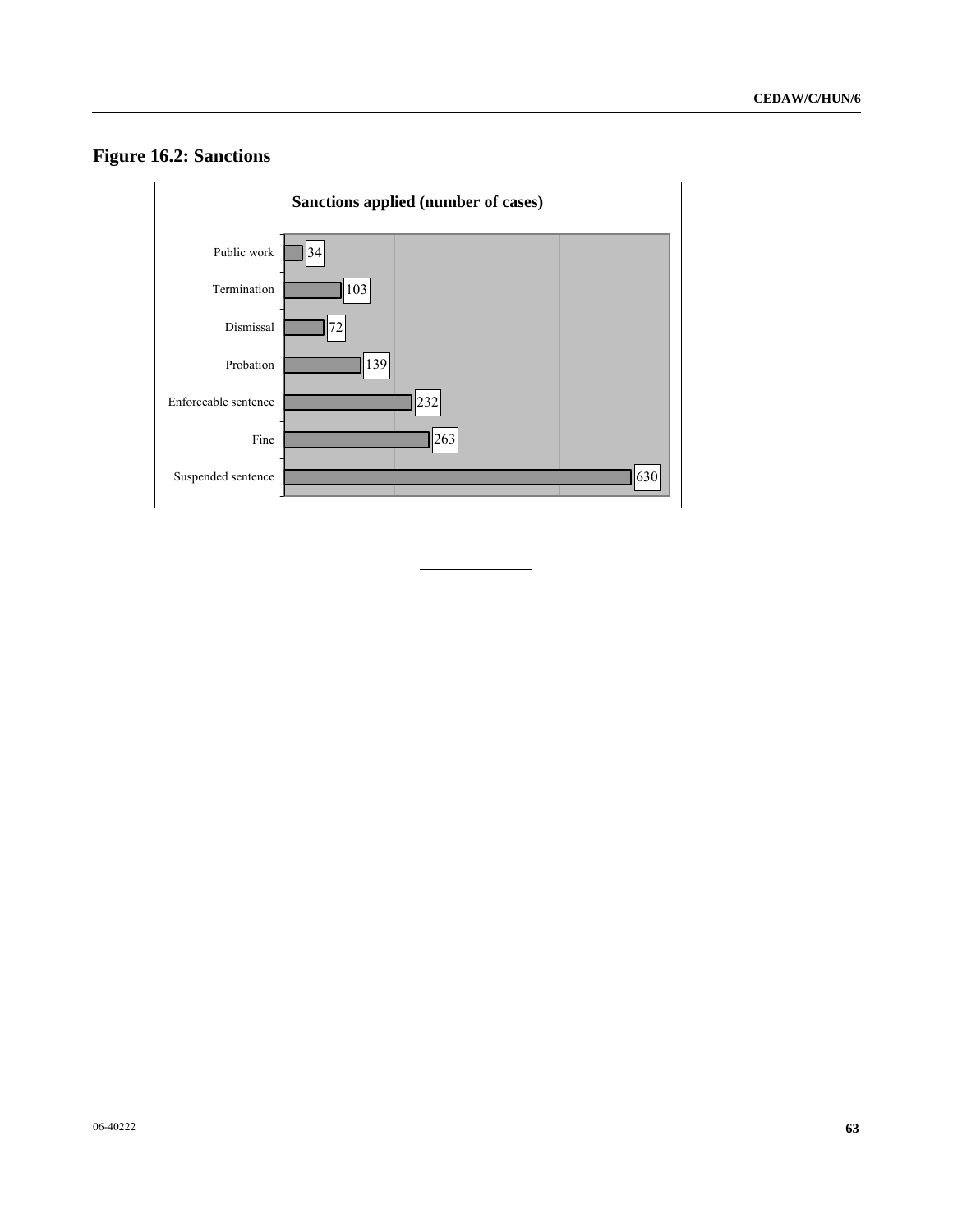## Figure 16.2: Sanctions

Sanctions applied (number of cases)

Public work 34

Termination 103

Dismissal 72

Probation 139

Enforceable sentence 232

Fine 263

Suspended sentence 630